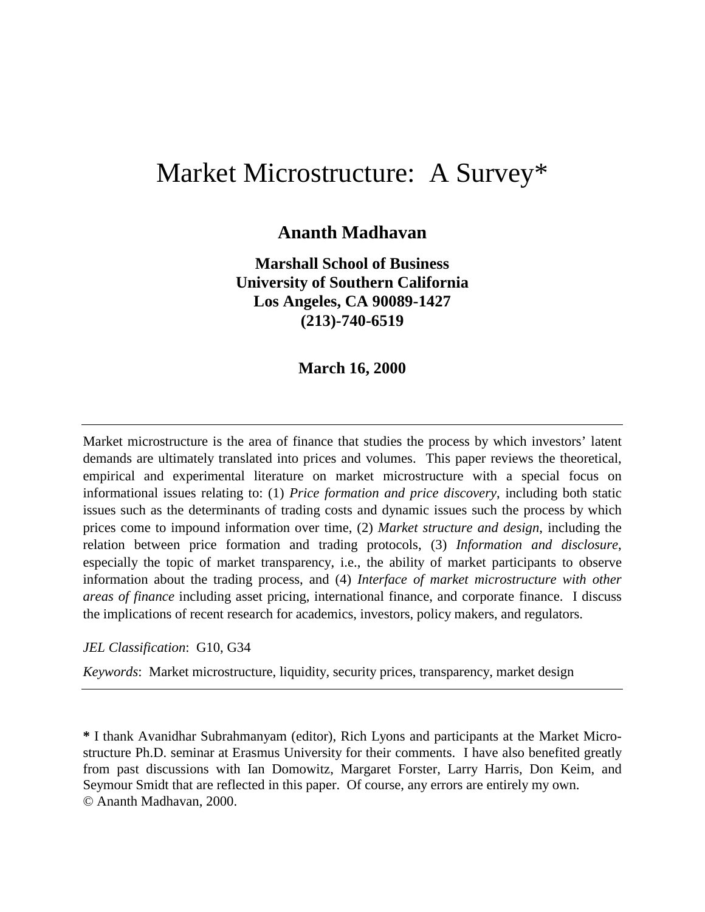# Market Microstructure: A Survey*

**Ananth Madhavan**

**Marshall School of Business**
**University of Southern California**
**Los Angeles, CA 90089-1427**
**(213)-740-6519**

**March 16, 2000**

---

Market microstructure is the area of finance that studies the process by which investors' latent demands are ultimately translated into prices and volumes. This paper reviews the theoretical, empirical and experimental literature on market microstructure with a special focus on informational issues relating to: (1) *Price formation and price discovery*, including both static issues such as the determinants of trading costs and dynamic issues such the process by which prices come to impound information over time, (2) *Market structure and design*, including the relation between price formation and trading protocols, (3) *Information and disclosure*, especially the topic of market transparency, i.e., the ability of market participants to observe information about the trading process, and (4) *Interface of market microstructure with other areas of finance* including asset pricing, international finance, and corporate finance. I discuss the implications of recent research for academics, investors, policy makers, and regulators.

*JEL Classification*: G10, G34

*Keywords*: Market microstructure, liquidity, security prices, transparency, market design

---

**\*** I thank Avanidhar Subrahmanyam (editor), Rich Lyons and participants at the Market Microstructure Ph.D. seminar at Erasmus University for their comments. I have also benefited greatly from past discussions with Ian Domowitz, Margaret Forster, Larry Harris, Don Keim, and Seymour Smidt that are reflected in this paper. Of course, any errors are entirely my own.
© Ananth Madhavan, 2000.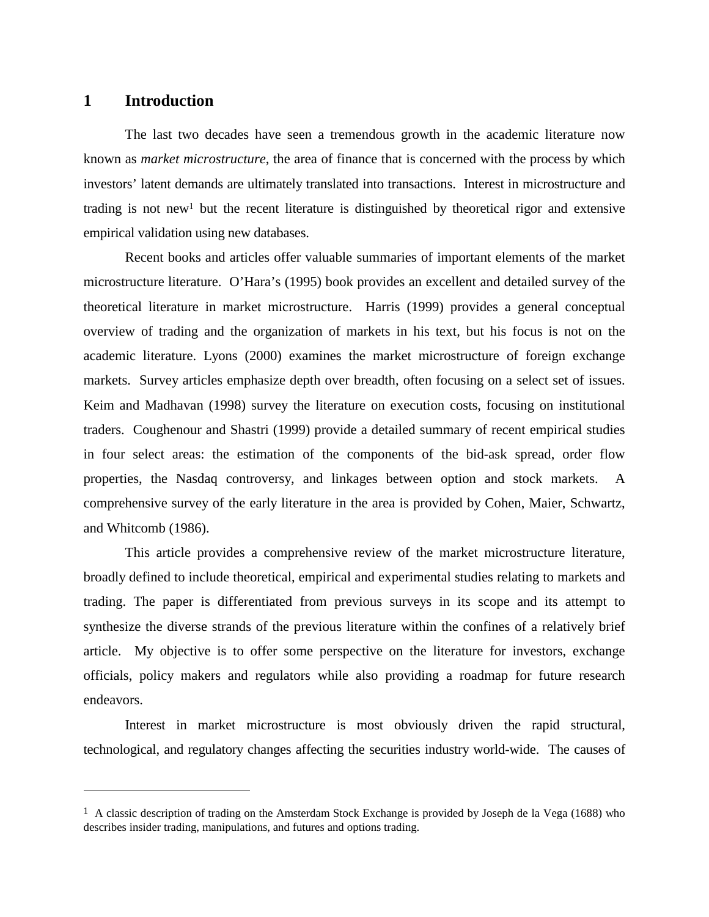## 1 Introduction

The last two decades have seen a tremendous growth in the academic literature now known as *market microstructure*, the area of finance that is concerned with the process by which investors' latent demands are ultimately translated into transactions. Interest in microstructure and trading is not new[1] but the recent literature is distinguished by theoretical rigor and extensive empirical validation using new databases.

Recent books and articles offer valuable summaries of important elements of the market microstructure literature. O'Hara's (1995) book provides an excellent and detailed survey of the theoretical literature in market microstructure. Harris (1999) provides a general conceptual overview of trading and the organization of markets in his text, but his focus is not on the academic literature. Lyons (2000) examines the market microstructure of foreign exchange markets. Survey articles emphasize depth over breadth, often focusing on a select set of issues. Keim and Madhavan (1998) survey the literature on execution costs, focusing on institutional traders. Coughenour and Shastri (1999) provide a detailed summary of recent empirical studies in four select areas: the estimation of the components of the bid-ask spread, order flow properties, the Nasdaq controversy, and linkages between option and stock markets. A comprehensive survey of the early literature in the area is provided by Cohen, Maier, Schwartz, and Whitcomb (1986).

This article provides a comprehensive review of the market microstructure literature, broadly defined to include theoretical, empirical and experimental studies relating to markets and trading. The paper is differentiated from previous surveys in its scope and its attempt to synthesize the diverse strands of the previous literature within the confines of a relatively brief article. My objective is to offer some perspective on the literature for investors, exchange officials, policy makers and regulators while also providing a roadmap for future research endeavors.

Interest in market microstructure is most obviously driven the rapid structural, technological, and regulatory changes affecting the securities industry world-wide. The causes of

[1] A classic description of trading on the Amsterdam Stock Exchange is provided by Joseph de la Vega (1688) who describes insider trading, manipulations, and futures and options trading.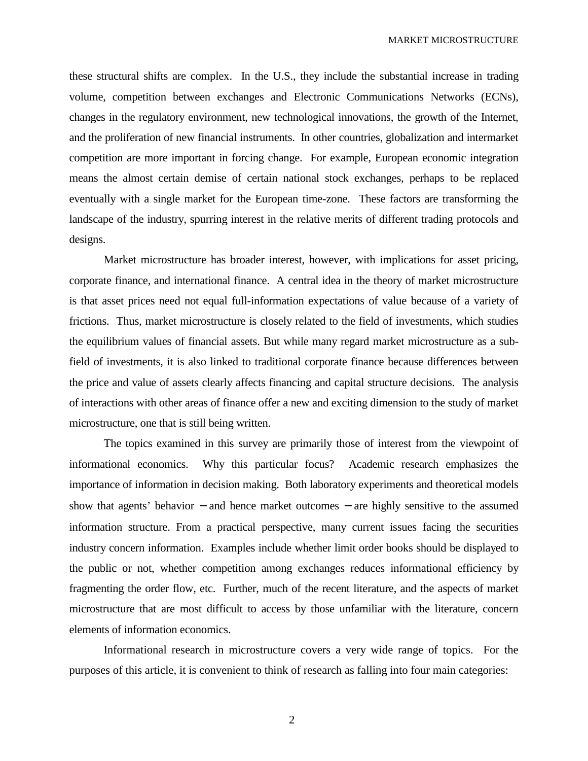these structural shifts are complex. In the U.S., they include the substantial increase in trading volume, competition between exchanges and Electronic Communications Networks (ECNs), changes in the regulatory environment, new technological innovations, the growth of the Internet, and the proliferation of new financial instruments. In other countries, globalization and intermarket competition are more important in forcing change. For example, European economic integration means the almost certain demise of certain national stock exchanges, perhaps to be replaced eventually with a single market for the European time-zone. These factors are transforming the landscape of the industry, spurring interest in the relative merits of different trading protocols and designs.

Market microstructure has broader interest, however, with implications for asset pricing, corporate finance, and international finance. A central idea in the theory of market microstructure is that asset prices need not equal full-information expectations of value because of a variety of frictions. Thus, market microstructure is closely related to the field of investments, which studies the equilibrium values of financial assets. But while many regard market microstructure as a sub-field of investments, it is also linked to traditional corporate finance because differences between the price and value of assets clearly affects financing and capital structure decisions. The analysis of interactions with other areas of finance offer a new and exciting dimension to the study of market microstructure, one that is still being written.

The topics examined in this survey are primarily those of interest from the viewpoint of informational economics. Why this particular focus? Academic research emphasizes the importance of information in decision making. Both laboratory experiments and theoretical models show that agents' behavior – and hence market outcomes – are highly sensitive to the assumed information structure. From a practical perspective, many current issues facing the securities industry concern information. Examples include whether limit order books should be displayed to the public or not, whether competition among exchanges reduces informational efficiency by fragmenting the order flow, etc. Further, much of the recent literature, and the aspects of market microstructure that are most difficult to access by those unfamiliar with the literature, concern elements of information economics.

Informational research in microstructure covers a very wide range of topics. For the purposes of this article, it is convenient to think of research as falling into four main categories: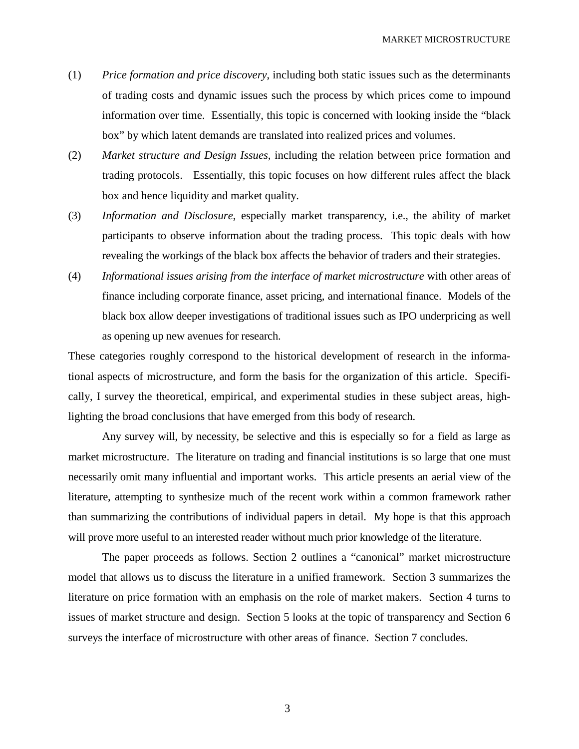(1) *Price formation and price discovery*, including both static issues such as the determinants of trading costs and dynamic issues such the process by which prices come to impound information over time. Essentially, this topic is concerned with looking inside the "black box" by which latent demands are translated into realized prices and volumes.

(2) *Market structure and Design Issues*, including the relation between price formation and trading protocols. Essentially, this topic focuses on how different rules affect the black box and hence liquidity and market quality.

(3) *Information and Disclosure*, especially market transparency, i.e., the ability of market participants to observe information about the trading process. This topic deals with how revealing the workings of the black box affects the behavior of traders and their strategies.

(4) *Informational issues arising from the interface of market microstructure* with other areas of finance including corporate finance, asset pricing, and international finance. Models of the black box allow deeper investigations of traditional issues such as IPO underpricing as well as opening up new avenues for research.

These categories roughly correspond to the historical development of research in the informational aspects of microstructure, and form the basis for the organization of this article. Specifically, I survey the theoretical, empirical, and experimental studies in these subject areas, highlighting the broad conclusions that have emerged from this body of research.

Any survey will, by necessity, be selective and this is especially so for a field as large as market microstructure. The literature on trading and financial institutions is so large that one must necessarily omit many influential and important works. This article presents an aerial view of the literature, attempting to synthesize much of the recent work within a common framework rather than summarizing the contributions of individual papers in detail. My hope is that this approach will prove more useful to an interested reader without much prior knowledge of the literature.

The paper proceeds as follows. Section 2 outlines a "canonical" market microstructure model that allows us to discuss the literature in a unified framework. Section 3 summarizes the literature on price formation with an emphasis on the role of market makers. Section 4 turns to issues of market structure and design. Section 5 looks at the topic of transparency and Section 6 surveys the interface of microstructure with other areas of finance. Section 7 concludes.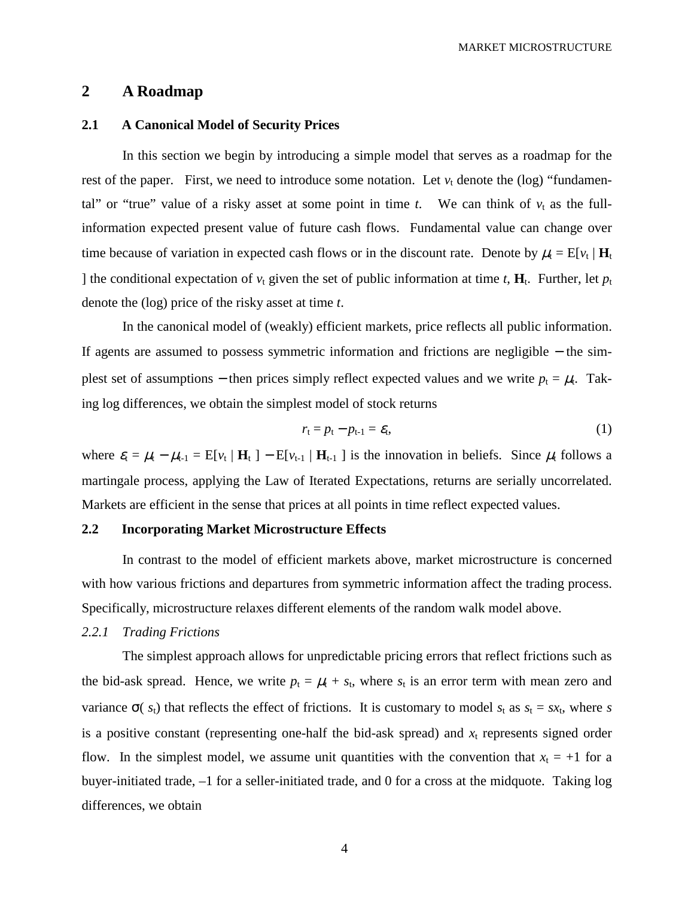## 2 A Roadmap

### 2.1 A Canonical Model of Security Prices

In this section we begin by introducing a simple model that serves as a roadmap for the rest of the paper. First, we need to introduce some notation. Let $v_t$ denote the (log) "fundamental" or "true" value of a risky asset at some point in time $t$. We can think of $v_t$ as the full-information expected present value of future cash flows. Fundamental value can change over time because of variation in expected cash flows or in the discount rate. Denote by $\mu_t = E[v_t \mid \mathbf{H}_t]$ the conditional expectation of $v_t$ given the set of public information at time $t$, $\mathbf{H}_t$. Further, let $p_t$ denote the (log) price of the risky asset at time $t$.

In the canonical model of (weakly) efficient markets, price reflects all public information. If agents are assumed to possess symmetric information and frictions are negligible − the simplest set of assumptions − then prices simply reflect expected values and we write $p_t = \mu_t$. Taking log differences, we obtain the simplest model of stock returns

$$r_t = p_t - p_{t-1} = \varepsilon_t, \tag{1}$$

where $\varepsilon_t = \mu_t - \mu_{t-1} = E[v_t \mid \mathbf{H}_t] - E[v_{t-1} \mid \mathbf{H}_{t-1}]$ is the innovation in beliefs. Since $\mu_t$ follows a martingale process, applying the Law of Iterated Expectations, returns are serially uncorrelated. Markets are efficient in the sense that prices at all points in time reflect expected values.

### 2.2 Incorporating Market Microstructure Effects

In contrast to the model of efficient markets above, market microstructure is concerned with how various frictions and departures from symmetric information affect the trading process. Specifically, microstructure relaxes different elements of the random walk model above.

#### *2.2.1 Trading Frictions*

The simplest approach allows for unpredictable pricing errors that reflect frictions such as the bid-ask spread. Hence, we write $p_t = \mu_t + s_t$, where $s_t$ is an error term with mean zero and variance $\sigma(s_t)$ that reflects the effect of frictions. It is customary to model $s_t$ as $s_t = sx_t$, where $s$ is a positive constant (representing one-half the bid-ask spread) and $x_t$ represents signed order flow. In the simplest model, we assume unit quantities with the convention that $x_t = +1$ for a buyer-initiated trade, –1 for a seller-initiated trade, and 0 for a cross at the midquote. Taking log differences, we obtain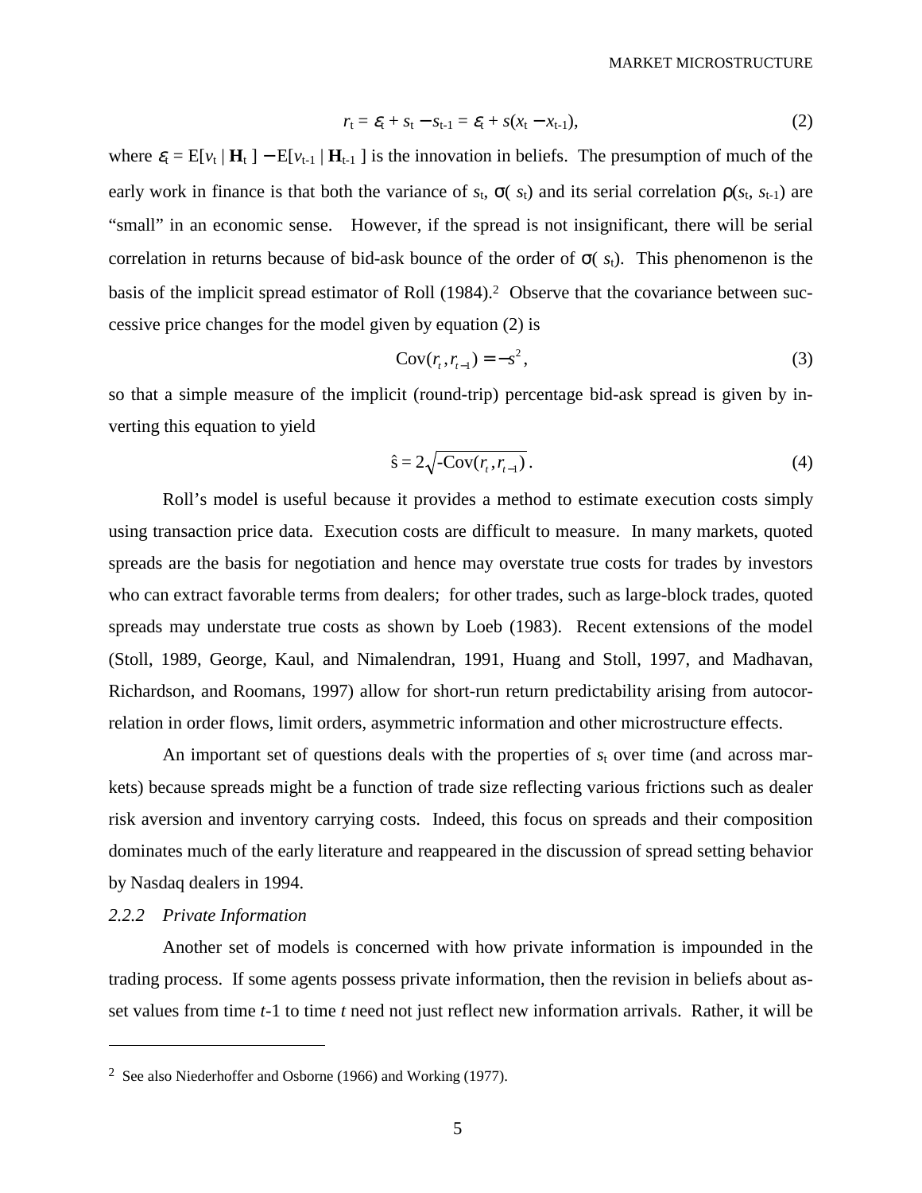$$r_t = \varepsilon_t + s_t - s_{t-1} = \varepsilon_t + s(x_t - x_{t-1}), \tag{2}$$

where $\varepsilon_t = E[v_t \mid \mathbf{H}_t] - E[v_{t-1} \mid \mathbf{H}_{t-1}]$ is the innovation in beliefs. The presumption of much of the early work in finance is that both the variance of $s_t$, $\sigma(s_t)$ and its serial correlation $\rho(s_t, s_{t-1})$ are "small" in an economic sense. However, if the spread is not insignificant, there will be serial correlation in returns because of bid-ask bounce of the order of $\sigma(s_t)$. This phenomenon is the basis of the implicit spread estimator of Roll (1984).[2] Observe that the covariance between successive price changes for the model given by equation (2) is

$$\text{Cov}(r_t, r_{t-1}) = -s^2, \tag{3}$$

so that a simple measure of the implicit (round-trip) percentage bid-ask spread is given by inverting this equation to yield

$$\hat{s} = 2\sqrt{-\text{Cov}(r_t, r_{t-1})}. \tag{4}$$

Roll's model is useful because it provides a method to estimate execution costs simply using transaction price data. Execution costs are difficult to measure. In many markets, quoted spreads are the basis for negotiation and hence may overstate true costs for trades by investors who can extract favorable terms from dealers; for other trades, such as large-block trades, quoted spreads may understate true costs as shown by Loeb (1983). Recent extensions of the model (Stoll, 1989, George, Kaul, and Nimalendran, 1991, Huang and Stoll, 1997, and Madhavan, Richardson, and Roomans, 1997) allow for short-run return predictability arising from autocorrelation in order flows, limit orders, asymmetric information and other microstructure effects.

An important set of questions deals with the properties of $s_t$ over time (and across markets) because spreads might be a function of trade size reflecting various frictions such as dealer risk aversion and inventory carrying costs. Indeed, this focus on spreads and their composition dominates much of the early literature and reappeared in the discussion of spread setting behavior by Nasdaq dealers in 1994.

### *2.2.2 Private Information*

Another set of models is concerned with how private information is impounded in the trading process. If some agents possess private information, then the revision in beliefs about asset values from time $t$-1 to time $t$ need not just reflect new information arrivals. Rather, it will be

---

[2] See also Niederhoffer and Osborne (1966) and Working (1977).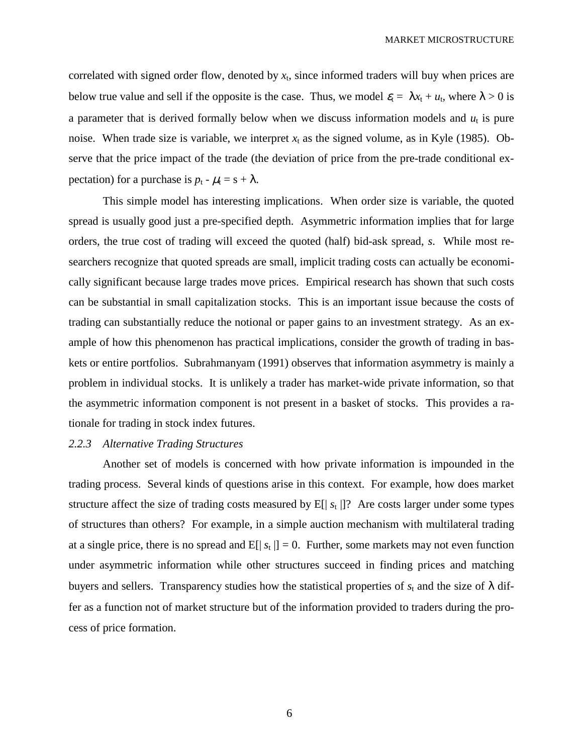correlated with signed order flow, denoted by $x_t$, since informed traders will buy when prices are below true value and sell if the opposite is the case. Thus, we model $\varepsilon_t = \lambda x_t + u_t$, where $\lambda > 0$ is a parameter that is derived formally below when we discuss information models and $u_t$ is pure noise. When trade size is variable, we interpret $x_t$ as the signed volume, as in Kyle (1985). Observe that the price impact of the trade (the deviation of price from the pre-trade conditional expectation) for a purchase is $p_t - \mu_t = s + \lambda$.

This simple model has interesting implications. When order size is variable, the quoted spread is usually good just a pre-specified depth. Asymmetric information implies that for large orders, the true cost of trading will exceed the quoted (half) bid-ask spread, $s$. While most researchers recognize that quoted spreads are small, implicit trading costs can actually be economically significant because large trades move prices. Empirical research has shown that such costs can be substantial in small capitalization stocks. This is an important issue because the costs of trading can substantially reduce the notional or paper gains to an investment strategy. As an example of how this phenomenon has practical implications, consider the growth of trading in baskets or entire portfolios. Subrahmanyam (1991) observes that information asymmetry is mainly a problem in individual stocks. It is unlikely a trader has market-wide private information, so that the asymmetric information component is not present in a basket of stocks. This provides a rationale for trading in stock index futures.

### *2.2.3 Alternative Trading Structures*

Another set of models is concerned with how private information is impounded in the trading process. Several kinds of questions arise in this context. For example, how does market structure affect the size of trading costs measured by $E[|s_t|]$? Are costs larger under some types of structures than others? For example, in a simple auction mechanism with multilateral trading at a single price, there is no spread and $E[|s_t|] = 0$. Further, some markets may not even function under asymmetric information while other structures succeed in finding prices and matching buyers and sellers. Transparency studies how the statistical properties of $s_t$ and the size of $\lambda$ differ as a function not of market structure but of the information provided to traders during the process of price formation.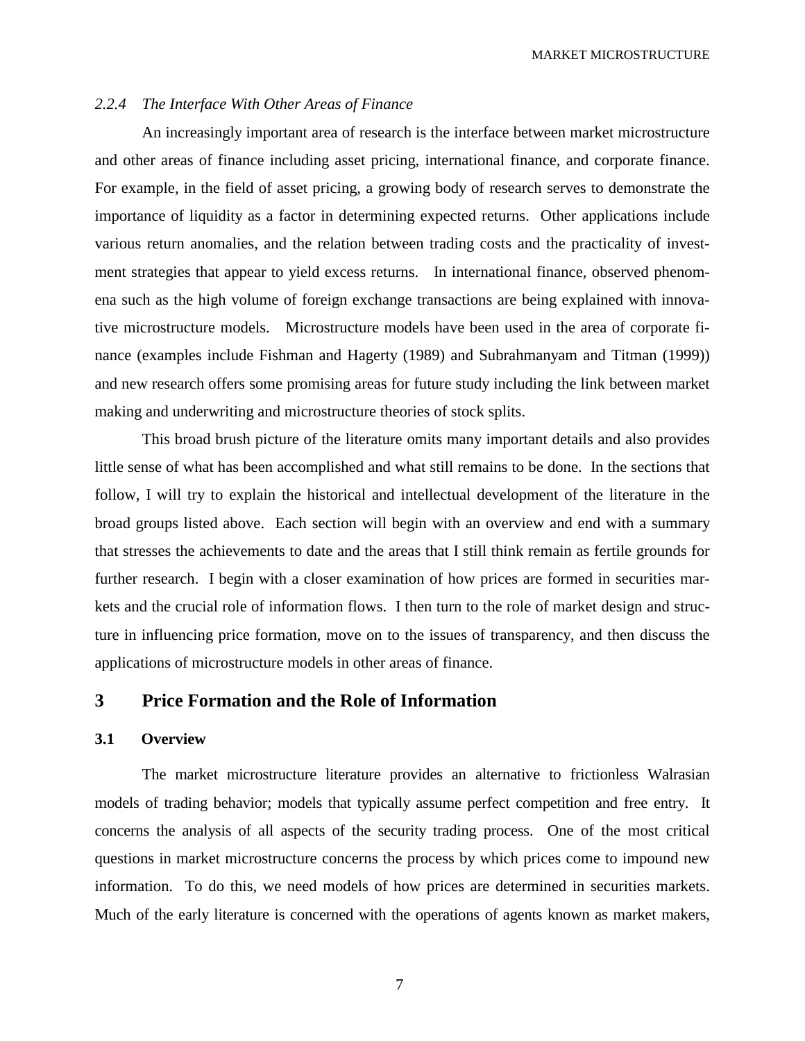*2.2.4 The Interface With Other Areas of Finance*

An increasingly important area of research is the interface between market microstructure and other areas of finance including asset pricing, international finance, and corporate finance. For example, in the field of asset pricing, a growing body of research serves to demonstrate the importance of liquidity as a factor in determining expected returns. Other applications include various return anomalies, and the relation between trading costs and the practicality of investment strategies that appear to yield excess returns. In international finance, observed phenomena such as the high volume of foreign exchange transactions are being explained with innovative microstructure models. Microstructure models have been used in the area of corporate finance (examples include Fishman and Hagerty (1989) and Subrahmanyam and Titman (1999)) and new research offers some promising areas for future study including the link between market making and underwriting and microstructure theories of stock splits.

This broad brush picture of the literature omits many important details and also provides little sense of what has been accomplished and what still remains to be done. In the sections that follow, I will try to explain the historical and intellectual development of the literature in the broad groups listed above. Each section will begin with an overview and end with a summary that stresses the achievements to date and the areas that I still think remain as fertile grounds for further research. I begin with a closer examination of how prices are formed in securities markets and the crucial role of information flows. I then turn to the role of market design and structure in influencing price formation, move on to the issues of transparency, and then discuss the applications of microstructure models in other areas of finance.

# 3 Price Formation and the Role of Information

## 3.1 Overview

The market microstructure literature provides an alternative to frictionless Walrasian models of trading behavior; models that typically assume perfect competition and free entry. It concerns the analysis of all aspects of the security trading process. One of the most critical questions in market microstructure concerns the process by which prices come to impound new information. To do this, we need models of how prices are determined in securities markets. Much of the early literature is concerned with the operations of agents known as market makers,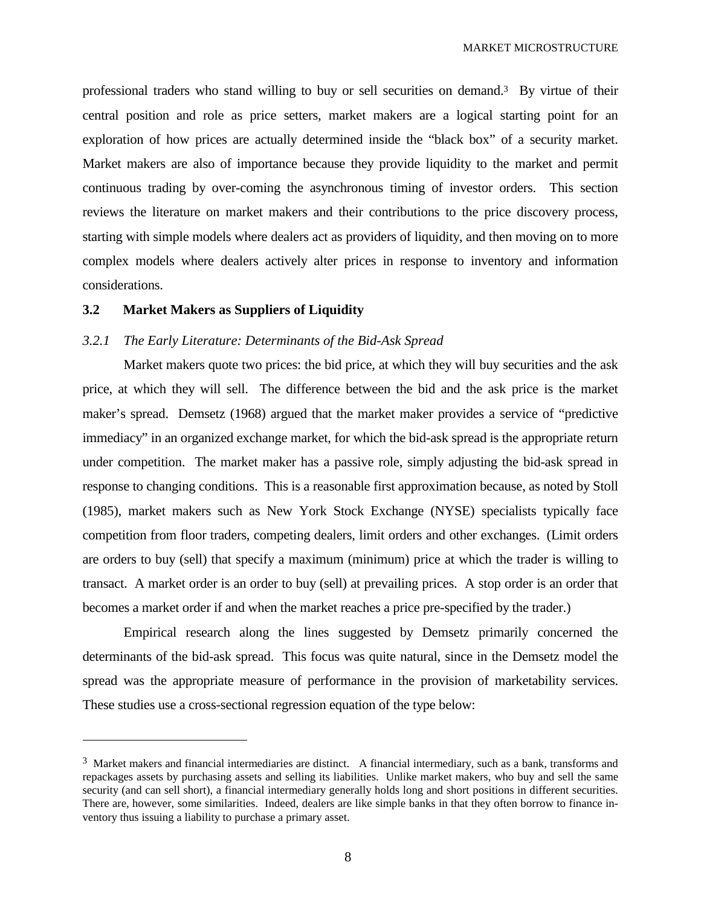professional traders who stand willing to buy or sell securities on demand.[3] By virtue of their central position and role as price setters, market makers are a logical starting point for an exploration of how prices are actually determined inside the "black box" of a security market. Market makers are also of importance because they provide liquidity to the market and permit continuous trading by over-coming the asynchronous timing of investor orders. This section reviews the literature on market makers and their contributions to the price discovery process, starting with simple models where dealers act as providers of liquidity, and then moving on to more complex models where dealers actively alter prices in response to inventory and information considerations.

## 3.2 Market Makers as Suppliers of Liquidity

### *3.2.1 The Early Literature: Determinants of the Bid-Ask Spread*

Market makers quote two prices: the bid price, at which they will buy securities and the ask price, at which they will sell. The difference between the bid and the ask price is the market maker's spread. Demsetz (1968) argued that the market maker provides a service of "predictive immediacy" in an organized exchange market, for which the bid-ask spread is the appropriate return under competition. The market maker has a passive role, simply adjusting the bid-ask spread in response to changing conditions. This is a reasonable first approximation because, as noted by Stoll (1985), market makers such as New York Stock Exchange (NYSE) specialists typically face competition from floor traders, competing dealers, limit orders and other exchanges. (Limit orders are orders to buy (sell) that specify a maximum (minimum) price at which the trader is willing to transact. A market order is an order to buy (sell) at prevailing prices. A stop order is an order that becomes a market order if and when the market reaches a price pre-specified by the trader.)

Empirical research along the lines suggested by Demsetz primarily concerned the determinants of the bid-ask spread. This focus was quite natural, since in the Demsetz model the spread was the appropriate measure of performance in the provision of marketability services. These studies use a cross-sectional regression equation of the type below:

---

[3] Market makers and financial intermediaries are distinct. A financial intermediary, such as a bank, transforms and repackages assets by purchasing assets and selling its liabilities. Unlike market makers, who buy and sell the same security (and can sell short), a financial intermediary generally holds long and short positions in different securities. There are, however, some similarities. Indeed, dealers are like simple banks in that they often borrow to finance inventory thus issuing a liability to purchase a primary asset.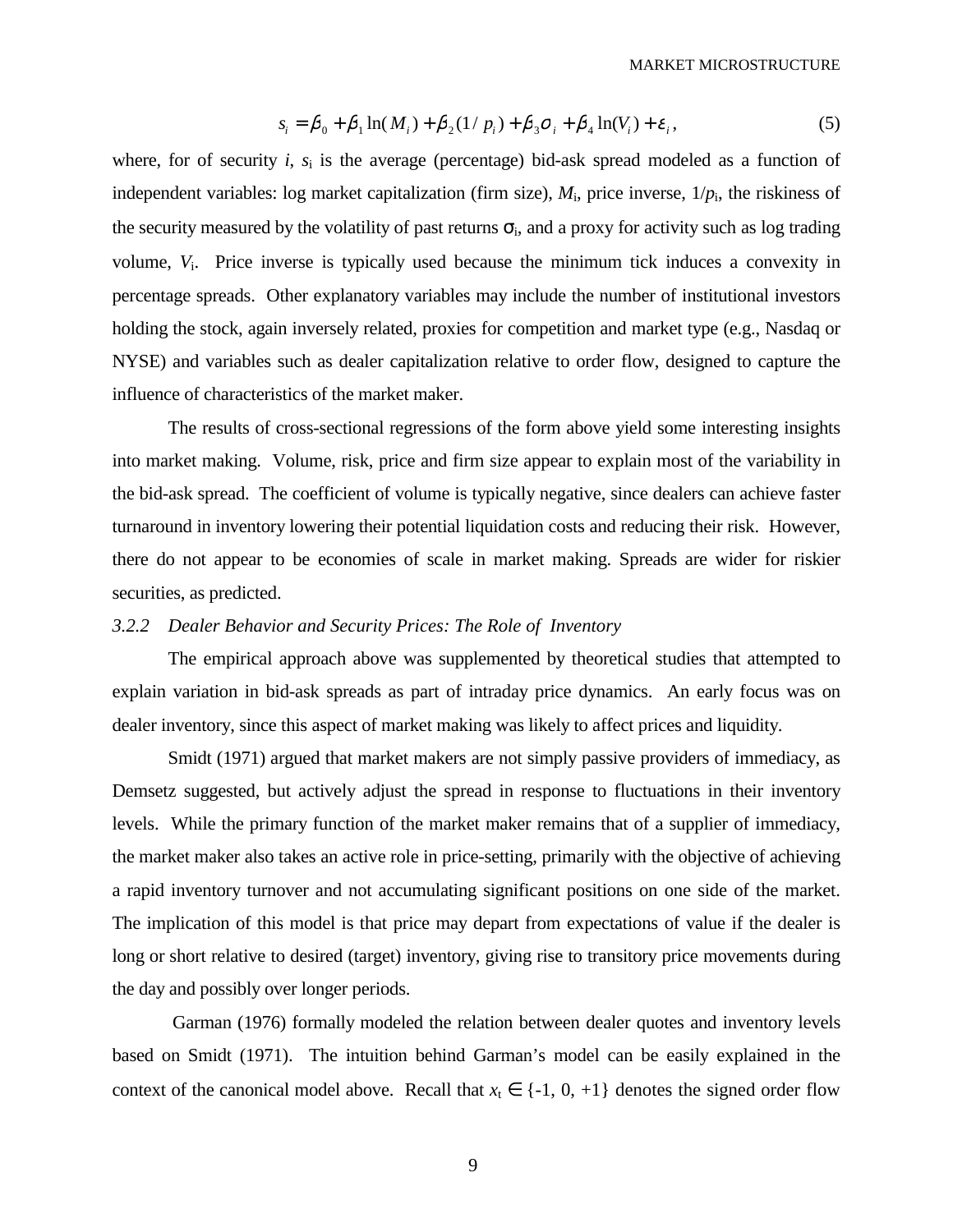$$s_i = \beta_0 + \beta_1 \ln(M_i) + \beta_2 (1/p_i) + \beta_3 \sigma_i + \beta_4 \ln(V_i) + \varepsilon_i, \tag{5}$$

where, for of security $i$, $s_i$ is the average (percentage) bid-ask spread modeled as a function of independent variables: log market capitalization (firm size), $M_i$, price inverse, $1/p_i$, the riskiness of the security measured by the volatility of past returns $\sigma_i$, and a proxy for activity such as log trading volume, $V_i$. Price inverse is typically used because the minimum tick induces a convexity in percentage spreads. Other explanatory variables may include the number of institutional investors holding the stock, again inversely related, proxies for competition and market type (e.g., Nasdaq or NYSE) and variables such as dealer capitalization relative to order flow, designed to capture the influence of characteristics of the market maker.

The results of cross-sectional regressions of the form above yield some interesting insights into market making. Volume, risk, price and firm size appear to explain most of the variability in the bid-ask spread. The coefficient of volume is typically negative, since dealers can achieve faster turnaround in inventory lowering their potential liquidation costs and reducing their risk. However, there do not appear to be economies of scale in market making. Spreads are wider for riskier securities, as predicted.

### *3.2.2 Dealer Behavior and Security Prices: The Role of Inventory*

The empirical approach above was supplemented by theoretical studies that attempted to explain variation in bid-ask spreads as part of intraday price dynamics. An early focus was on dealer inventory, since this aspect of market making was likely to affect prices and liquidity.

Smidt (1971) argued that market makers are not simply passive providers of immediacy, as Demsetz suggested, but actively adjust the spread in response to fluctuations in their inventory levels. While the primary function of the market maker remains that of a supplier of immediacy, the market maker also takes an active role in price-setting, primarily with the objective of achieving a rapid inventory turnover and not accumulating significant positions on one side of the market. The implication of this model is that price may depart from expectations of value if the dealer is long or short relative to desired (target) inventory, giving rise to transitory price movements during the day and possibly over longer periods.

Garman (1976) formally modeled the relation between dealer quotes and inventory levels based on Smidt (1971). The intuition behind Garman's model can be easily explained in the context of the canonical model above. Recall that $x_t \in \{-1, 0, +1\}$ denotes the signed order flow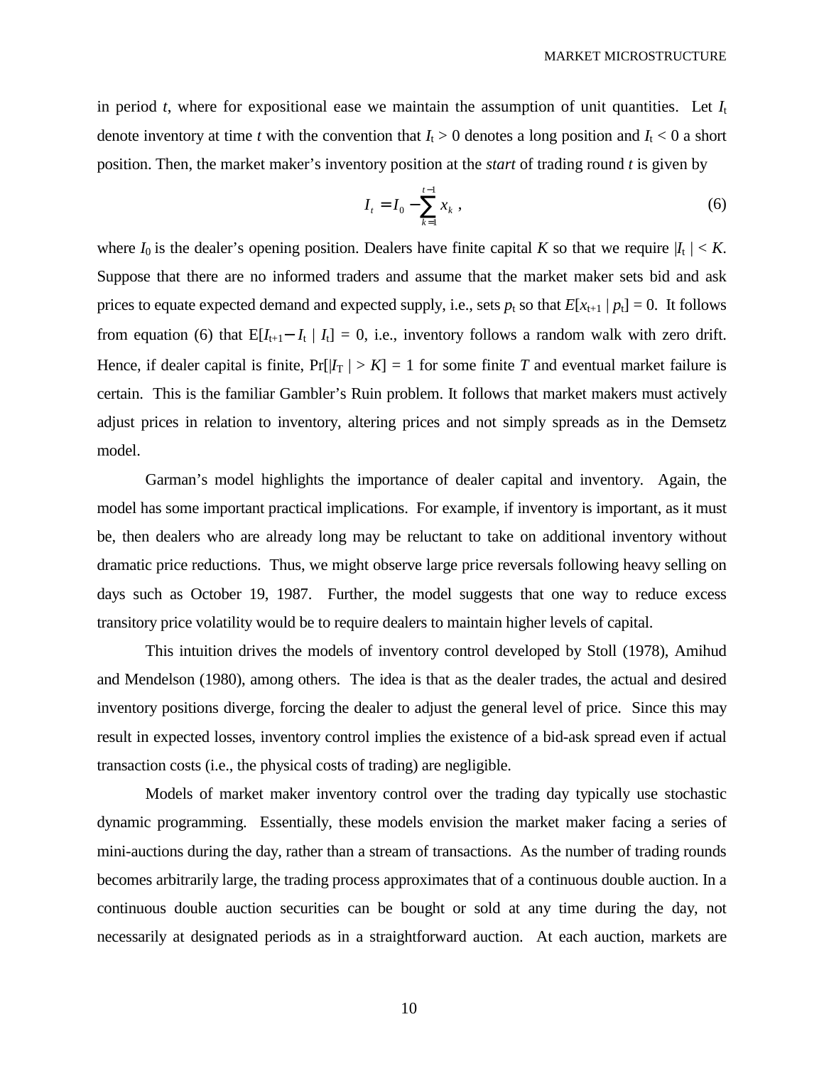in period $t$, where for expositional ease we maintain the assumption of unit quantities. Let $I_t$ denote inventory at time $t$ with the convention that $I_t > 0$ denotes a long position and $I_t < 0$ a short position. Then, the market maker's inventory position at the *start* of trading round $t$ is given by

$$I_t = I_0 - \sum_{k=1}^{t-1} x_k \,, \tag{6}$$

where $I_0$ is the dealer's opening position. Dealers have finite capital $K$ so that we require $|I_t| < K$. Suppose that there are no informed traders and assume that the market maker sets bid and ask prices to equate expected demand and expected supply, i.e., sets $p_t$ so that $E[x_{t+1} \mid p_t] = 0$. It follows from equation (6) that $E[I_{t+1} - I_t \mid I_t] = 0$, i.e., inventory follows a random walk with zero drift. Hence, if dealer capital is finite, $\Pr[|I_T| > K] = 1$ for some finite $T$ and eventual market failure is certain. This is the familiar Gambler's Ruin problem. It follows that market makers must actively adjust prices in relation to inventory, altering prices and not simply spreads as in the Demsetz model.

Garman's model highlights the importance of dealer capital and inventory. Again, the model has some important practical implications. For example, if inventory is important, as it must be, then dealers who are already long may be reluctant to take on additional inventory without dramatic price reductions. Thus, we might observe large price reversals following heavy selling on days such as October 19, 1987. Further, the model suggests that one way to reduce excess transitory price volatility would be to require dealers to maintain higher levels of capital.

This intuition drives the models of inventory control developed by Stoll (1978), Amihud and Mendelson (1980), among others. The idea is that as the dealer trades, the actual and desired inventory positions diverge, forcing the dealer to adjust the general level of price. Since this may result in expected losses, inventory control implies the existence of a bid-ask spread even if actual transaction costs (i.e., the physical costs of trading) are negligible.

Models of market maker inventory control over the trading day typically use stochastic dynamic programming. Essentially, these models envision the market maker facing a series of mini-auctions during the day, rather than a stream of transactions. As the number of trading rounds becomes arbitrarily large, the trading process approximates that of a continuous double auction. In a continuous double auction securities can be bought or sold at any time during the day, not necessarily at designated periods as in a straightforward auction. At each auction, markets are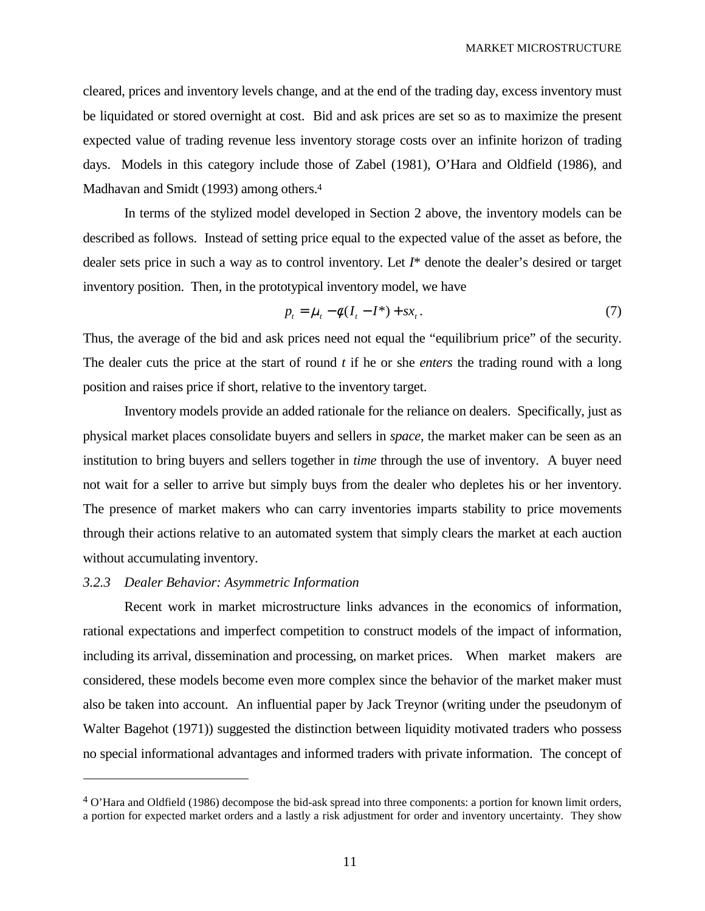cleared, prices and inventory levels change, and at the end of the trading day, excess inventory must be liquidated or stored overnight at cost. Bid and ask prices are set so as to maximize the present expected value of trading revenue less inventory storage costs over an infinite horizon of trading days. Models in this category include those of Zabel (1981), O'Hara and Oldfield (1986), and Madhavan and Smidt (1993) among others.[4]

In terms of the stylized model developed in Section 2 above, the inventory models can be described as follows. Instead of setting price equal to the expected value of the asset as before, the dealer sets price in such a way as to control inventory. Let $I^*$ denote the dealer's desired or target inventory position. Then, in the prototypical inventory model, we have

$$p_t = \mu_t - \phi(I_t - I^*) + sx_t. \tag{7}$$

Thus, the average of the bid and ask prices need not equal the "equilibrium price" of the security. The dealer cuts the price at the start of round $t$ if he or she *enters* the trading round with a long position and raises price if short, relative to the inventory target.

Inventory models provide an added rationale for the reliance on dealers. Specifically, just as physical market places consolidate buyers and sellers in *space*, the market maker can be seen as an institution to bring buyers and sellers together in *time* through the use of inventory. A buyer need not wait for a seller to arrive but simply buys from the dealer who depletes his or her inventory. The presence of market makers who can carry inventories imparts stability to price movements through their actions relative to an automated system that simply clears the market at each auction without accumulating inventory.

### *3.2.3 Dealer Behavior: Asymmetric Information*

Recent work in market microstructure links advances in the economics of information, rational expectations and imperfect competition to construct models of the impact of information, including its arrival, dissemination and processing, on market prices. When market makers are considered, these models become even more complex since the behavior of the market maker must also be taken into account. An influential paper by Jack Treynor (writing under the pseudonym of Walter Bagehot (1971)) suggested the distinction between liquidity motivated traders who possess no special informational advantages and informed traders with private information. The concept of

---

[4] O'Hara and Oldfield (1986) decompose the bid-ask spread into three components: a portion for known limit orders, a portion for expected market orders and a lastly a risk adjustment for order and inventory uncertainty. They show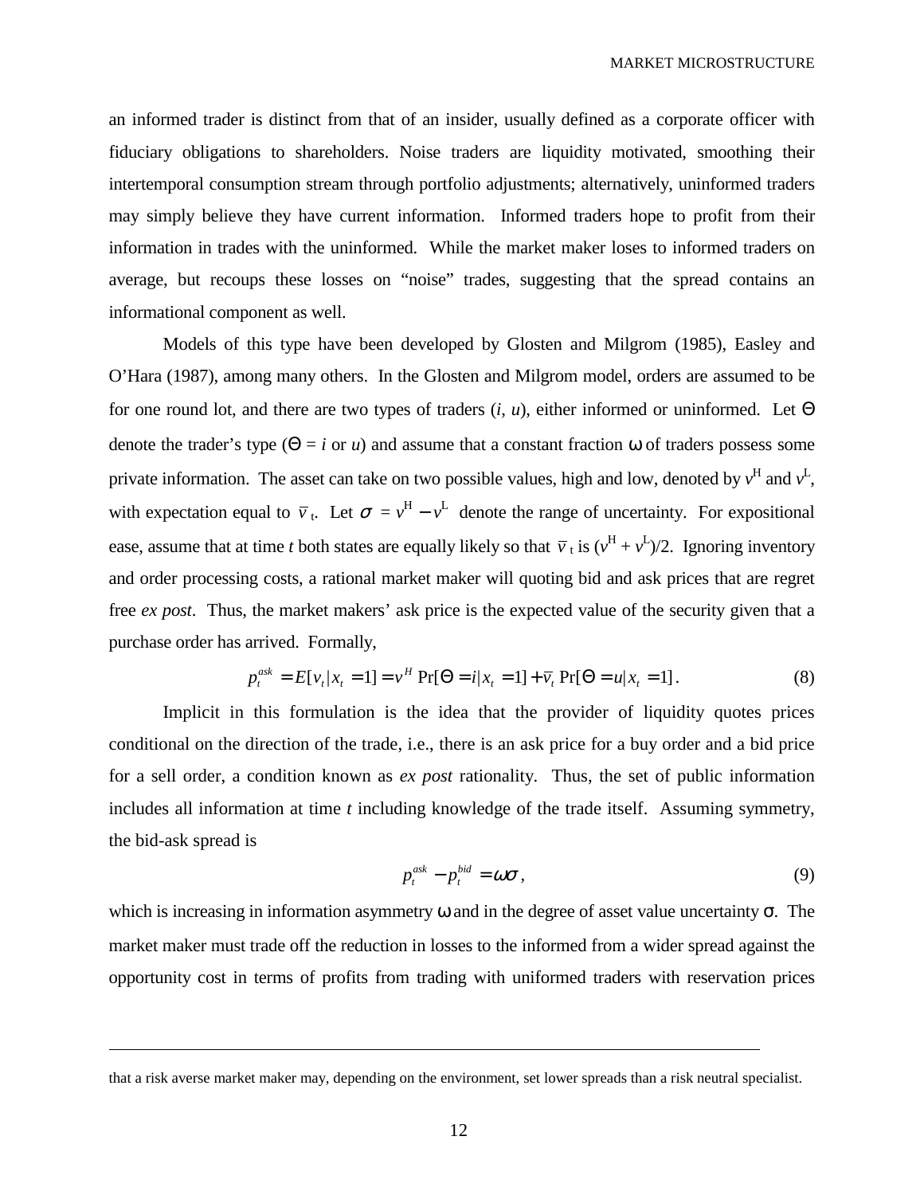an informed trader is distinct from that of an insider, usually defined as a corporate officer with fiduciary obligations to shareholders. Noise traders are liquidity motivated, smoothing their intertemporal consumption stream through portfolio adjustments; alternatively, uninformed traders may simply believe they have current information. Informed traders hope to profit from their information in trades with the uninformed. While the market maker loses to informed traders on average, but recoups these losses on "noise" trades, suggesting that the spread contains an informational component as well.

Models of this type have been developed by Glosten and Milgrom (1985), Easley and O'Hara (1987), among many others. In the Glosten and Milgrom model, orders are assumed to be for one round lot, and there are two types of traders (*i*, *u*), either informed or uninformed. Let $\Theta$ denote the trader's type ($\Theta = i$ or $u$) and assume that a constant fraction $\omega$ of traders possess some private information. The asset can take on two possible values, high and low, denoted by $v^H$ and $v^L$, with expectation equal to $\bar{v}_t$. Let $\sigma = v^H - v^L$ denote the range of uncertainty. For expositional ease, assume that at time *t* both states are equally likely so that $\bar{v}_t$ is $(v^H + v^L)/2$. Ignoring inventory and order processing costs, a rational market maker will quoting bid and ask prices that are regret free *ex post*. Thus, the market makers' ask price is the expected value of the security given that a purchase order has arrived. Formally,

$$p_t^{ask} = E[v_t | x_t = 1] = v^H \Pr[\Theta = i | x_t = 1] + \bar{v}_t \Pr[\Theta = u | x_t = 1]. \tag{8}$$

Implicit in this formulation is the idea that the provider of liquidity quotes prices conditional on the direction of the trade, i.e., there is an ask price for a buy order and a bid price for a sell order, a condition known as *ex post* rationality. Thus, the set of public information includes all information at time *t* including knowledge of the trade itself. Assuming symmetry, the bid-ask spread is

$$p_t^{ask} - p_t^{bid} = \omega\sigma, \tag{9}$$

which is increasing in information asymmetry $\omega$ and in the degree of asset value uncertainty $\sigma$. The market maker must trade off the reduction in losses to the informed from a wider spread against the opportunity cost in terms of profits from trading with uniformed traders with reservation prices

---

that a risk averse market maker may, depending on the environment, set lower spreads than a risk neutral specialist.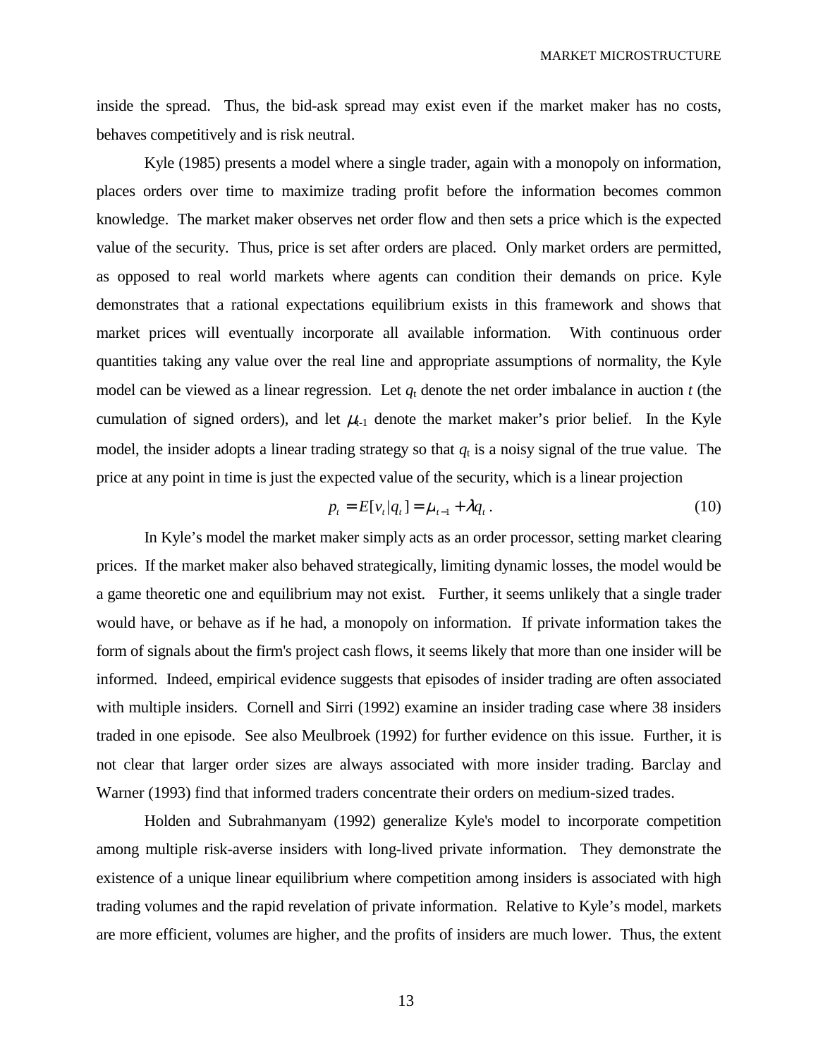inside the spread. Thus, the bid-ask spread may exist even if the market maker has no costs, behaves competitively and is risk neutral.

Kyle (1985) presents a model where a single trader, again with a monopoly on information, places orders over time to maximize trading profit before the information becomes common knowledge. The market maker observes net order flow and then sets a price which is the expected value of the security. Thus, price is set after orders are placed. Only market orders are permitted, as opposed to real world markets where agents can condition their demands on price. Kyle demonstrates that a rational expectations equilibrium exists in this framework and shows that market prices will eventually incorporate all available information. With continuous order quantities taking any value over the real line and appropriate assumptions of normality, the Kyle model can be viewed as a linear regression. Let $q_t$ denote the net order imbalance in auction $t$ (the cumulation of signed orders), and let $\mu_{t-1}$ denote the market maker's prior belief. In the Kyle model, the insider adopts a linear trading strategy so that $q_t$ is a noisy signal of the true value. The price at any point in time is just the expected value of the security, which is a linear projection

$$p_t = E[v_t | q_t] = \mu_{t-1} + \lambda q_t \,. \tag{10}$$

In Kyle's model the market maker simply acts as an order processor, setting market clearing prices. If the market maker also behaved strategically, limiting dynamic losses, the model would be a game theoretic one and equilibrium may not exist. Further, it seems unlikely that a single trader would have, or behave as if he had, a monopoly on information. If private information takes the form of signals about the firm's project cash flows, it seems likely that more than one insider will be informed. Indeed, empirical evidence suggests that episodes of insider trading are often associated with multiple insiders. Cornell and Sirri (1992) examine an insider trading case where 38 insiders traded in one episode. See also Meulbroek (1992) for further evidence on this issue. Further, it is not clear that larger order sizes are always associated with more insider trading. Barclay and Warner (1993) find that informed traders concentrate their orders on medium-sized trades.

Holden and Subrahmanyam (1992) generalize Kyle's model to incorporate competition among multiple risk-averse insiders with long-lived private information. They demonstrate the existence of a unique linear equilibrium where competition among insiders is associated with high trading volumes and the rapid revelation of private information. Relative to Kyle's model, markets are more efficient, volumes are higher, and the profits of insiders are much lower. Thus, the extent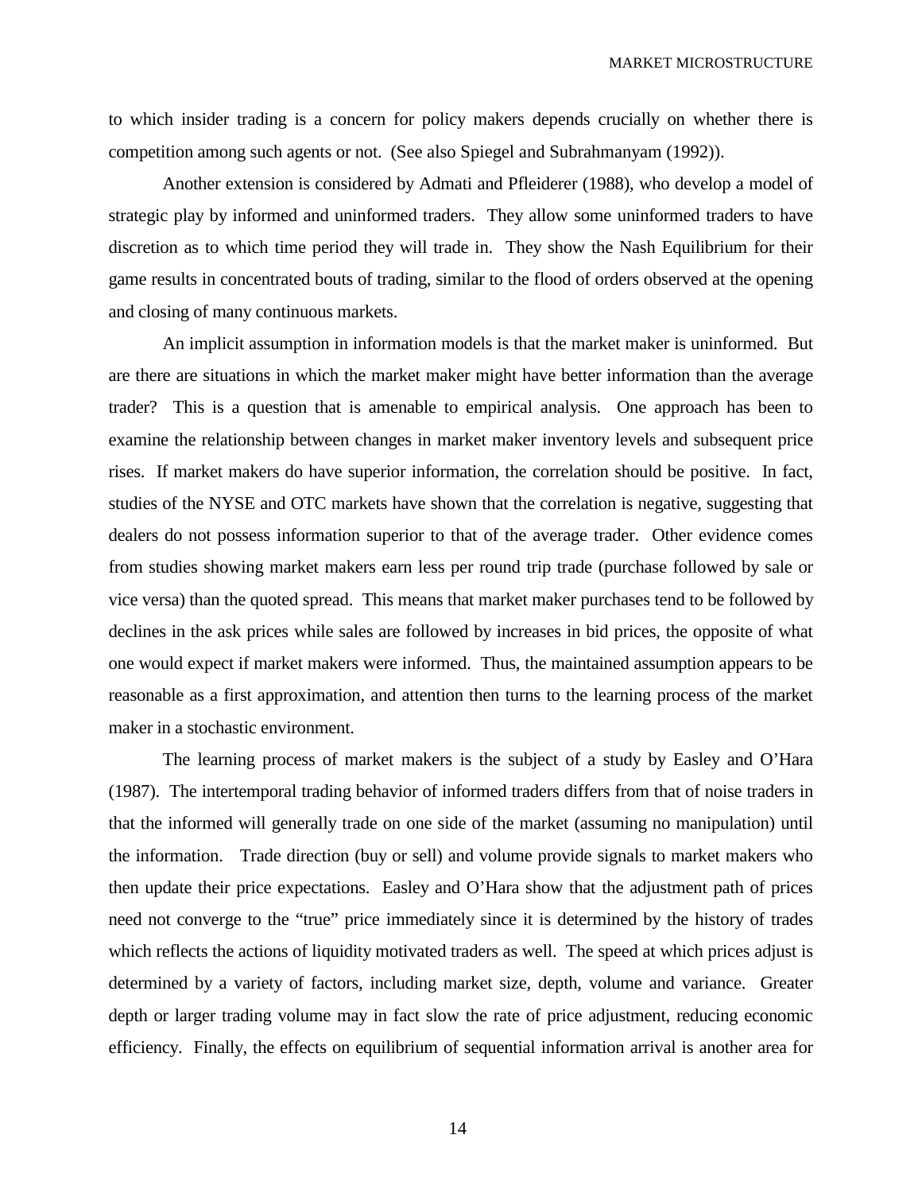to which insider trading is a concern for policy makers depends crucially on whether there is competition among such agents or not. (See also Spiegel and Subrahmanyam (1992)).

Another extension is considered by Admati and Pfleiderer (1988), who develop a model of strategic play by informed and uninformed traders. They allow some uninformed traders to have discretion as to which time period they will trade in. They show the Nash Equilibrium for their game results in concentrated bouts of trading, similar to the flood of orders observed at the opening and closing of many continuous markets.

An implicit assumption in information models is that the market maker is uninformed. But are there are situations in which the market maker might have better information than the average trader? This is a question that is amenable to empirical analysis. One approach has been to examine the relationship between changes in market maker inventory levels and subsequent price rises. If market makers do have superior information, the correlation should be positive. In fact, studies of the NYSE and OTC markets have shown that the correlation is negative, suggesting that dealers do not possess information superior to that of the average trader. Other evidence comes from studies showing market makers earn less per round trip trade (purchase followed by sale or vice versa) than the quoted spread. This means that market maker purchases tend to be followed by declines in the ask prices while sales are followed by increases in bid prices, the opposite of what one would expect if market makers were informed. Thus, the maintained assumption appears to be reasonable as a first approximation, and attention then turns to the learning process of the market maker in a stochastic environment.

The learning process of market makers is the subject of a study by Easley and O'Hara (1987). The intertemporal trading behavior of informed traders differs from that of noise traders in that the informed will generally trade on one side of the market (assuming no manipulation) until the information. Trade direction (buy or sell) and volume provide signals to market makers who then update their price expectations. Easley and O'Hara show that the adjustment path of prices need not converge to the "true" price immediately since it is determined by the history of trades which reflects the actions of liquidity motivated traders as well. The speed at which prices adjust is determined by a variety of factors, including market size, depth, volume and variance. Greater depth or larger trading volume may in fact slow the rate of price adjustment, reducing economic efficiency. Finally, the effects on equilibrium of sequential information arrival is another area for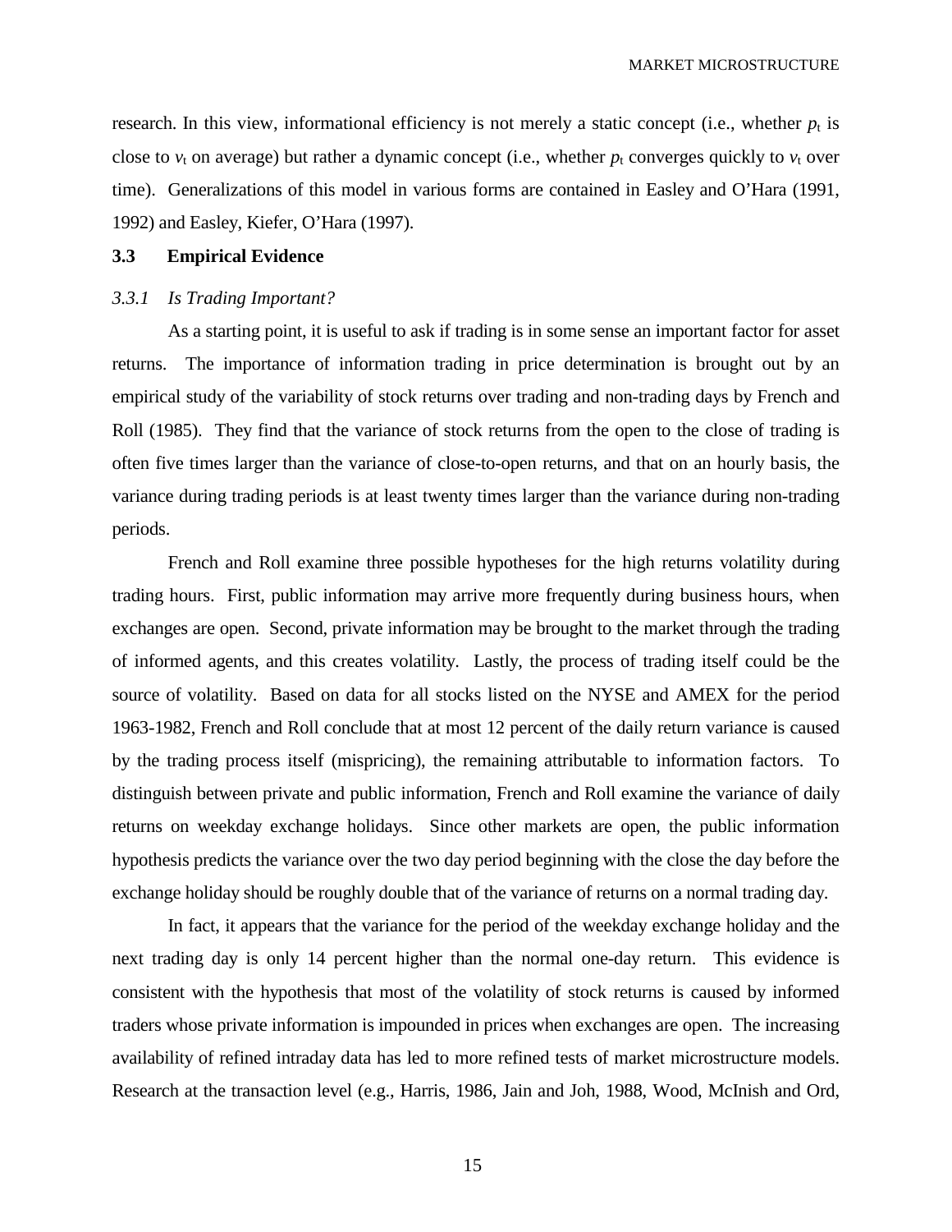research. In this view, informational efficiency is not merely a static concept (i.e., whether $p_t$ is close to $v_t$ on average) but rather a dynamic concept (i.e., whether $p_t$ converges quickly to $v_t$ over time). Generalizations of this model in various forms are contained in Easley and O'Hara (1991, 1992) and Easley, Kiefer, O'Hara (1997).

### 3.3 Empirical Evidence

#### *3.3.1 Is Trading Important?*

As a starting point, it is useful to ask if trading is in some sense an important factor for asset returns. The importance of information trading in price determination is brought out by an empirical study of the variability of stock returns over trading and non-trading days by French and Roll (1985). They find that the variance of stock returns from the open to the close of trading is often five times larger than the variance of close-to-open returns, and that on an hourly basis, the variance during trading periods is at least twenty times larger than the variance during non-trading periods.

French and Roll examine three possible hypotheses for the high returns volatility during trading hours. First, public information may arrive more frequently during business hours, when exchanges are open. Second, private information may be brought to the market through the trading of informed agents, and this creates volatility. Lastly, the process of trading itself could be the source of volatility. Based on data for all stocks listed on the NYSE and AMEX for the period 1963-1982, French and Roll conclude that at most 12 percent of the daily return variance is caused by the trading process itself (mispricing), the remaining attributable to information factors. To distinguish between private and public information, French and Roll examine the variance of daily returns on weekday exchange holidays. Since other markets are open, the public information hypothesis predicts the variance over the two day period beginning with the close the day before the exchange holiday should be roughly double that of the variance of returns on a normal trading day.

In fact, it appears that the variance for the period of the weekday exchange holiday and the next trading day is only 14 percent higher than the normal one-day return. This evidence is consistent with the hypothesis that most of the volatility of stock returns is caused by informed traders whose private information is impounded in prices when exchanges are open. The increasing availability of refined intraday data has led to more refined tests of market microstructure models. Research at the transaction level (e.g., Harris, 1986, Jain and Joh, 1988, Wood, McInish and Ord,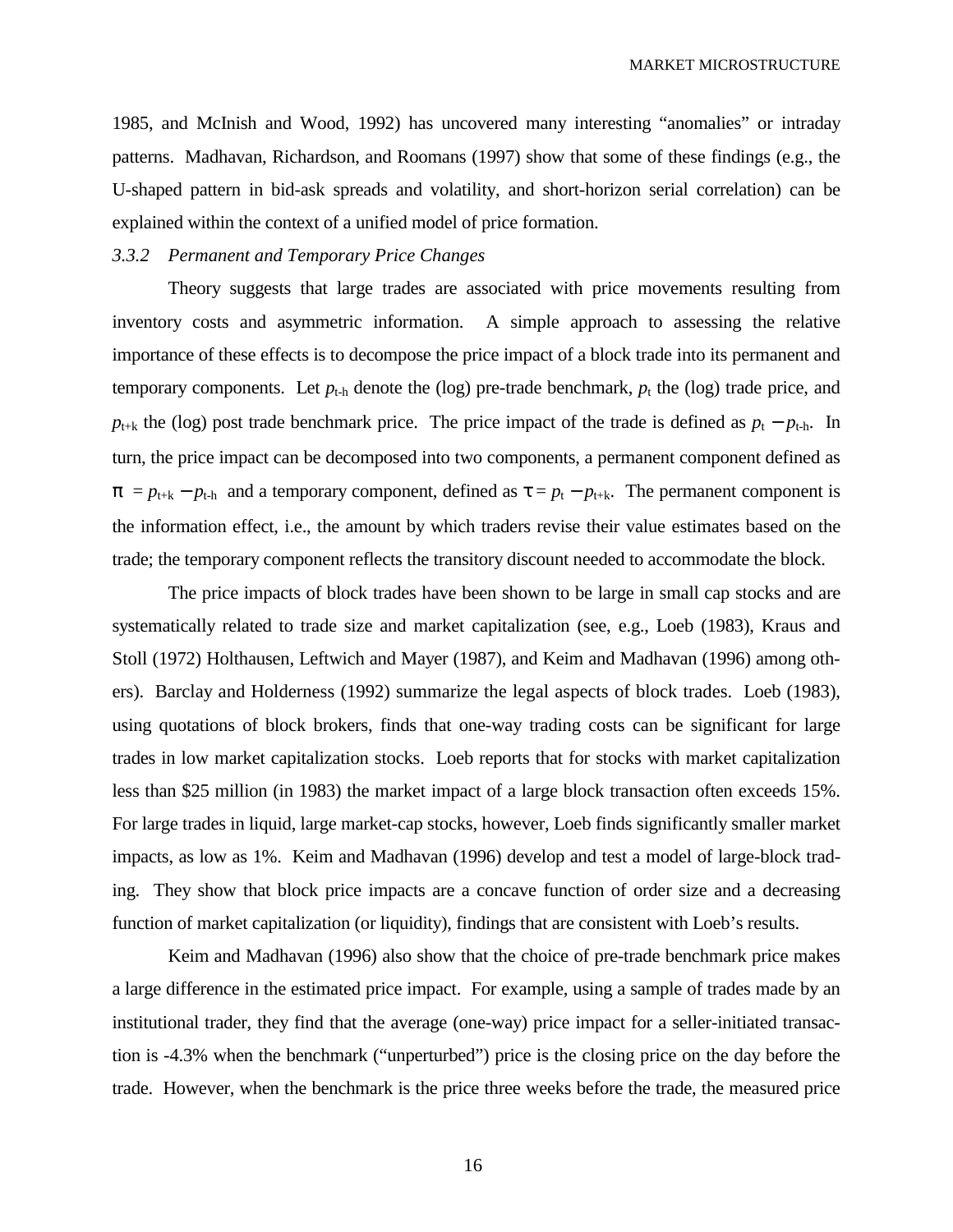1985, and McInish and Wood, 1992) has uncovered many interesting "anomalies" or intraday patterns. Madhavan, Richardson, and Roomans (1997) show that some of these findings (e.g., the U-shaped pattern in bid-ask spreads and volatility, and short-horizon serial correlation) can be explained within the context of a unified model of price formation.

### *3.3.2 Permanent and Temporary Price Changes*

Theory suggests that large trades are associated with price movements resulting from inventory costs and asymmetric information. A simple approach to assessing the relative importance of these effects is to decompose the price impact of a block trade into its permanent and temporary components. Let $p_{t-h}$ denote the (log) pre-trade benchmark, $p_t$ the (log) trade price, and $p_{t+k}$ the (log) post trade benchmark price. The price impact of the trade is defined as $p_t - p_{t-h}$. In turn, the price impact can be decomposed into two components, a permanent component defined as $\pi = p_{t+k} - p_{t-h}$ and a temporary component, defined as $\tau = p_t - p_{t+k}$. The permanent component is the information effect, i.e., the amount by which traders revise their value estimates based on the trade; the temporary component reflects the transitory discount needed to accommodate the block.

The price impacts of block trades have been shown to be large in small cap stocks and are systematically related to trade size and market capitalization (see, e.g., Loeb (1983), Kraus and Stoll (1972) Holthausen, Leftwich and Mayer (1987), and Keim and Madhavan (1996) among others). Barclay and Holderness (1992) summarize the legal aspects of block trades. Loeb (1983), using quotations of block brokers, finds that one-way trading costs can be significant for large trades in low market capitalization stocks. Loeb reports that for stocks with market capitalization less than \$25 million (in 1983) the market impact of a large block transaction often exceeds 15%. For large trades in liquid, large market-cap stocks, however, Loeb finds significantly smaller market impacts, as low as 1%. Keim and Madhavan (1996) develop and test a model of large-block trading. They show that block price impacts are a concave function of order size and a decreasing function of market capitalization (or liquidity), findings that are consistent with Loeb's results.

Keim and Madhavan (1996) also show that the choice of pre-trade benchmark price makes a large difference in the estimated price impact. For example, using a sample of trades made by an institutional trader, they find that the average (one-way) price impact for a seller-initiated transaction is -4.3% when the benchmark ("unperturbed") price is the closing price on the day before the trade. However, when the benchmark is the price three weeks before the trade, the measured price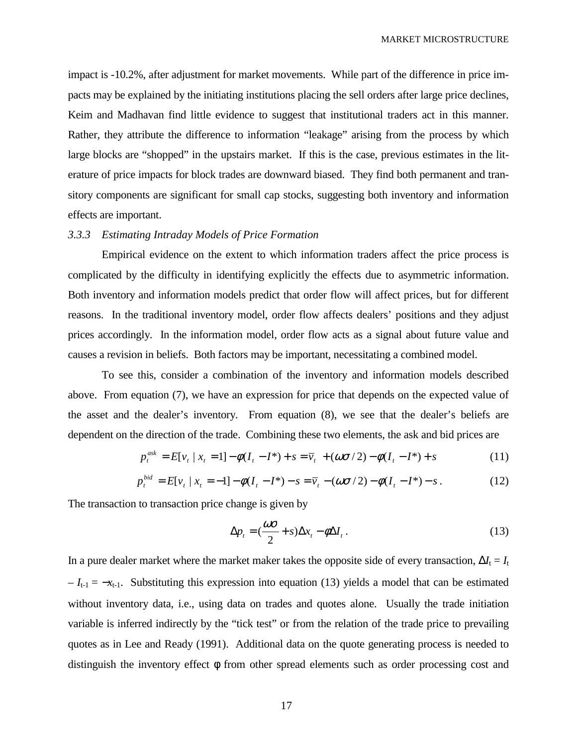impact is -10.2%, after adjustment for market movements. While part of the difference in price impacts may be explained by the initiating institutions placing the sell orders after large price declines, Keim and Madhavan find little evidence to suggest that institutional traders act in this manner. Rather, they attribute the difference to information "leakage" arising from the process by which large blocks are "shopped" in the upstairs market. If this is the case, previous estimates in the literature of price impacts for block trades are downward biased. They find both permanent and transitory components are significant for small cap stocks, suggesting both inventory and information effects are important.

### *3.3.3 Estimating Intraday Models of Price Formation*

Empirical evidence on the extent to which information traders affect the price process is complicated by the difficulty in identifying explicitly the effects due to asymmetric information. Both inventory and information models predict that order flow will affect prices, but for different reasons. In the traditional inventory model, order flow affects dealers' positions and they adjust prices accordingly. In the information model, order flow acts as a signal about future value and causes a revision in beliefs. Both factors may be important, necessitating a combined model.

To see this, consider a combination of the inventory and information models described above. From equation (7), we have an expression for price that depends on the expected value of the asset and the dealer's inventory. From equation (8), we see that the dealer's beliefs are dependent on the direction of the trade. Combining these two elements, the ask and bid prices are

$$p_t^{ask} = E[v_t \mid x_t = 1] - \phi(I_t - I^*) + s = \bar{v}_t + (\omega\sigma/2) - \phi(I_t - I^*) + s \tag{11}$$

$$p_t^{bid} = E[v_t \mid x_t = -1] - \phi(I_t - I^*) - s = \bar{v}_t - (\omega\sigma/2) - \phi(I_t - I^*) - s\,. \tag{12}$$

The transaction to transaction price change is given by

$$\Delta p_t = (\frac{\omega\sigma}{2} + s)\Delta x_t - \phi\Delta I_t\,. \tag{13}$$

In a pure dealer market where the market maker takes the opposite side of every transaction, $\Delta I_t = I_t - I_{t-1} = -x_{t-1}$. Substituting this expression into equation (13) yields a model that can be estimated without inventory data, i.e., using data on trades and quotes alone. Usually the trade initiation variable is inferred indirectly by the "tick test" or from the relation of the trade price to prevailing quotes as in Lee and Ready (1991). Additional data on the quote generating process is needed to distinguish the inventory effect $\phi$ from other spread elements such as order processing cost and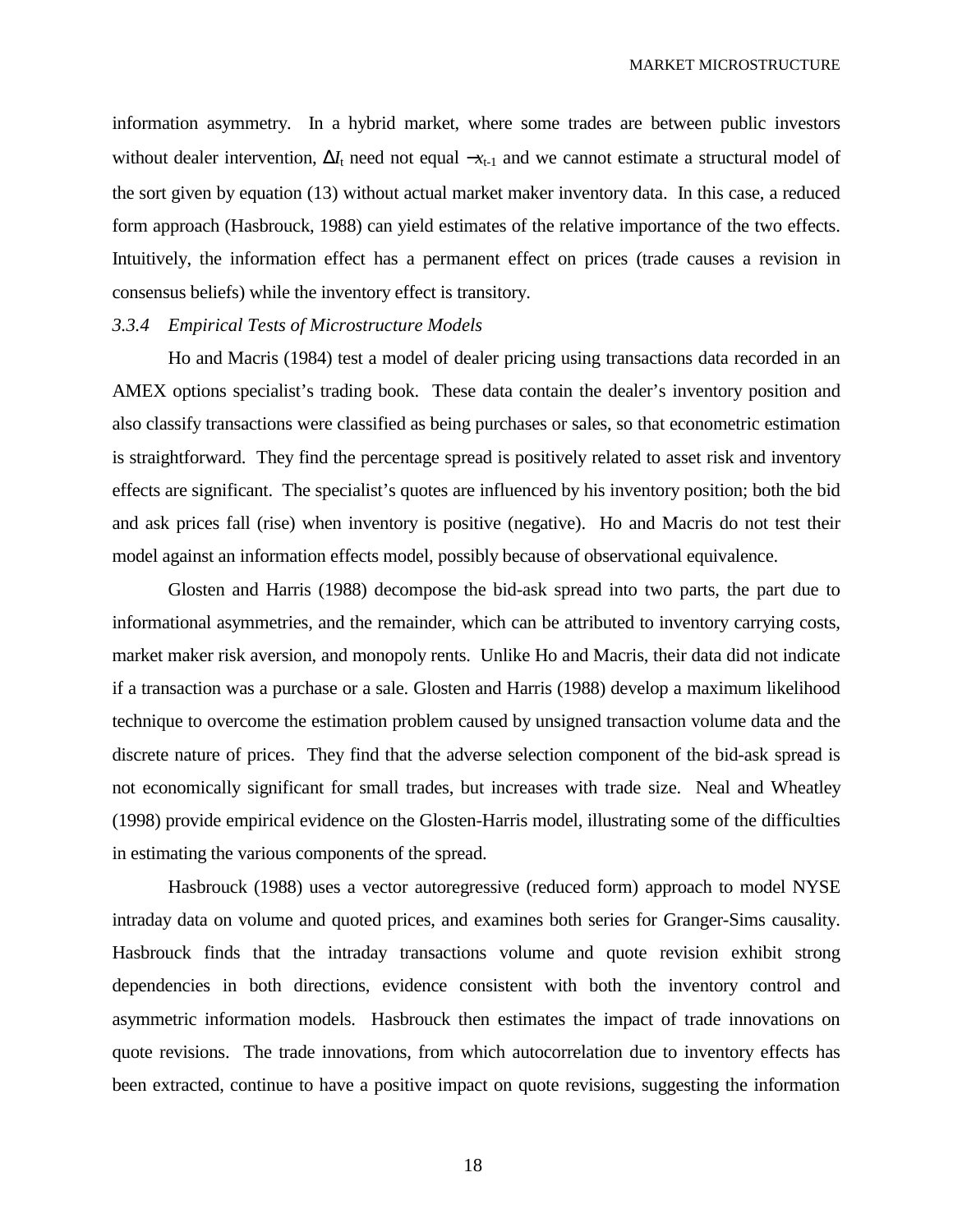information asymmetry. In a hybrid market, where some trades are between public investors without dealer intervention, $\Delta I_t$ need not equal $-x_{t-1}$ and we cannot estimate a structural model of the sort given by equation (13) without actual market maker inventory data. In this case, a reduced form approach (Hasbrouck, 1988) can yield estimates of the relative importance of the two effects. Intuitively, the information effect has a permanent effect on prices (trade causes a revision in consensus beliefs) while the inventory effect is transitory.

### *3.3.4 Empirical Tests of Microstructure Models*

Ho and Macris (1984) test a model of dealer pricing using transactions data recorded in an AMEX options specialist's trading book. These data contain the dealer's inventory position and also classify transactions were classified as being purchases or sales, so that econometric estimation is straightforward. They find the percentage spread is positively related to asset risk and inventory effects are significant. The specialist's quotes are influenced by his inventory position; both the bid and ask prices fall (rise) when inventory is positive (negative). Ho and Macris do not test their model against an information effects model, possibly because of observational equivalence.

Glosten and Harris (1988) decompose the bid-ask spread into two parts, the part due to informational asymmetries, and the remainder, which can be attributed to inventory carrying costs, market maker risk aversion, and monopoly rents. Unlike Ho and Macris, their data did not indicate if a transaction was a purchase or a sale. Glosten and Harris (1988) develop a maximum likelihood technique to overcome the estimation problem caused by unsigned transaction volume data and the discrete nature of prices. They find that the adverse selection component of the bid-ask spread is not economically significant for small trades, but increases with trade size. Neal and Wheatley (1998) provide empirical evidence on the Glosten-Harris model, illustrating some of the difficulties in estimating the various components of the spread.

Hasbrouck (1988) uses a vector autoregressive (reduced form) approach to model NYSE intraday data on volume and quoted prices, and examines both series for Granger-Sims causality. Hasbrouck finds that the intraday transactions volume and quote revision exhibit strong dependencies in both directions, evidence consistent with both the inventory control and asymmetric information models. Hasbrouck then estimates the impact of trade innovations on quote revisions. The trade innovations, from which autocorrelation due to inventory effects has been extracted, continue to have a positive impact on quote revisions, suggesting the information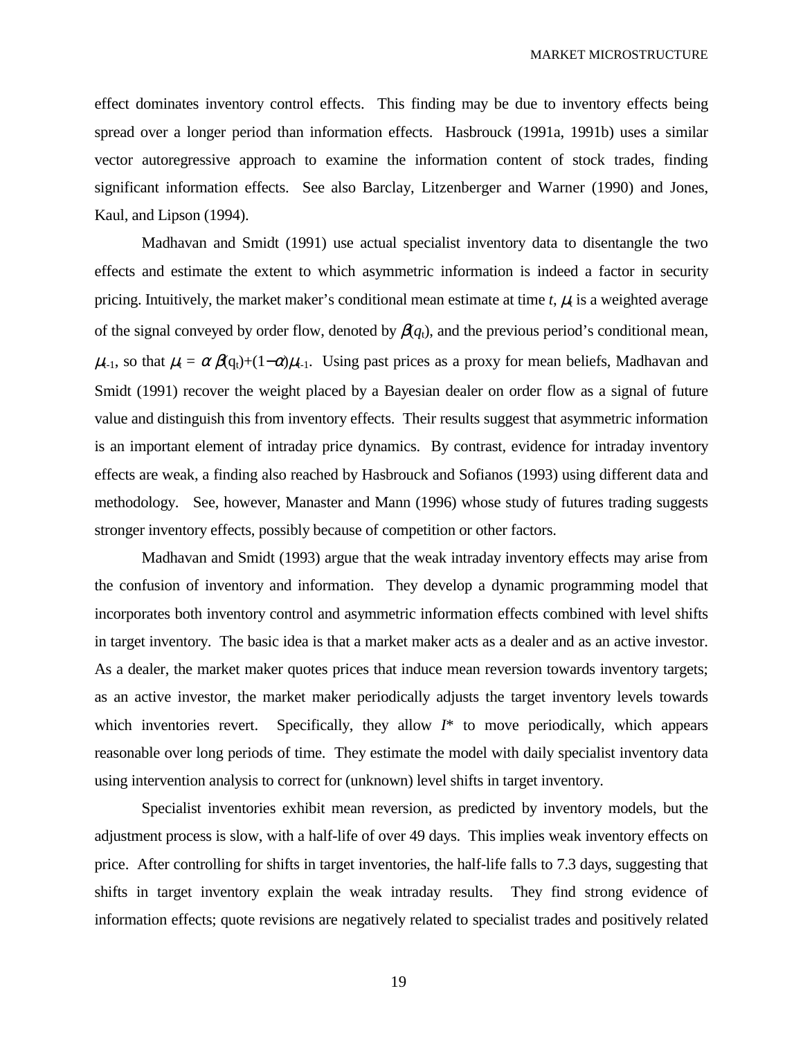effect dominates inventory control effects. This finding may be due to inventory effects being spread over a longer period than information effects. Hasbrouck (1991a, 1991b) uses a similar vector autoregressive approach to examine the information content of stock trades, finding significant information effects. See also Barclay, Litzenberger and Warner (1990) and Jones, Kaul, and Lipson (1994).

Madhavan and Smidt (1991) use actual specialist inventory data to disentangle the two effects and estimate the extent to which asymmetric information is indeed a factor in security pricing. Intuitively, the market maker's conditional mean estimate at time $t$, $\mu_t$ is a weighted average of the signal conveyed by order flow, denoted by $\beta(q_t)$, and the previous period's conditional mean, $\mu_{t-1}$, so that $\mu_t = \alpha\,\beta(q_t)+(1-\alpha)\mu_{t-1}$. Using past prices as a proxy for mean beliefs, Madhavan and Smidt (1991) recover the weight placed by a Bayesian dealer on order flow as a signal of future value and distinguish this from inventory effects. Their results suggest that asymmetric information is an important element of intraday price dynamics. By contrast, evidence for intraday inventory effects are weak, a finding also reached by Hasbrouck and Sofianos (1993) using different data and methodology. See, however, Manaster and Mann (1996) whose study of futures trading suggests stronger inventory effects, possibly because of competition or other factors.

Madhavan and Smidt (1993) argue that the weak intraday inventory effects may arise from the confusion of inventory and information. They develop a dynamic programming model that incorporates both inventory control and asymmetric information effects combined with level shifts in target inventory. The basic idea is that a market maker acts as a dealer and as an active investor. As a dealer, the market maker quotes prices that induce mean reversion towards inventory targets; as an active investor, the market maker periodically adjusts the target inventory levels towards which inventories revert. Specifically, they allow $I^*$ to move periodically, which appears reasonable over long periods of time. They estimate the model with daily specialist inventory data using intervention analysis to correct for (unknown) level shifts in target inventory.

Specialist inventories exhibit mean reversion, as predicted by inventory models, but the adjustment process is slow, with a half-life of over 49 days. This implies weak inventory effects on price. After controlling for shifts in target inventories, the half-life falls to 7.3 days, suggesting that shifts in target inventory explain the weak intraday results. They find strong evidence of information effects; quote revisions are negatively related to specialist trades and positively related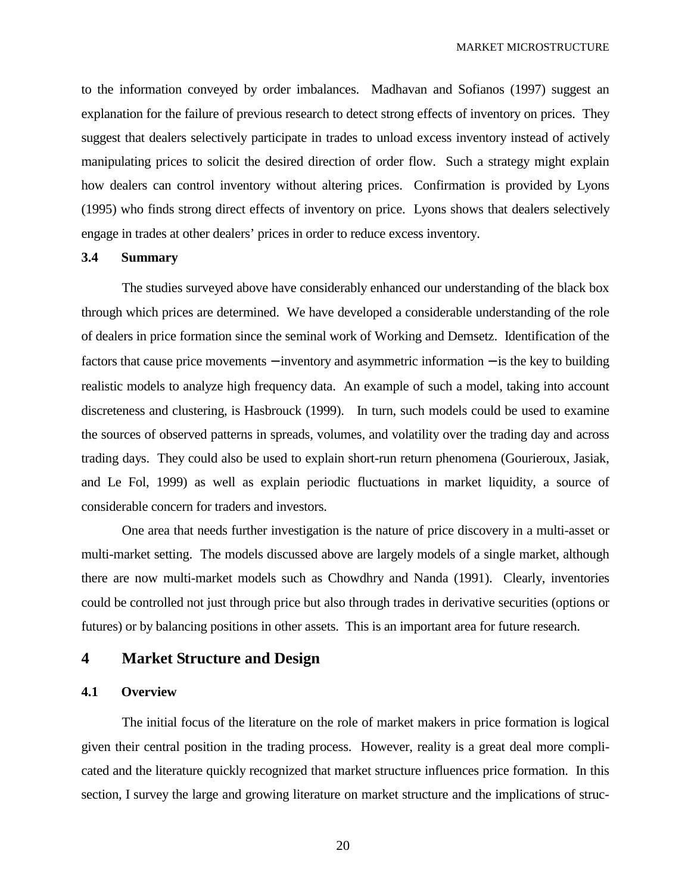to the information conveyed by order imbalances. Madhavan and Sofianos (1997) suggest an explanation for the failure of previous research to detect strong effects of inventory on prices. They suggest that dealers selectively participate in trades to unload excess inventory instead of actively manipulating prices to solicit the desired direction of order flow. Such a strategy might explain how dealers can control inventory without altering prices. Confirmation is provided by Lyons (1995) who finds strong direct effects of inventory on price. Lyons shows that dealers selectively engage in trades at other dealers' prices in order to reduce excess inventory.

### 3.4 Summary

The studies surveyed above have considerably enhanced our understanding of the black box through which prices are determined. We have developed a considerable understanding of the role of dealers in price formation since the seminal work of Working and Demsetz. Identification of the factors that cause price movements − inventory and asymmetric information − is the key to building realistic models to analyze high frequency data. An example of such a model, taking into account discreteness and clustering, is Hasbrouck (1999). In turn, such models could be used to examine the sources of observed patterns in spreads, volumes, and volatility over the trading day and across trading days. They could also be used to explain short-run return phenomena (Gourieroux, Jasiak, and Le Fol, 1999) as well as explain periodic fluctuations in market liquidity, a source of considerable concern for traders and investors.

One area that needs further investigation is the nature of price discovery in a multi-asset or multi-market setting. The models discussed above are largely models of a single market, although there are now multi-market models such as Chowdhry and Nanda (1991). Clearly, inventories could be controlled not just through price but also through trades in derivative securities (options or futures) or by balancing positions in other assets. This is an important area for future research.

## 4 Market Structure and Design

### 4.1 Overview

The initial focus of the literature on the role of market makers in price formation is logical given their central position in the trading process. However, reality is a great deal more complicated and the literature quickly recognized that market structure influences price formation. In this section, I survey the large and growing literature on market structure and the implications of struc-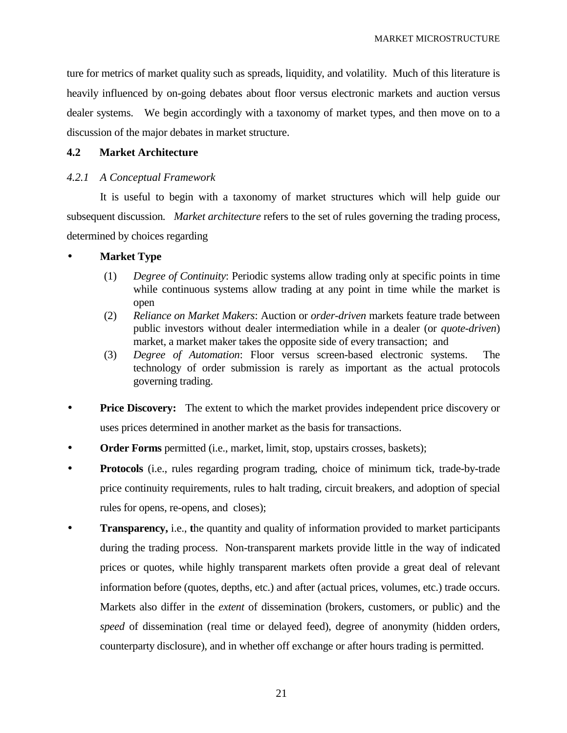ture for metrics of market quality such as spreads, liquidity, and volatility. Much of this literature is heavily influenced by on-going debates about floor versus electronic markets and auction versus dealer systems. We begin accordingly with a taxonomy of market types, and then move on to a discussion of the major debates in market structure.

## 4.2 Market Architecture

### *4.2.1 A Conceptual Framework*

It is useful to begin with a taxonomy of market structures which will help guide our subsequent discussion. *Market architecture* refers to the set of rules governing the trading process, determined by choices regarding

- **Market Type**
  1. *Degree of Continuity*: Periodic systems allow trading only at specific points in time while continuous systems allow trading at any point in time while the market is open
  2. *Reliance on Market Makers*: Auction or *order-driven* markets feature trade between public investors without dealer intermediation while in a dealer (or *quote-driven*) market, a market maker takes the opposite side of every transaction; and
  3. *Degree of Automation*: Floor versus screen-based electronic systems. The technology of order submission is rarely as important as the actual protocols governing trading.

- **Price Discovery:** The extent to which the market provides independent price discovery or uses prices determined in another market as the basis for transactions.
- **Order Forms** permitted (i.e., market, limit, stop, upstairs crosses, baskets);
- **Protocols** (i.e., rules regarding program trading, choice of minimum tick, trade-by-trade price continuity requirements, rules to halt trading, circuit breakers, and adoption of special rules for opens, re-opens, and closes);
- **Transparency,** i.e., **t**he quantity and quality of information provided to market participants during the trading process. Non-transparent markets provide little in the way of indicated prices or quotes, while highly transparent markets often provide a great deal of relevant information before (quotes, depths, etc.) and after (actual prices, volumes, etc.) trade occurs. Markets also differ in the *extent* of dissemination (brokers, customers, or public) and the *speed* of dissemination (real time or delayed feed), degree of anonymity (hidden orders, counterparty disclosure), and in whether off exchange or after hours trading is permitted.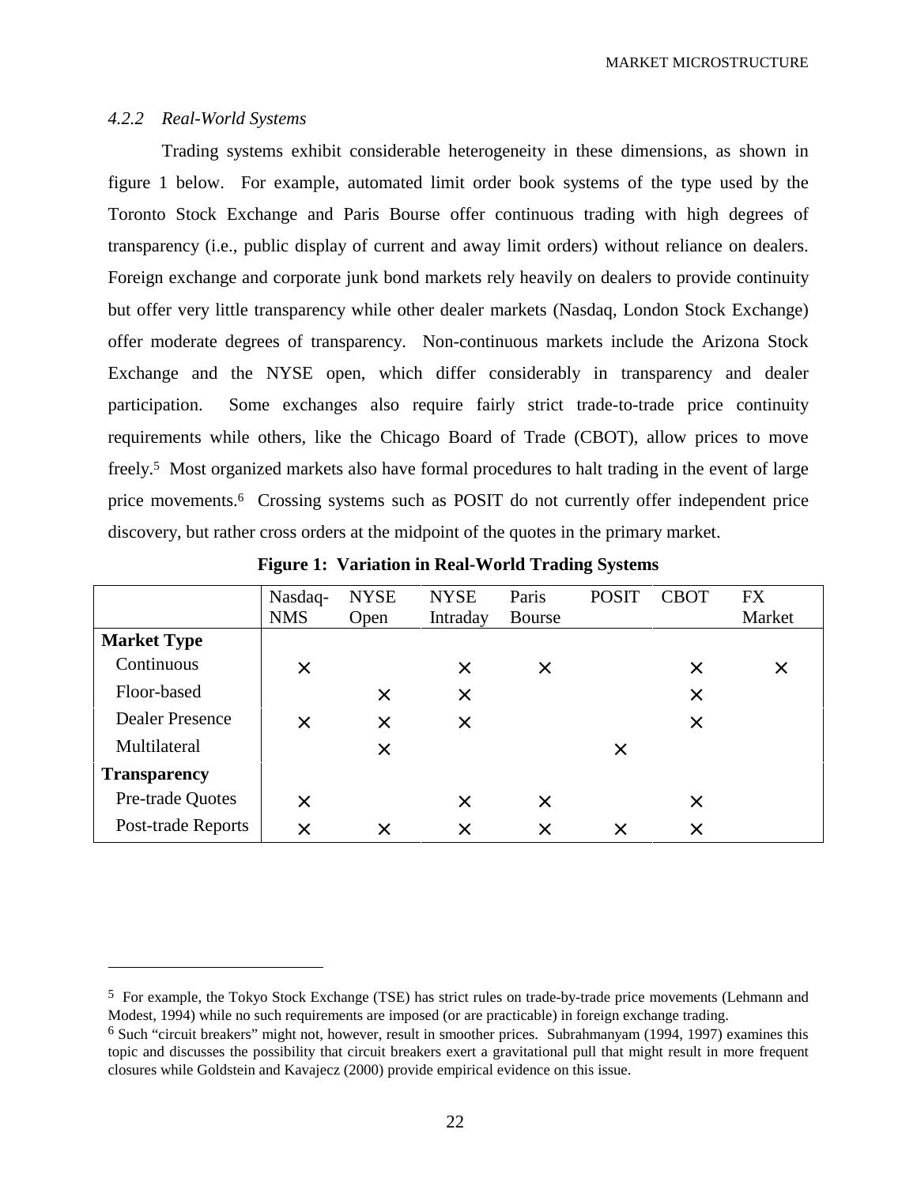#### *4.2.2 Real-World Systems*

Trading systems exhibit considerable heterogeneity in these dimensions, as shown in figure 1 below. For example, automated limit order book systems of the type used by the Toronto Stock Exchange and Paris Bourse offer continuous trading with high degrees of transparency (i.e., public display of current and away limit orders) without reliance on dealers. Foreign exchange and corporate junk bond markets rely heavily on dealers to provide continuity but offer very little transparency while other dealer markets (Nasdaq, London Stock Exchange) offer moderate degrees of transparency. Non-continuous markets include the Arizona Stock Exchange and the NYSE open, which differ considerably in transparency and dealer participation. Some exchanges also require fairly strict trade-to-trade price continuity requirements while others, like the Chicago Board of Trade (CBOT), allow prices to move freely.[5] Most organized markets also have formal procedures to halt trading in the event of large price movements.[6] Crossing systems such as POSIT do not currently offer independent price discovery, but rather cross orders at the midpoint of the quotes in the primary market.

**Figure 1: Variation in Real-World Trading Systems**

| | Nasdaq-NMS | NYSE Open | NYSE Intraday | Paris Bourse | POSIT | CBOT | FX Market |
|---|---|---|---|---|---|---|---|
| **Market Type** | | | | | | | |
| Continuous | × | | × | × | | × | × |
| Floor-based | | × | × | | | × | |
| Dealer Presence | × | × | × | | | × | |
| Multilateral | | × | | | × | | |
| **Transparency** | | | | | | | |
| Pre-trade Quotes | × | | × | × | | × | |
| Post-trade Reports | × | × | × | × | × | × | |

---

[5] For example, the Tokyo Stock Exchange (TSE) has strict rules on trade-by-trade price movements (Lehmann and Modest, 1994) while no such requirements are imposed (or are practicable) in foreign exchange trading.

[6] Such "circuit breakers" might not, however, result in smoother prices. Subrahmanyam (1994, 1997) examines this topic and discusses the possibility that circuit breakers exert a gravitational pull that might result in more frequent closures while Goldstein and Kavajecz (2000) provide empirical evidence on this issue.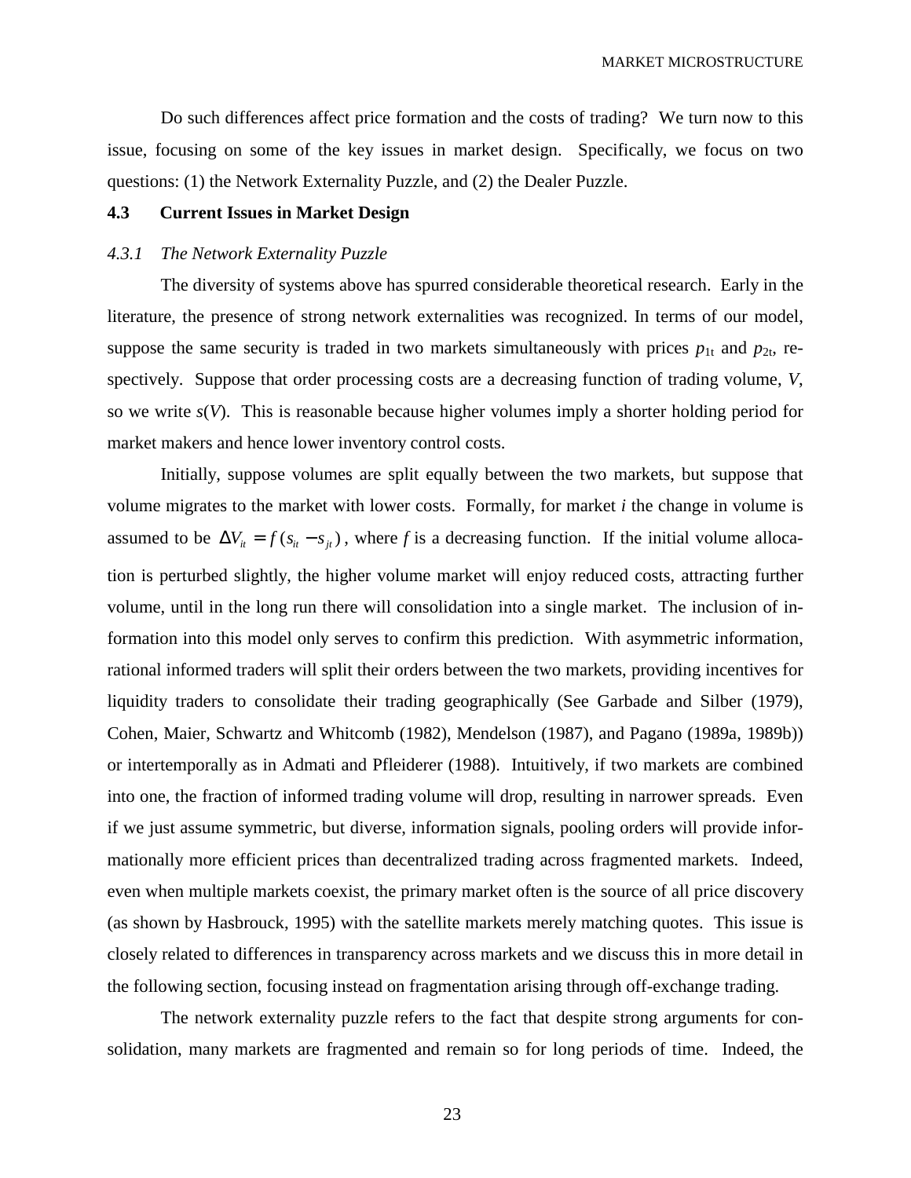Do such differences affect price formation and the costs of trading? We turn now to this issue, focusing on some of the key issues in market design. Specifically, we focus on two questions: (1) the Network Externality Puzzle, and (2) the Dealer Puzzle.

## 4.3 Current Issues in Market Design

### *4.3.1 The Network Externality Puzzle*

The diversity of systems above has spurred considerable theoretical research. Early in the literature, the presence of strong network externalities was recognized. In terms of our model, suppose the same security is traded in two markets simultaneously with prices $p_{1t}$ and $p_{2t}$, respectively. Suppose that order processing costs are a decreasing function of trading volume, *V*, so we write $s(V)$. This is reasonable because higher volumes imply a shorter holding period for market makers and hence lower inventory control costs.

Initially, suppose volumes are split equally between the two markets, but suppose that volume migrates to the market with lower costs. Formally, for market *i* the change in volume is assumed to be $\Delta V_{it} = f(s_{it} - s_{jt})$, where *f* is a decreasing function. If the initial volume allocation is perturbed slightly, the higher volume market will enjoy reduced costs, attracting further volume, until in the long run there will be consolidation into a single market. The inclusion of information into this model only serves to confirm this prediction. With asymmetric information, rational informed traders will split their orders between the two markets, providing incentives for liquidity traders to consolidate their trading geographically (See Garbade and Silber (1979), Cohen, Maier, Schwartz and Whitcomb (1982), Mendelson (1987), and Pagano (1989a, 1989b)) or intertemporally as in Admati and Pfleiderer (1988). Intuitively, if two markets are combined into one, the fraction of informed trading volume will drop, resulting in narrower spreads. Even if we just assume symmetric, but diverse, information signals, pooling orders will provide informationally more efficient prices than decentralized trading across fragmented markets. Indeed, even when multiple markets coexist, the primary market often is the source of all price discovery (as shown by Hasbrouck, 1995) with the satellite markets merely matching quotes. This issue is closely related to differences in transparency across markets and we discuss this in more detail in the following section, focusing instead on fragmentation arising through off-exchange trading.

The network externality puzzle refers to the fact that despite strong arguments for consolidation, many markets are fragmented and remain so for long periods of time. Indeed, the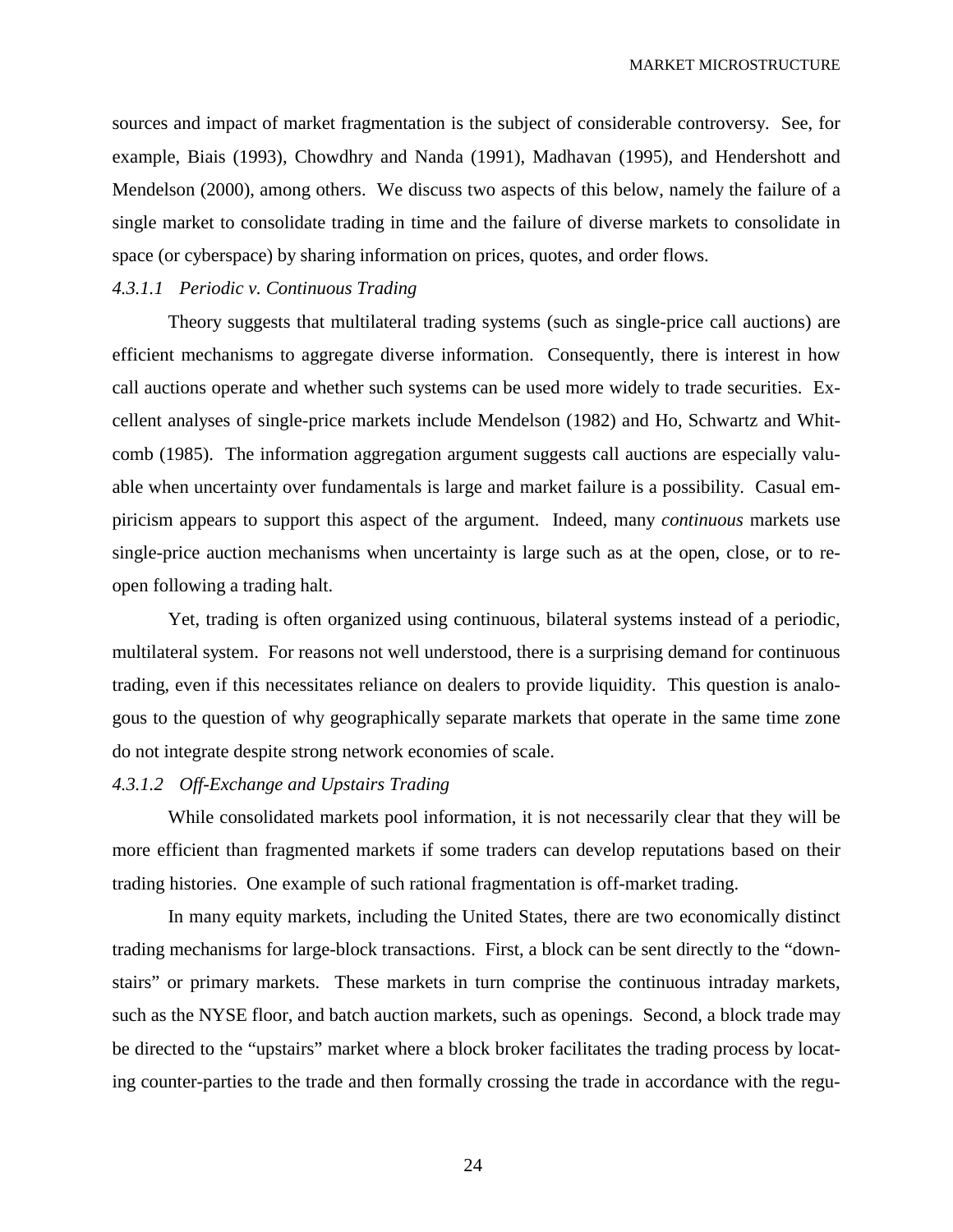sources and impact of market fragmentation is the subject of considerable controversy. See, for example, Biais (1993), Chowdhry and Nanda (1991), Madhavan (1995), and Hendershott and Mendelson (2000), among others. We discuss two aspects of this below, namely the failure of a single market to consolidate trading in time and the failure of diverse markets to consolidate in space (or cyberspace) by sharing information on prices, quotes, and order flows.

#### *4.3.1.1 Periodic v. Continuous Trading*

Theory suggests that multilateral trading systems (such as single-price call auctions) are efficient mechanisms to aggregate diverse information. Consequently, there is interest in how call auctions operate and whether such systems can be used more widely to trade securities. Excellent analyses of single-price markets include Mendelson (1982) and Ho, Schwartz and Whitcomb (1985). The information aggregation argument suggests call auctions are especially valuable when uncertainty over fundamentals is large and market failure is a possibility. Casual empiricism appears to support this aspect of the argument. Indeed, many *continuous* markets use single-price auction mechanisms when uncertainty is large such as at the open, close, or to reopen following a trading halt.

Yet, trading is often organized using continuous, bilateral systems instead of a periodic, multilateral system. For reasons not well understood, there is a surprising demand for continuous trading, even if this necessitates reliance on dealers to provide liquidity. This question is analogous to the question of why geographically separate markets that operate in the same time zone do not integrate despite strong network economies of scale.

#### *4.3.1.2 Off-Exchange and Upstairs Trading*

While consolidated markets pool information, it is not necessarily clear that they will be more efficient than fragmented markets if some traders can develop reputations based on their trading histories. One example of such rational fragmentation is off-market trading.

In many equity markets, including the United States, there are two economically distinct trading mechanisms for large-block transactions. First, a block can be sent directly to the "downstairs" or primary markets. These markets in turn comprise the continuous intraday markets, such as the NYSE floor, and batch auction markets, such as openings. Second, a block trade may be directed to the "upstairs" market where a block broker facilitates the trading process by locating counter-parties to the trade and then formally crossing the trade in accordance with the regu-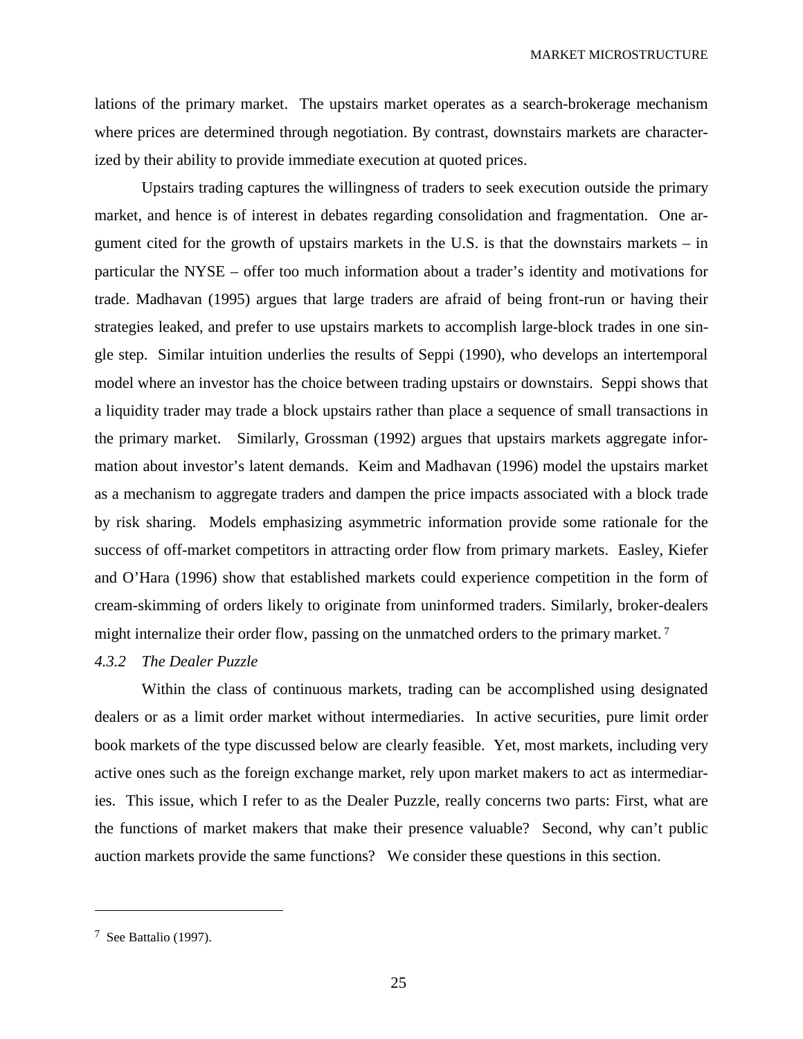lations of the primary market. The upstairs market operates as a search-brokerage mechanism where prices are determined through negotiation. By contrast, downstairs markets are characterized by their ability to provide immediate execution at quoted prices.

Upstairs trading captures the willingness of traders to seek execution outside the primary market, and hence is of interest in debates regarding consolidation and fragmentation. One argument cited for the growth of upstairs markets in the U.S. is that the downstairs markets – in particular the NYSE – offer too much information about a trader's identity and motivations for trade. Madhavan (1995) argues that large traders are afraid of being front-run or having their strategies leaked, and prefer to use upstairs markets to accomplish large-block trades in one single step. Similar intuition underlies the results of Seppi (1990), who develops an intertemporal model where an investor has the choice between trading upstairs or downstairs. Seppi shows that a liquidity trader may trade a block upstairs rather than place a sequence of small transactions in the primary market. Similarly, Grossman (1992) argues that upstairs markets aggregate information about investor's latent demands. Keim and Madhavan (1996) model the upstairs market as a mechanism to aggregate traders and dampen the price impacts associated with a block trade by risk sharing. Models emphasizing asymmetric information provide some rationale for the success of off-market competitors in attracting order flow from primary markets. Easley, Kiefer and O'Hara (1996) show that established markets could experience competition in the form of cream-skimming of orders likely to originate from uninformed traders. Similarly, broker-dealers might internalize their order flow, passing on the unmatched orders to the primary market. [7]

### *4.3.2 The Dealer Puzzle*

Within the class of continuous markets, trading can be accomplished using designated dealers or as a limit order market without intermediaries. In active securities, pure limit order book markets of the type discussed below are clearly feasible. Yet, most markets, including very active ones such as the foreign exchange market, rely upon market makers to act as intermediaries. This issue, which I refer to as the Dealer Puzzle, really concerns two parts: First, what are the functions of market makers that make their presence valuable? Second, why can't public auction markets provide the same functions? We consider these questions in this section.

---

[7] See Battalio (1997).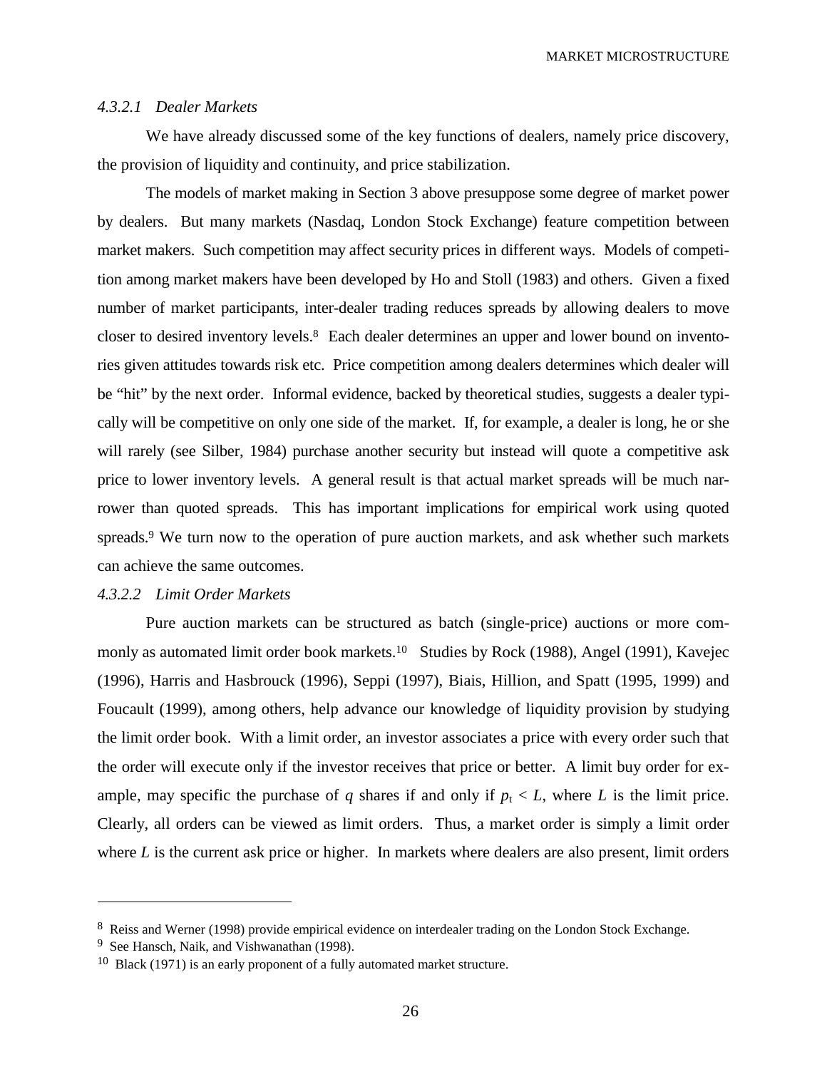#### *4.3.2.1 Dealer Markets*

We have already discussed some of the key functions of dealers, namely price discovery, the provision of liquidity and continuity, and price stabilization.

The models of market making in Section 3 above presuppose some degree of market power by dealers. But many markets (Nasdaq, London Stock Exchange) feature competition between market makers. Such competition may affect security prices in different ways. Models of competition among market makers have been developed by Ho and Stoll (1983) and others. Given a fixed number of market participants, inter-dealer trading reduces spreads by allowing dealers to move closer to desired inventory levels.[8] Each dealer determines an upper and lower bound on inventories given attitudes towards risk etc. Price competition among dealers determines which dealer will be "hit" by the next order. Informal evidence, backed by theoretical studies, suggests a dealer typically will be competitive on only one side of the market. If, for example, a dealer is long, he or she will rarely (see Silber, 1984) purchase another security but instead will quote a competitive ask price to lower inventory levels. A general result is that actual market spreads will be much narrower than quoted spreads. This has important implications for empirical work using quoted spreads.[9] We turn now to the operation of pure auction markets, and ask whether such markets can achieve the same outcomes.

#### *4.3.2.2 Limit Order Markets*

Pure auction markets can be structured as batch (single-price) auctions or more commonly as automated limit order book markets.[10] Studies by Rock (1988), Angel (1991), Kavejec (1996), Harris and Hasbrouck (1996), Seppi (1997), Biais, Hillion, and Spatt (1995, 1999) and Foucault (1999), among others, help advance our knowledge of liquidity provision by studying the limit order book. With a limit order, an investor associates a price with every order such that the order will execute only if the investor receives that price or better. A limit buy order for example, may specific the purchase of $q$ shares if and only if $p_t < L$, where $L$ is the limit price. Clearly, all orders can be viewed as limit orders. Thus, a market order is simply a limit order where $L$ is the current ask price or higher. In markets where dealers are also present, limit orders

---

[8] Reiss and Werner (1998) provide empirical evidence on interdealer trading on the London Stock Exchange.

[9] See Hansch, Naik, and Vishwanathan (1998).

[10] Black (1971) is an early proponent of a fully automated market structure.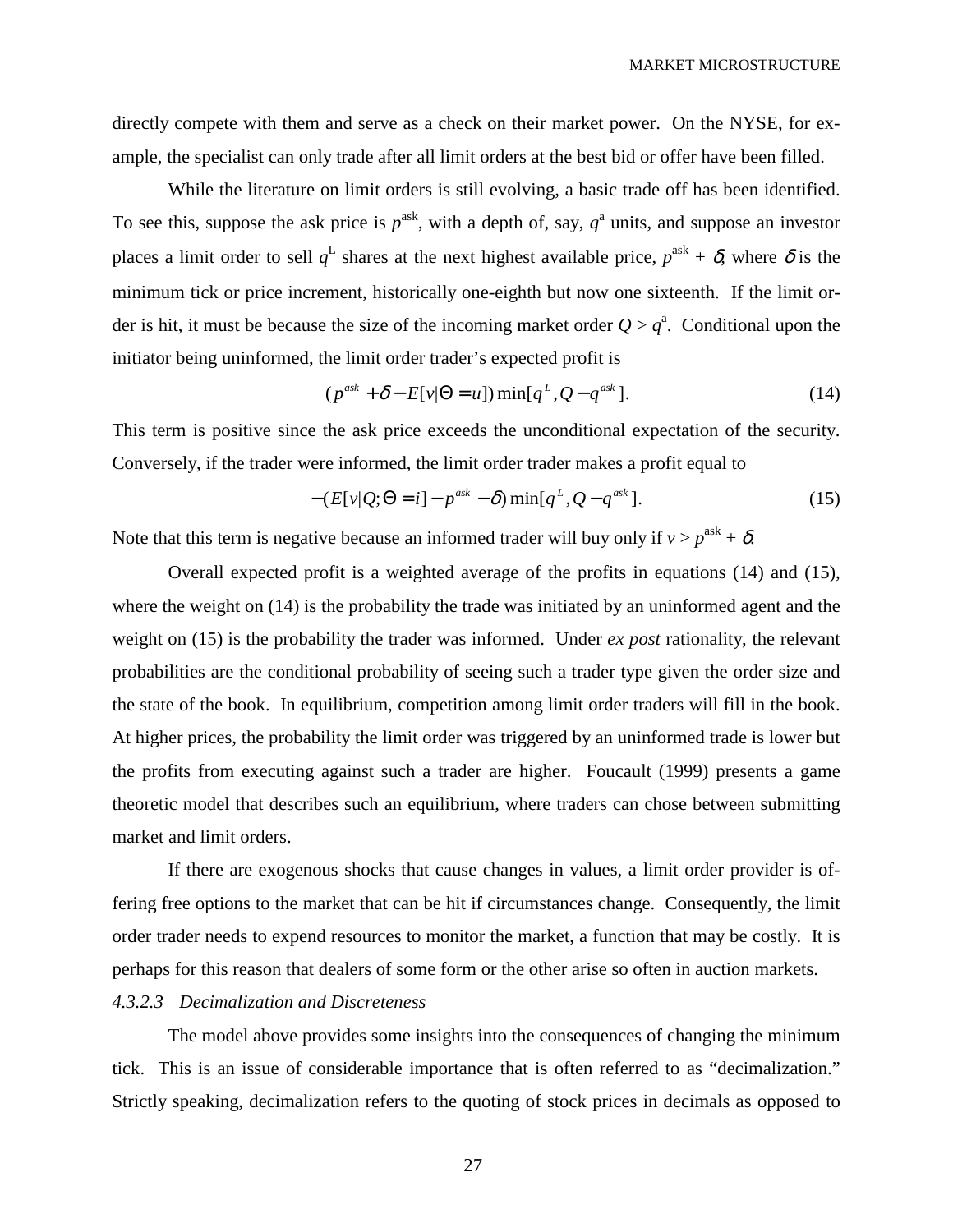directly compete with them and serve as a check on their market power. On the NYSE, for example, the specialist can only trade after all limit orders at the best bid or offer have been filled.

While the literature on limit orders is still evolving, a basic trade off has been identified. To see this, suppose the ask price is $p^{\text{ask}}$, with a depth of, say, $q^{\text{a}}$ units, and suppose an investor places a limit order to sell $q^{\text{L}}$ shares at the next highest available price, $p^{\text{ask}} + \delta$, where $\delta$ is the minimum tick or price increment, historically one-eighth but now one sixteenth. If the limit order is hit, it must be because the size of the incoming market order $Q > q^{\text{a}}$. Conditional upon the initiator being uninformed, the limit order trader's expected profit is

$$(p^{ask} + \delta - E[v|\Theta = u]) \min[q^{L}, Q - q^{ask}]. \tag{14}$$

This term is positive since the ask price exceeds the unconditional expectation of the security. Conversely, if the trader were informed, the limit order trader makes a profit equal to

$$-(E[v|Q;\Theta = i] - p^{ask} - \delta) \min[q^{L}, Q - q^{ask}]. \tag{15}$$

Note that this term is negative because an informed trader will buy only if $v > p^{\text{ask}} + \delta$.

Overall expected profit is a weighted average of the profits in equations (14) and (15), where the weight on (14) is the probability the trade was initiated by an uninformed agent and the weight on (15) is the probability the trader was informed. Under *ex post* rationality, the relevant probabilities are the conditional probability of seeing such a trader type given the order size and the state of the book. In equilibrium, competition among limit order traders will fill in the book. At higher prices, the probability the limit order was triggered by an uninformed trade is lower but the profits from executing against such a trader are higher. Foucault (1999) presents a game theoretic model that describes such an equilibrium, where traders can chose between submitting market and limit orders.

If there are exogenous shocks that cause changes in values, a limit order provider is offering free options to the market that can be hit if circumstances change. Consequently, the limit order trader needs to expend resources to monitor the market, a function that may be costly. It is perhaps for this reason that dealers of some form or the other arise so often in auction markets.

#### *4.3.2.3 Decimalization and Discreteness*

The model above provides some insights into the consequences of changing the minimum tick. This is an issue of considerable importance that is often referred to as "decimalization." Strictly speaking, decimalization refers to the quoting of stock prices in decimals as opposed to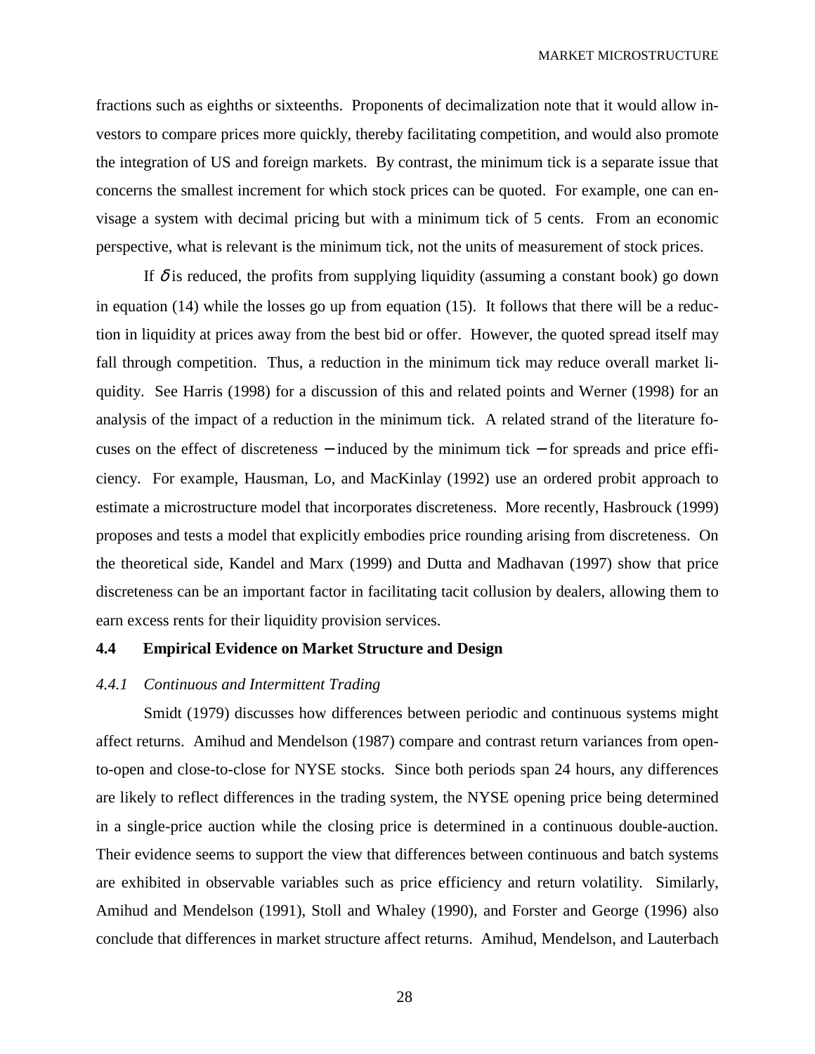fractions such as eighths or sixteenths. Proponents of decimalization note that it would allow investors to compare prices more quickly, thereby facilitating competition, and would also promote the integration of US and foreign markets. By contrast, the minimum tick is a separate issue that concerns the smallest increment for which stock prices can be quoted. For example, one can envisage a system with decimal pricing but with a minimum tick of 5 cents. From an economic perspective, what is relevant is the minimum tick, not the units of measurement of stock prices.

If $\delta$ is reduced, the profits from supplying liquidity (assuming a constant book) go down in equation (14) while the losses go up from equation (15). It follows that there will be a reduction in liquidity at prices away from the best bid or offer. However, the quoted spread itself may fall through competition. Thus, a reduction in the minimum tick may reduce overall market liquidity. See Harris (1998) for a discussion of this and related points and Werner (1998) for an analysis of the impact of a reduction in the minimum tick. A related strand of the literature focuses on the effect of discreteness − induced by the minimum tick − for spreads and price efficiency. For example, Hausman, Lo, and MacKinlay (1992) use an ordered probit approach to estimate a microstructure model that incorporates discreteness. More recently, Hasbrouck (1999) proposes and tests a model that explicitly embodies price rounding arising from discreteness. On the theoretical side, Kandel and Marx (1999) and Dutta and Madhavan (1997) show that price discreteness can be an important factor in facilitating tacit collusion by dealers, allowing them to earn excess rents for their liquidity provision services.

### 4.4 Empirical Evidence on Market Structure and Design

#### *4.4.1 Continuous and Intermittent Trading*

Smidt (1979) discusses how differences between periodic and continuous systems might affect returns. Amihud and Mendelson (1987) compare and contrast return variances from open-to-open and close-to-close for NYSE stocks. Since both periods span 24 hours, any differences are likely to reflect differences in the trading system, the NYSE opening price being determined in a single-price auction while the closing price is determined in a continuous double-auction. Their evidence seems to support the view that differences between continuous and batch systems are exhibited in observable variables such as price efficiency and return volatility. Similarly, Amihud and Mendelson (1991), Stoll and Whaley (1990), and Forster and George (1996) also conclude that differences in market structure affect returns. Amihud, Mendelson, and Lauterbach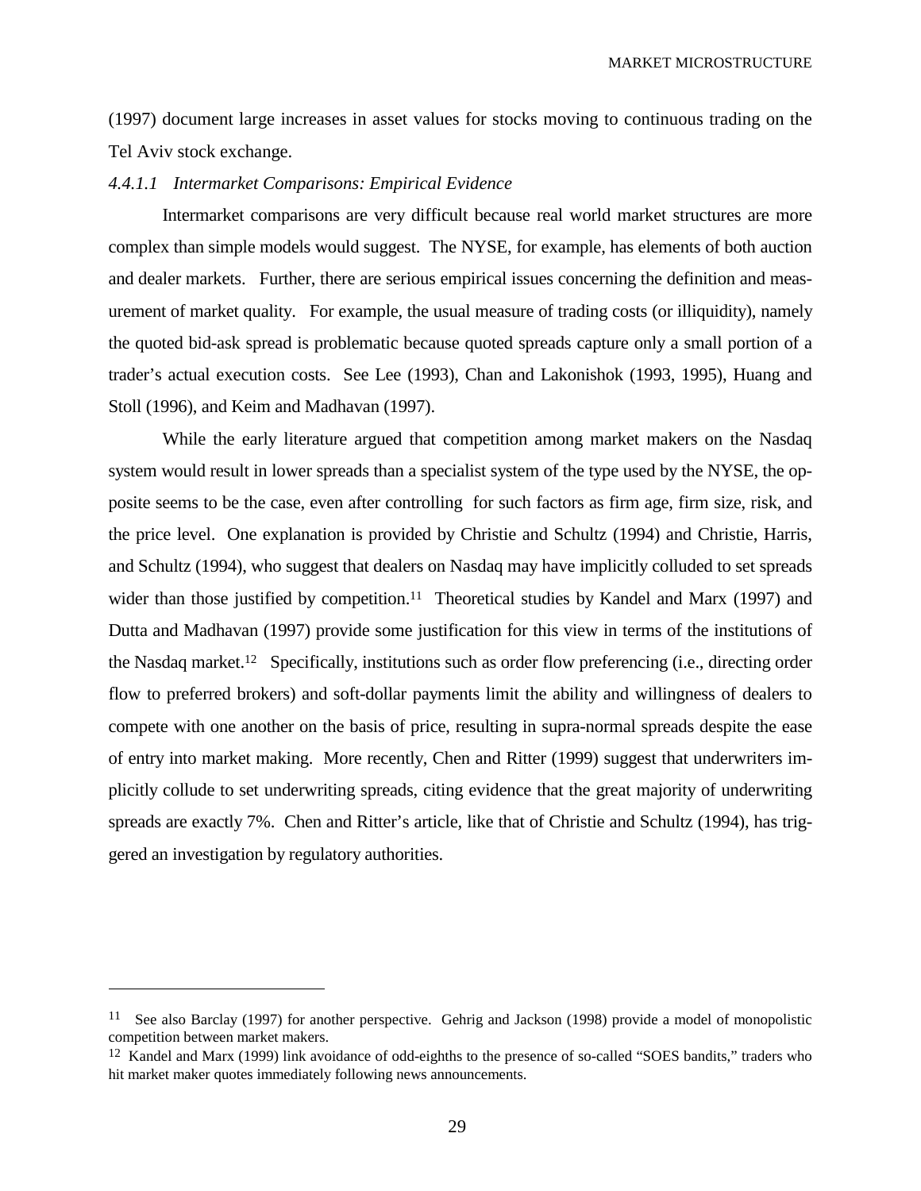(1997) document large increases in asset values for stocks moving to continuous trading on the Tel Aviv stock exchange.

#### *4.4.1.1 Intermarket Comparisons: Empirical Evidence*

Intermarket comparisons are very difficult because real world market structures are more complex than simple models would suggest. The NYSE, for example, has elements of both auction and dealer markets. Further, there are serious empirical issues concerning the definition and measurement of market quality. For example, the usual measure of trading costs (or illiquidity), namely the quoted bid-ask spread is problematic because quoted spreads capture only a small portion of a trader's actual execution costs. See Lee (1993), Chan and Lakonishok (1993, 1995), Huang and Stoll (1996), and Keim and Madhavan (1997).

While the early literature argued that competition among market makers on the Nasdaq system would result in lower spreads than a specialist system of the type used by the NYSE, the opposite seems to be the case, even after controlling for such factors as firm age, firm size, risk, and the price level. One explanation is provided by Christie and Schultz (1994) and Christie, Harris, and Schultz (1994), who suggest that dealers on Nasdaq may have implicitly colluded to set spreads wider than those justified by competition.[11] Theoretical studies by Kandel and Marx (1997) and Dutta and Madhavan (1997) provide some justification for this view in terms of the institutions of the Nasdaq market.[12] Specifically, institutions such as order flow preferencing (i.e., directing order flow to preferred brokers) and soft-dollar payments limit the ability and willingness of dealers to compete with one another on the basis of price, resulting in supra-normal spreads despite the ease of entry into market making. More recently, Chen and Ritter (1999) suggest that underwriters implicitly collude to set underwriting spreads, citing evidence that the great majority of underwriting spreads are exactly 7%. Chen and Ritter's article, like that of Christie and Schultz (1994), has triggered an investigation by regulatory authorities.

---

[11] See also Barclay (1997) for another perspective. Gehrig and Jackson (1998) provide a model of monopolistic competition between market makers.

[12] Kandel and Marx (1999) link avoidance of odd-eighths to the presence of so-called "SOES bandits," traders who hit market maker quotes immediately following news announcements.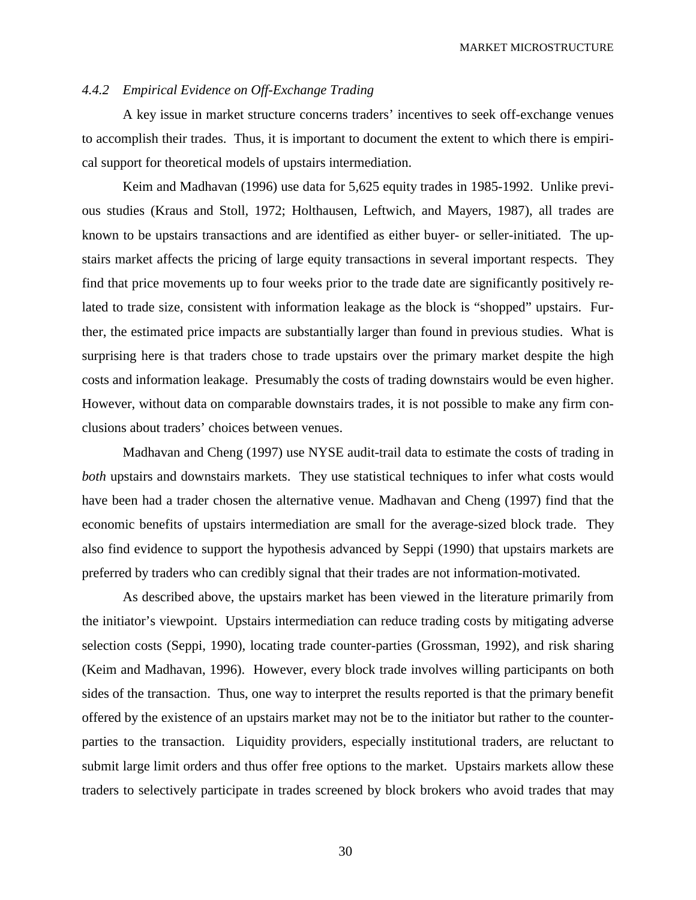### *4.4.2 Empirical Evidence on Off-Exchange Trading*

A key issue in market structure concerns traders' incentives to seek off-exchange venues to accomplish their trades. Thus, it is important to document the extent to which there is empirical support for theoretical models of upstairs intermediation.

Keim and Madhavan (1996) use data for 5,625 equity trades in 1985-1992. Unlike previous studies (Kraus and Stoll, 1972; Holthausen, Leftwich, and Mayers, 1987), all trades are known to be upstairs transactions and are identified as either buyer- or seller-initiated. The upstairs market affects the pricing of large equity transactions in several important respects. They find that price movements up to four weeks prior to the trade date are significantly positively related to trade size, consistent with information leakage as the block is "shopped" upstairs. Further, the estimated price impacts are substantially larger than found in previous studies. What is surprising here is that traders chose to trade upstairs over the primary market despite the high costs and information leakage. Presumably the costs of trading downstairs would be even higher. However, without data on comparable downstairs trades, it is not possible to make any firm conclusions about traders' choices between venues.

Madhavan and Cheng (1997) use NYSE audit-trail data to estimate the costs of trading in *both* upstairs and downstairs markets. They use statistical techniques to infer what costs would have been had a trader chosen the alternative venue. Madhavan and Cheng (1997) find that the economic benefits of upstairs intermediation are small for the average-sized block trade. They also find evidence to support the hypothesis advanced by Seppi (1990) that upstairs markets are preferred by traders who can credibly signal that their trades are not information-motivated.

As described above, the upstairs market has been viewed in the literature primarily from the initiator's viewpoint. Upstairs intermediation can reduce trading costs by mitigating adverse selection costs (Seppi, 1990), locating trade counter-parties (Grossman, 1992), and risk sharing (Keim and Madhavan, 1996). However, every block trade involves willing participants on both sides of the transaction. Thus, one way to interpret the results reported is that the primary benefit offered by the existence of an upstairs market may not be to the initiator but rather to the counterparties to the transaction. Liquidity providers, especially institutional traders, are reluctant to submit large limit orders and thus offer free options to the market. Upstairs markets allow these traders to selectively participate in trades screened by block brokers who avoid trades that may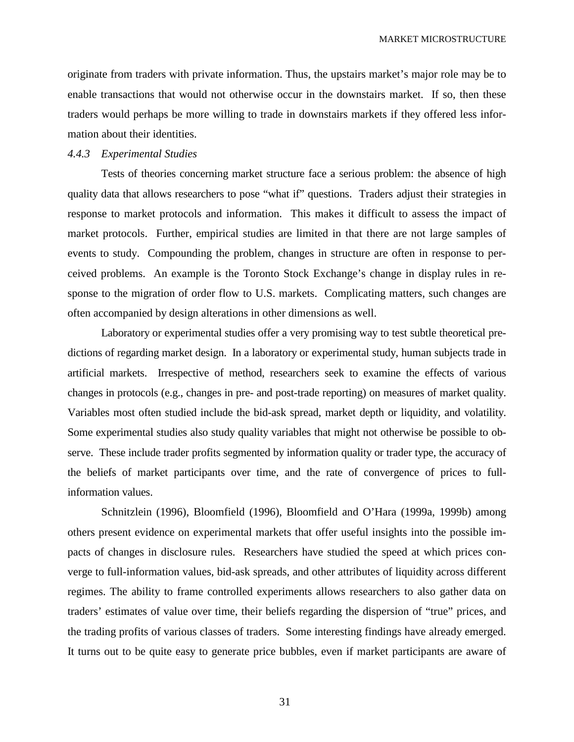originate from traders with private information. Thus, the upstairs market's major role may be to enable transactions that would not otherwise occur in the downstairs market. If so, then these traders would perhaps be more willing to trade in downstairs markets if they offered less information about their identities.

### *4.4.3 Experimental Studies*

Tests of theories concerning market structure face a serious problem: the absence of high quality data that allows researchers to pose "what if" questions. Traders adjust their strategies in response to market protocols and information. This makes it difficult to assess the impact of market protocols. Further, empirical studies are limited in that there are not large samples of events to study. Compounding the problem, changes in structure are often in response to perceived problems. An example is the Toronto Stock Exchange's change in display rules in response to the migration of order flow to U.S. markets. Complicating matters, such changes are often accompanied by design alterations in other dimensions as well.

Laboratory or experimental studies offer a very promising way to test subtle theoretical predictions of regarding market design. In a laboratory or experimental study, human subjects trade in artificial markets. Irrespective of method, researchers seek to examine the effects of various changes in protocols (e.g., changes in pre- and post-trade reporting) on measures of market quality. Variables most often studied include the bid-ask spread, market depth or liquidity, and volatility. Some experimental studies also study quality variables that might not otherwise be possible to observe. These include trader profits segmented by information quality or trader type, the accuracy of the beliefs of market participants over time, and the rate of convergence of prices to full-information values.

Schnitzlein (1996), Bloomfield (1996), Bloomfield and O'Hara (1999a, 1999b) among others present evidence on experimental markets that offer useful insights into the possible impacts of changes in disclosure rules. Researchers have studied the speed at which prices converge to full-information values, bid-ask spreads, and other attributes of liquidity across different regimes. The ability to frame controlled experiments allows researchers to also gather data on traders' estimates of value over time, their beliefs regarding the dispersion of "true" prices, and the trading profits of various classes of traders. Some interesting findings have already emerged. It turns out to be quite easy to generate price bubbles, even if market participants are aware of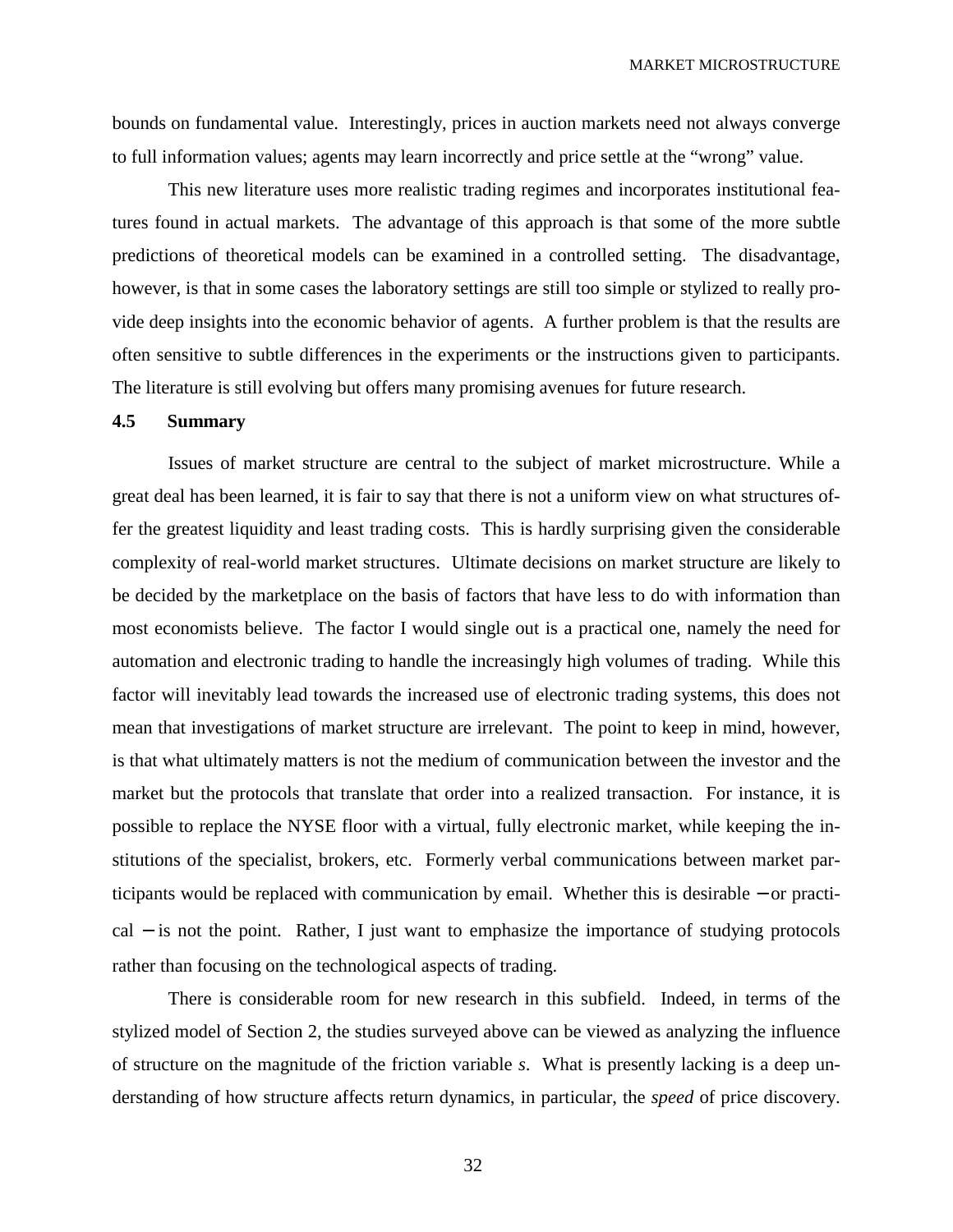bounds on fundamental value. Interestingly, prices in auction markets need not always converge to full information values; agents may learn incorrectly and price settle at the "wrong" value.

This new literature uses more realistic trading regimes and incorporates institutional features found in actual markets. The advantage of this approach is that some of the more subtle predictions of theoretical models can be examined in a controlled setting. The disadvantage, however, is that in some cases the laboratory settings are still too simple or stylized to really provide deep insights into the economic behavior of agents. A further problem is that the results are often sensitive to subtle differences in the experiments or the instructions given to participants. The literature is still evolving but offers many promising avenues for future research.

### 4.5 Summary

Issues of market structure are central to the subject of market microstructure. While a great deal has been learned, it is fair to say that there is not a uniform view on what structures offer the greatest liquidity and least trading costs. This is hardly surprising given the considerable complexity of real-world market structures. Ultimate decisions on market structure are likely to be decided by the marketplace on the basis of factors that have less to do with information than most economists believe. The factor I would single out is a practical one, namely the need for automation and electronic trading to handle the increasingly high volumes of trading. While this factor will inevitably lead towards the increased use of electronic trading systems, this does not mean that investigations of market structure are irrelevant. The point to keep in mind, however, is that what ultimately matters is not the medium of communication between the investor and the market but the protocols that translate that order into a realized transaction. For instance, it is possible to replace the NYSE floor with a virtual, fully electronic market, while keeping the institutions of the specialist, brokers, etc. Formerly verbal communications between market participants would be replaced with communication by email. Whether this is desirable − or practical − is not the point. Rather, I just want to emphasize the importance of studying protocols rather than focusing on the technological aspects of trading.

There is considerable room for new research in this subfield. Indeed, in terms of the stylized model of Section 2, the studies surveyed above can be viewed as analyzing the influence of structure on the magnitude of the friction variable $s$. What is presently lacking is a deep understanding of how structure affects return dynamics, in particular, the *speed* of price discovery.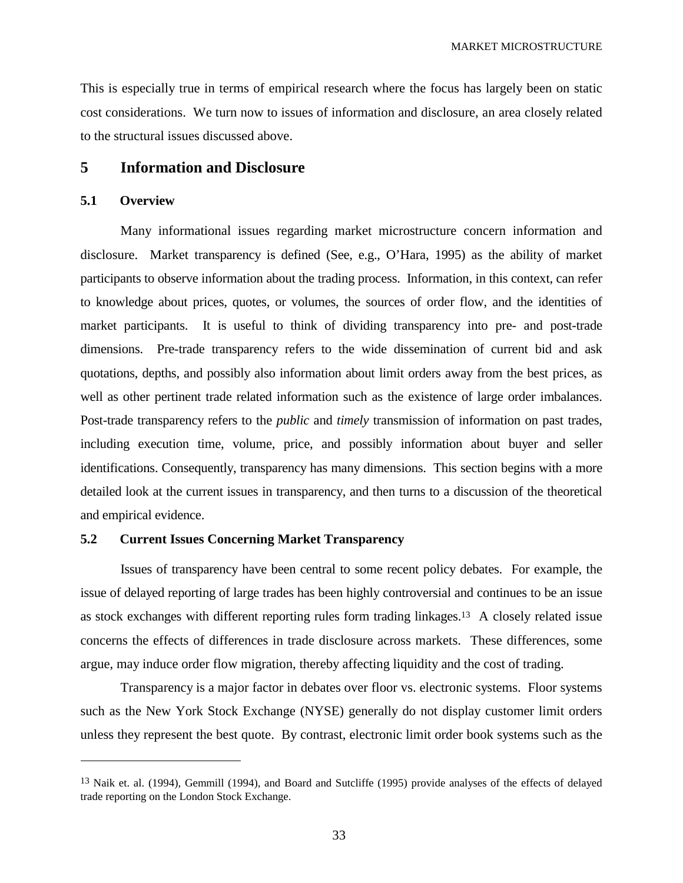This is especially true in terms of empirical research where the focus has largely been on static cost considerations. We turn now to issues of information and disclosure, an area closely related to the structural issues discussed above.

## 5 Information and Disclosure

### 5.1 Overview

Many informational issues regarding market microstructure concern information and disclosure. Market transparency is defined (See, e.g., O'Hara, 1995) as the ability of market participants to observe information about the trading process. Information, in this context, can refer to knowledge about prices, quotes, or volumes, the sources of order flow, and the identities of market participants. It is useful to think of dividing transparency into pre- and post-trade dimensions. Pre-trade transparency refers to the wide dissemination of current bid and ask quotations, depths, and possibly also information about limit orders away from the best prices, as well as other pertinent trade related information such as the existence of large order imbalances. Post-trade transparency refers to the *public* and *timely* transmission of information on past trades, including execution time, volume, price, and possibly information about buyer and seller identifications. Consequently, transparency has many dimensions. This section begins with a more detailed look at the current issues in transparency, and then turns to a discussion of the theoretical and empirical evidence.

### 5.2 Current Issues Concerning Market Transparency

Issues of transparency have been central to some recent policy debates. For example, the issue of delayed reporting of large trades has been highly controversial and continues to be an issue as stock exchanges with different reporting rules form trading linkages.[13] A closely related issue concerns the effects of differences in trade disclosure across markets. These differences, some argue, may induce order flow migration, thereby affecting liquidity and the cost of trading.

Transparency is a major factor in debates over floor vs. electronic systems. Floor systems such as the New York Stock Exchange (NYSE) generally do not display customer limit orders unless they represent the best quote. By contrast, electronic limit order book systems such as the

[13] Naik et. al. (1994), Gemmill (1994), and Board and Sutcliffe (1995) provide analyses of the effects of delayed trade reporting on the London Stock Exchange.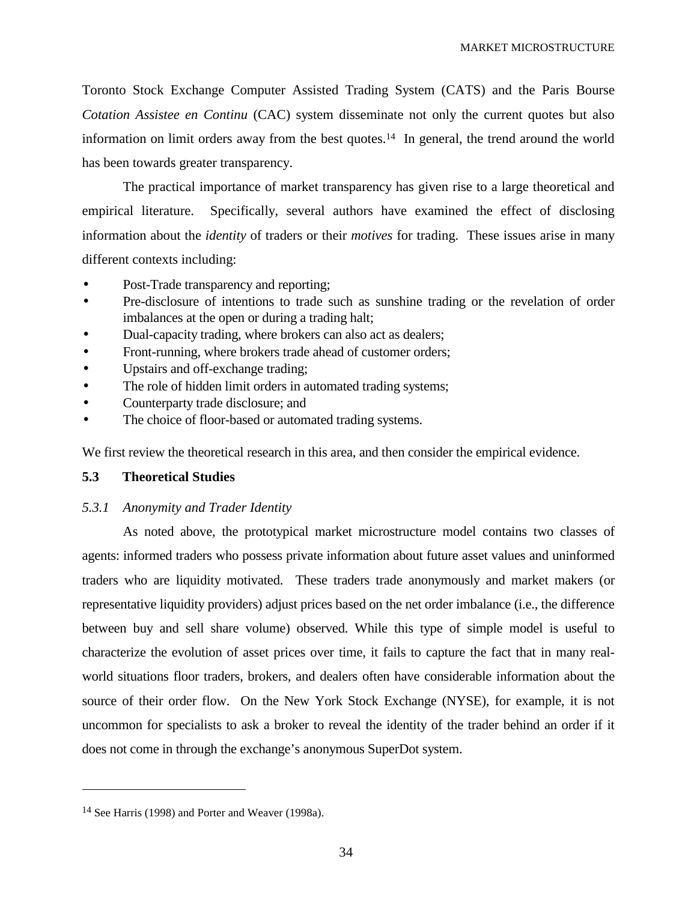Toronto Stock Exchange Computer Assisted Trading System (CATS) and the Paris Bourse *Cotation Assistee en Continu* (CAC) system disseminate not only the current quotes but also information on limit orders away from the best quotes.[14] In general, the trend around the world has been towards greater transparency.

The practical importance of market transparency has given rise to a large theoretical and empirical literature. Specifically, several authors have examined the effect of disclosing information about the *identity* of traders or their *motives* for trading. These issues arise in many different contexts including:

- Post-Trade transparency and reporting;
- Pre-disclosure of intentions to trade such as sunshine trading or the revelation of order imbalances at the open or during a trading halt;
- Dual-capacity trading, where brokers can also act as dealers;
- Front-running, where brokers trade ahead of customer orders;
- Upstairs and off-exchange trading;
- The role of hidden limit orders in automated trading systems;
- Counterparty trade disclosure; and
- The choice of floor-based or automated trading systems.

We first review the theoretical research in this area, and then consider the empirical evidence.

## 5.3 Theoretical Studies

### *5.3.1 Anonymity and Trader Identity*

As noted above, the prototypical market microstructure model contains two classes of agents: informed traders who possess private information about future asset values and uninformed traders who are liquidity motivated. These traders trade anonymously and market makers (or representative liquidity providers) adjust prices based on the net order imbalance (i.e., the difference between buy and sell share volume) observed. While this type of simple model is useful to characterize the evolution of asset prices over time, it fails to capture the fact that in many real-world situations floor traders, brokers, and dealers often have considerable information about the source of their order flow. On the New York Stock Exchange (NYSE), for example, it is not uncommon for specialists to ask a broker to reveal the identity of the trader behind an order if it does not come in through the exchange's anonymous SuperDot system.

---

[14] See Harris (1998) and Porter and Weaver (1998a).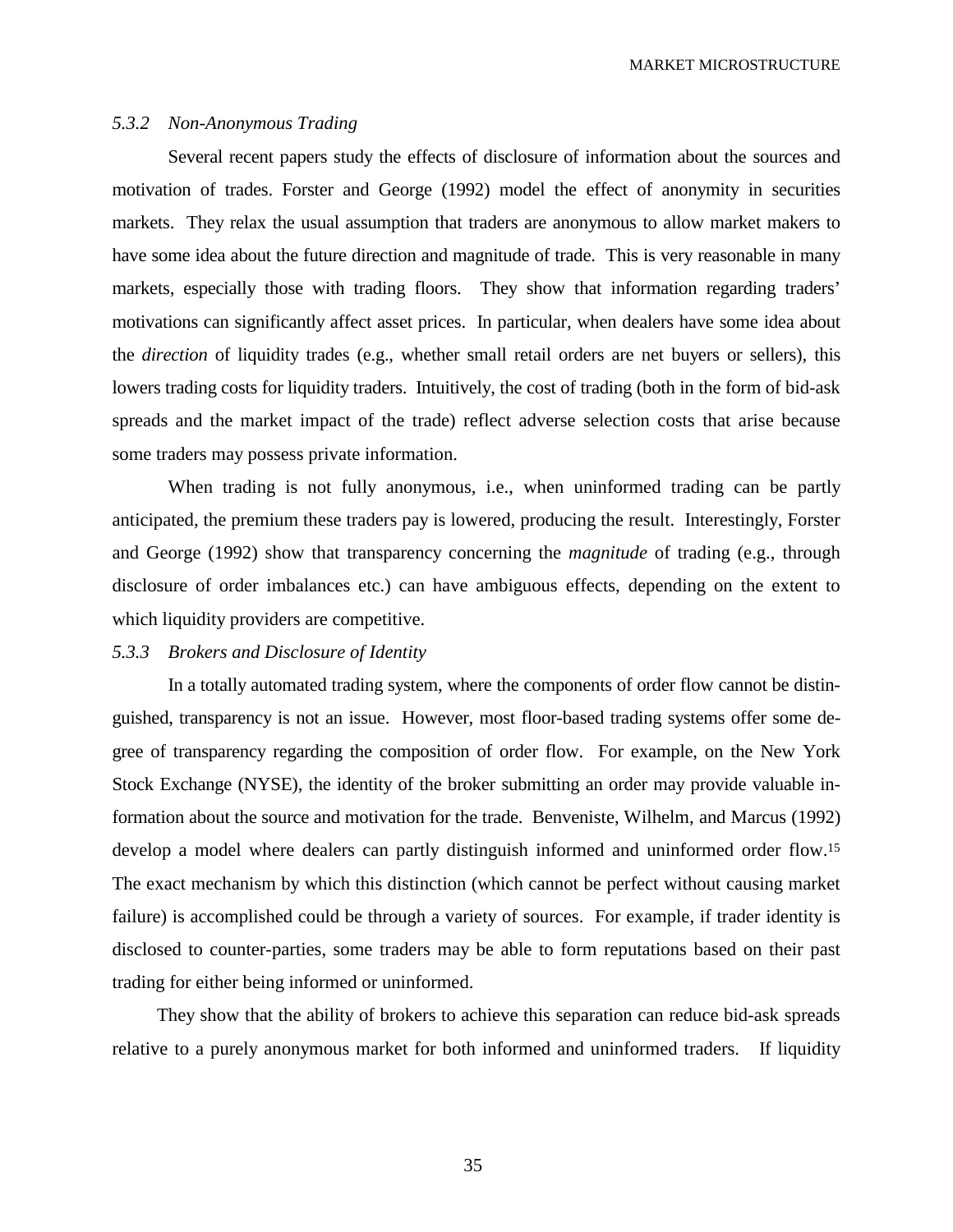### *5.3.2 Non-Anonymous Trading*

Several recent papers study the effects of disclosure of information about the sources and motivation of trades. Forster and George (1992) model the effect of anonymity in securities markets. They relax the usual assumption that traders are anonymous to allow market makers to have some idea about the future direction and magnitude of trade. This is very reasonable in many markets, especially those with trading floors. They show that information regarding traders' motivations can significantly affect asset prices. In particular, when dealers have some idea about the *direction* of liquidity trades (e.g., whether small retail orders are net buyers or sellers), this lowers trading costs for liquidity traders. Intuitively, the cost of trading (both in the form of bid-ask spreads and the market impact of the trade) reflect adverse selection costs that arise because some traders may possess private information.

When trading is not fully anonymous, i.e., when uninformed trading can be partly anticipated, the premium these traders pay is lowered, producing the result. Interestingly, Forster and George (1992) show that transparency concerning the *magnitude* of trading (e.g., through disclosure of order imbalances etc.) can have ambiguous effects, depending on the extent to which liquidity providers are competitive.

### *5.3.3 Brokers and Disclosure of Identity*

In a totally automated trading system, where the components of order flow cannot be distinguished, transparency is not an issue. However, most floor-based trading systems offer some degree of transparency regarding the composition of order flow. For example, on the New York Stock Exchange (NYSE), the identity of the broker submitting an order may provide valuable information about the source and motivation for the trade. Benveniste, Wilhelm, and Marcus (1992) develop a model where dealers can partly distinguish informed and uninformed order flow.[15] The exact mechanism by which this distinction (which cannot be perfect without causing market failure) is accomplished could be through a variety of sources. For example, if trader identity is disclosed to counter-parties, some traders may be able to form reputations based on their past trading for either being informed or uninformed.

They show that the ability of brokers to achieve this separation can reduce bid-ask spreads relative to a purely anonymous market for both informed and uninformed traders. If liquidity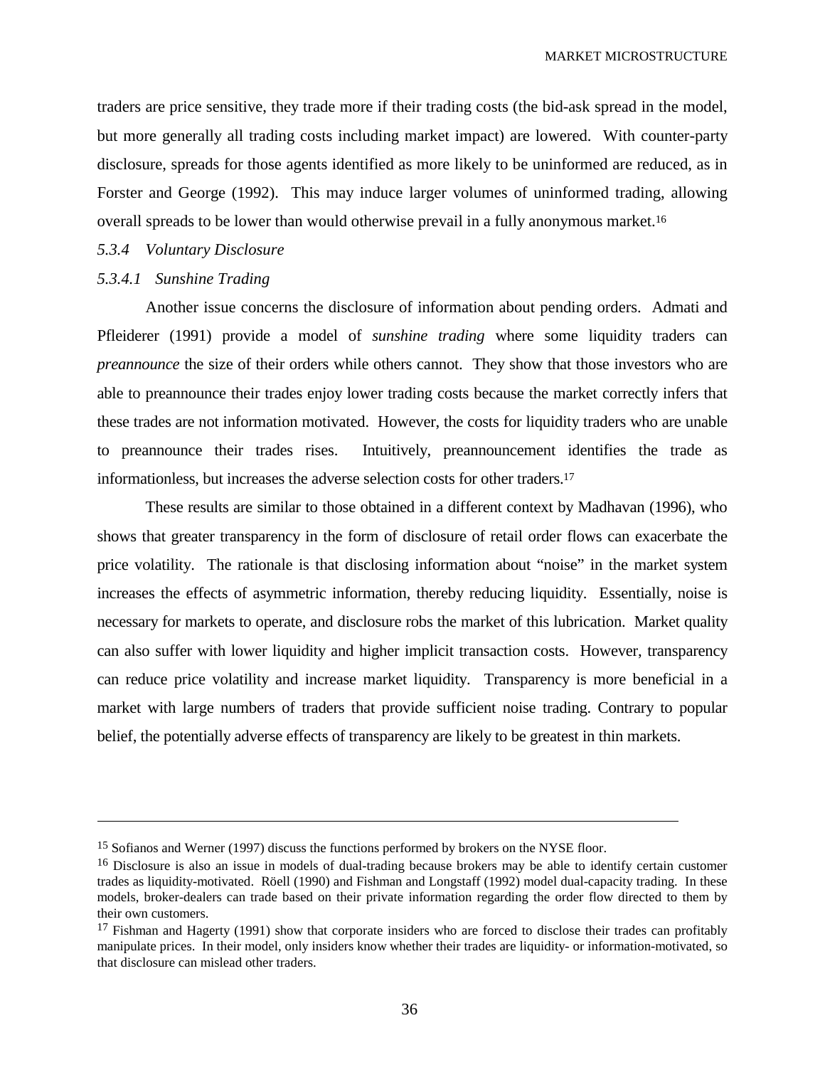traders are price sensitive, they trade more if their trading costs (the bid-ask spread in the model, but more generally all trading costs including market impact) are lowered. With counter-party disclosure, spreads for those agents identified as more likely to be uninformed are reduced, as in Forster and George (1992). This may induce larger volumes of uninformed trading, allowing overall spreads to be lower than would otherwise prevail in a fully anonymous market.[16]

### *5.3.4 Voluntary Disclosure*

#### *5.3.4.1 Sunshine Trading*

Another issue concerns the disclosure of information about pending orders. Admati and Pfleiderer (1991) provide a model of *sunshine trading* where some liquidity traders can *preannounce* the size of their orders while others cannot. They show that those investors who are able to preannounce their trades enjoy lower trading costs because the market correctly infers that these trades are not information motivated. However, the costs for liquidity traders who are unable to preannounce their trades rises. Intuitively, preannouncement identifies the trade as informationless, but increases the adverse selection costs for other traders.[17]

These results are similar to those obtained in a different context by Madhavan (1996), who shows that greater transparency in the form of disclosure of retail order flows can exacerbate the price volatility. The rationale is that disclosing information about "noise" in the market system increases the effects of asymmetric information, thereby reducing liquidity. Essentially, noise is necessary for markets to operate, and disclosure robs the market of this lubrication. Market quality can also suffer with lower liquidity and higher implicit transaction costs. However, transparency can reduce price volatility and increase market liquidity. Transparency is more beneficial in a market with large numbers of traders that provide sufficient noise trading. Contrary to popular belief, the potentially adverse effects of transparency are likely to be greatest in thin markets.

---

[15] Sofianos and Werner (1997) discuss the functions performed by brokers on the NYSE floor.

[16] Disclosure is also an issue in models of dual-trading because brokers may be able to identify certain customer trades as liquidity-motivated. Röell (1990) and Fishman and Longstaff (1992) model dual-capacity trading. In these models, broker-dealers can trade based on their private information regarding the order flow directed to them by their own customers.

[17] Fishman and Hagerty (1991) show that corporate insiders who are forced to disclose their trades can profitably manipulate prices. In their model, only insiders know whether their trades are liquidity- or information-motivated, so that disclosure can mislead other traders.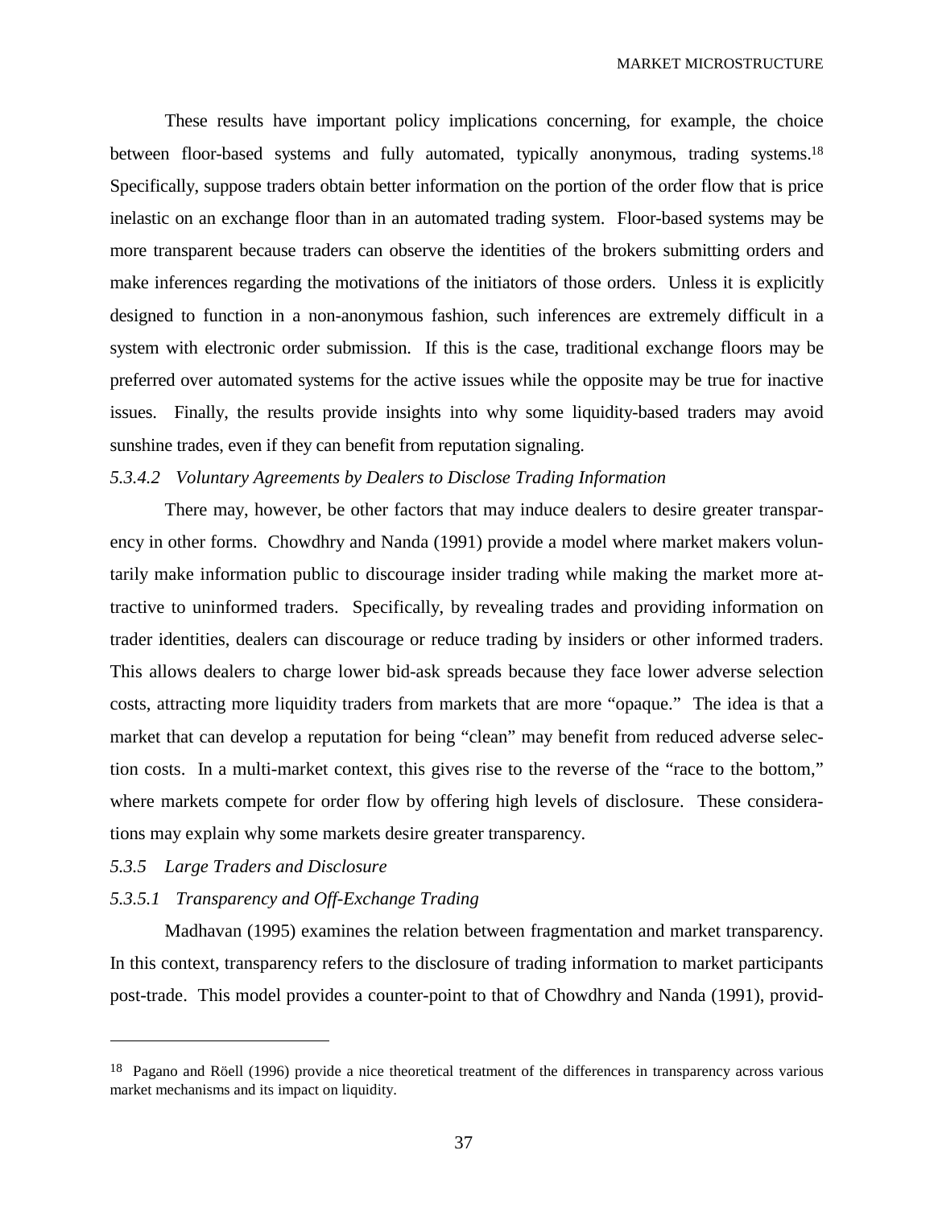These results have important policy implications concerning, for example, the choice between floor-based systems and fully automated, typically anonymous, trading systems.[18] Specifically, suppose traders obtain better information on the portion of the order flow that is price inelastic on an exchange floor than in an automated trading system. Floor-based systems may be more transparent because traders can observe the identities of the brokers submitting orders and make inferences regarding the motivations of the initiators of those orders. Unless it is explicitly designed to function in a non-anonymous fashion, such inferences are extremely difficult in a system with electronic order submission. If this is the case, traditional exchange floors may be preferred over automated systems for the active issues while the opposite may be true for inactive issues. Finally, the results provide insights into why some liquidity-based traders may avoid sunshine trades, even if they can benefit from reputation signaling.

#### *5.3.4.2 Voluntary Agreements by Dealers to Disclose Trading Information*

There may, however, be other factors that may induce dealers to desire greater transparency in other forms. Chowdhry and Nanda (1991) provide a model where market makers voluntarily make information public to discourage insider trading while making the market more attractive to uninformed traders. Specifically, by revealing trades and providing information on trader identities, dealers can discourage or reduce trading by insiders or other informed traders. This allows dealers to charge lower bid-ask spreads because they face lower adverse selection costs, attracting more liquidity traders from markets that are more "opaque." The idea is that a market that can develop a reputation for being "clean" may benefit from reduced adverse selection costs. In a multi-market context, this gives rise to the reverse of the "race to the bottom," where markets compete for order flow by offering high levels of disclosure. These considerations may explain why some markets desire greater transparency.

### *5.3.5 Large Traders and Disclosure*

#### *5.3.5.1 Transparency and Off-Exchange Trading*

Madhavan (1995) examines the relation between fragmentation and market transparency. In this context, transparency refers to the disclosure of trading information to market participants post-trade. This model provides a counter-point to that of Chowdhry and Nanda (1991), provid-

---

[18] Pagano and Röell (1996) provide a nice theoretical treatment of the differences in transparency across various market mechanisms and its impact on liquidity.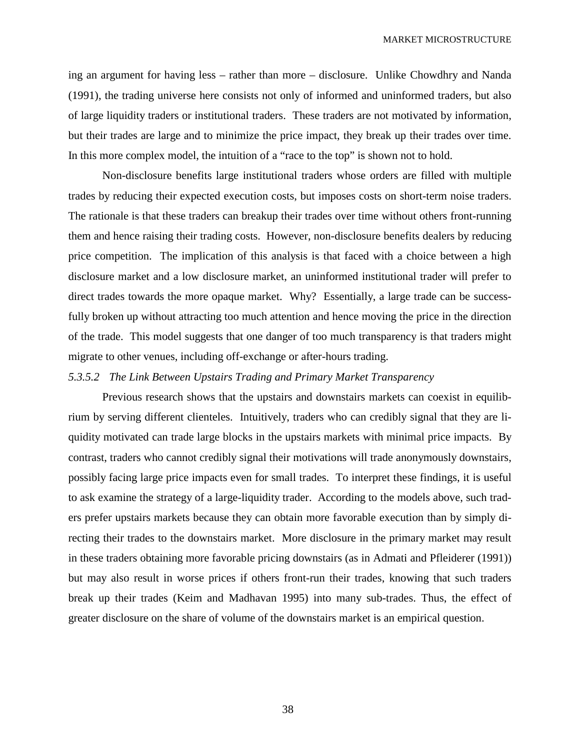ing an argument for having less – rather than more – disclosure. Unlike Chowdhry and Nanda (1991), the trading universe here consists not only of informed and uninformed traders, but also of large liquidity traders or institutional traders. These traders are not motivated by information, but their trades are large and to minimize the price impact, they break up their trades over time. In this more complex model, the intuition of a "race to the top" is shown not to hold.

Non-disclosure benefits large institutional traders whose orders are filled with multiple trades by reducing their expected execution costs, but imposes costs on short-term noise traders. The rationale is that these traders can breakup their trades over time without others front-running them and hence raising their trading costs. However, non-disclosure benefits dealers by reducing price competition. The implication of this analysis is that faced with a choice between a high disclosure market and a low disclosure market, an uninformed institutional trader will prefer to direct trades towards the more opaque market. Why? Essentially, a large trade can be successfully broken up without attracting too much attention and hence moving the price in the direction of the trade. This model suggests that one danger of too much transparency is that traders might migrate to other venues, including off-exchange or after-hours trading.

*5.3.5.2 The Link Between Upstairs Trading and Primary Market Transparency*

Previous research shows that the upstairs and downstairs markets can coexist in equilibrium by serving different clienteles. Intuitively, traders who can credibly signal that they are liquidity motivated can trade large blocks in the upstairs markets with minimal price impacts. By contrast, traders who cannot credibly signal their motivations will trade anonymously downstairs, possibly facing large price impacts even for small trades. To interpret these findings, it is useful to ask examine the strategy of a large-liquidity trader. According to the models above, such traders prefer upstairs markets because they can obtain more favorable execution than by simply directing their trades to the downstairs market. More disclosure in the primary market may result in these traders obtaining more favorable pricing downstairs (as in Admati and Pfleiderer (1991)) but may also result in worse prices if others front-run their trades, knowing that such traders break up their trades (Keim and Madhavan 1995) into many sub-trades. Thus, the effect of greater disclosure on the share of volume of the downstairs market is an empirical question.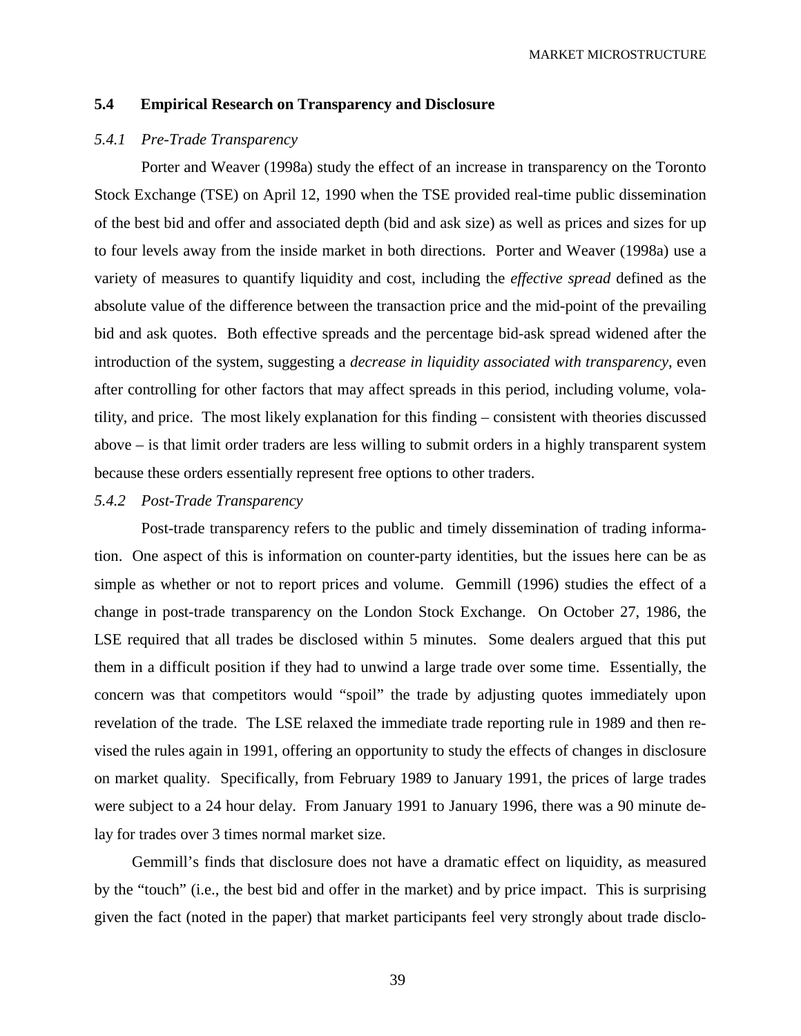## 5.4 Empirical Research on Transparency and Disclosure

### *5.4.1 Pre-Trade Transparency*

Porter and Weaver (1998a) study the effect of an increase in transparency on the Toronto Stock Exchange (TSE) on April 12, 1990 when the TSE provided real-time public dissemination of the best bid and offer and associated depth (bid and ask size) as well as prices and sizes for up to four levels away from the inside market in both directions. Porter and Weaver (1998a) use a variety of measures to quantify liquidity and cost, including the *effective spread* defined as the absolute value of the difference between the transaction price and the mid-point of the prevailing bid and ask quotes. Both effective spreads and the percentage bid-ask spread widened after the introduction of the system, suggesting a *decrease in liquidity associated with transparency*, even after controlling for other factors that may affect spreads in this period, including volume, volatility, and price. The most likely explanation for this finding – consistent with theories discussed above – is that limit order traders are less willing to submit orders in a highly transparent system because these orders essentially represent free options to other traders.

### *5.4.2 Post-Trade Transparency*

Post-trade transparency refers to the public and timely dissemination of trading information. One aspect of this is information on counter-party identities, but the issues here can be as simple as whether or not to report prices and volume. Gemmill (1996) studies the effect of a change in post-trade transparency on the London Stock Exchange. On October 27, 1986, the LSE required that all trades be disclosed within 5 minutes. Some dealers argued that this put them in a difficult position if they had to unwind a large trade over some time. Essentially, the concern was that competitors would "spoil" the trade by adjusting quotes immediately upon revelation of the trade. The LSE relaxed the immediate trade reporting rule in 1989 and then revised the rules again in 1991, offering an opportunity to study the effects of changes in disclosure on market quality. Specifically, from February 1989 to January 1991, the prices of large trades were subject to a 24 hour delay. From January 1991 to January 1996, there was a 90 minute delay for trades over 3 times normal market size.

Gemmill's finds that disclosure does not have a dramatic effect on liquidity, as measured by the "touch" (i.e., the best bid and offer in the market) and by price impact. This is surprising given the fact (noted in the paper) that market participants feel very strongly about trade disclo-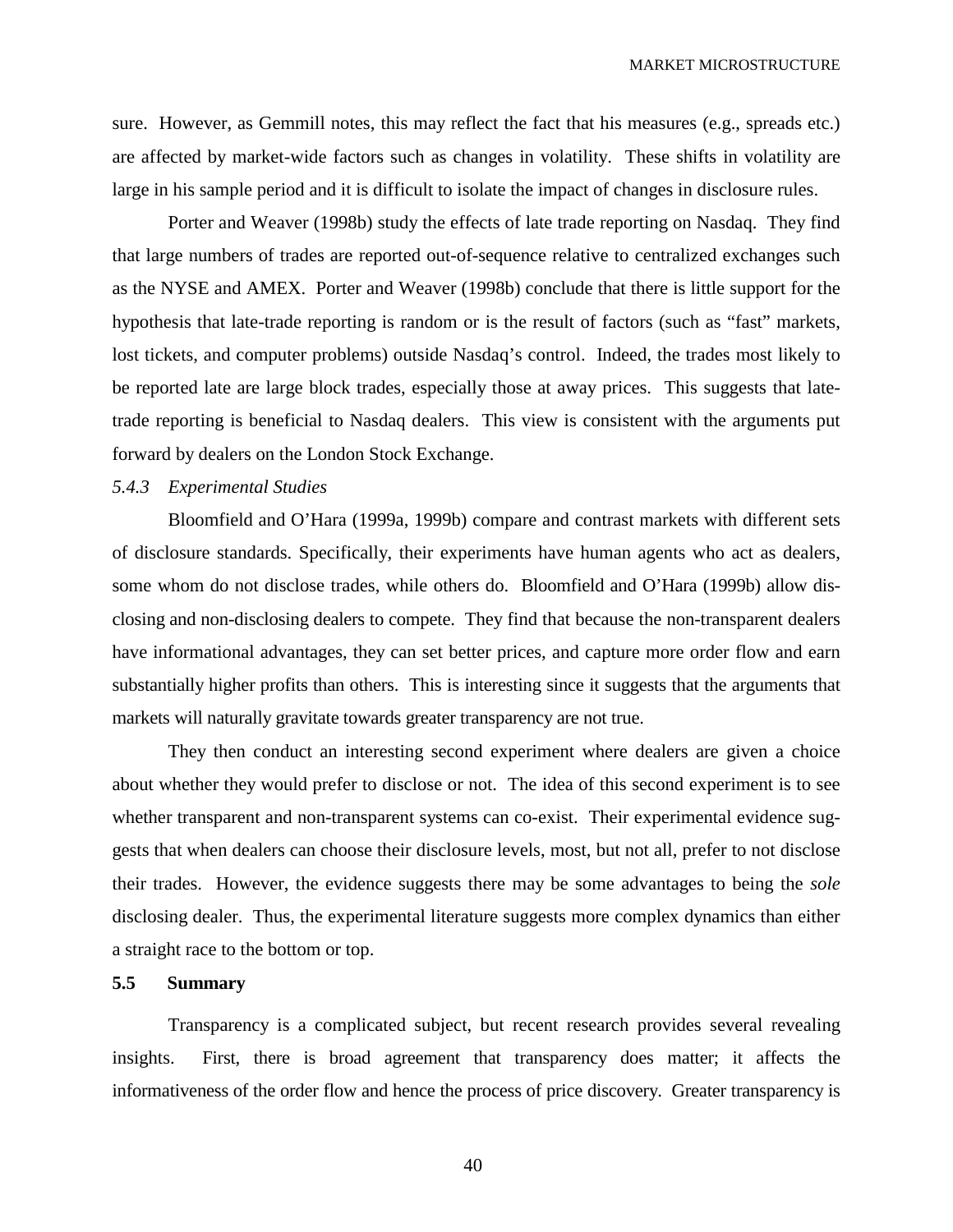sure. However, as Gemmill notes, this may reflect the fact that his measures (e.g., spreads etc.) are affected by market-wide factors such as changes in volatility. These shifts in volatility are large in his sample period and it is difficult to isolate the impact of changes in disclosure rules.

Porter and Weaver (1998b) study the effects of late trade reporting on Nasdaq. They find that large numbers of trades are reported out-of-sequence relative to centralized exchanges such as the NYSE and AMEX. Porter and Weaver (1998b) conclude that there is little support for the hypothesis that late-trade reporting is random or is the result of factors (such as "fast" markets, lost tickets, and computer problems) outside Nasdaq's control. Indeed, the trades most likely to be reported late are large block trades, especially those at away prices. This suggests that late-trade reporting is beneficial to Nasdaq dealers. This view is consistent with the arguments put forward by dealers on the London Stock Exchange.

### *5.4.3 Experimental Studies*

Bloomfield and O'Hara (1999a, 1999b) compare and contrast markets with different sets of disclosure standards. Specifically, their experiments have human agents who act as dealers, some whom do not disclose trades, while others do. Bloomfield and O'Hara (1999b) allow disclosing and non-disclosing dealers to compete. They find that because the non-transparent dealers have informational advantages, they can set better prices, and capture more order flow and earn substantially higher profits than others. This is interesting since it suggests that the arguments that markets will naturally gravitate towards greater transparency are not true.

They then conduct an interesting second experiment where dealers are given a choice about whether they would prefer to disclose or not. The idea of this second experiment is to see whether transparent and non-transparent systems can co-exist. Their experimental evidence suggests that when dealers can choose their disclosure levels, most, but not all, prefer to not disclose their trades. However, the evidence suggests there may be some advantages to being the *sole* disclosing dealer. Thus, the experimental literature suggests more complex dynamics than either a straight race to the bottom or top.

## 5.5 Summary

Transparency is a complicated subject, but recent research provides several revealing insights. First, there is broad agreement that transparency does matter; it affects the informativeness of the order flow and hence the process of price discovery. Greater transparency is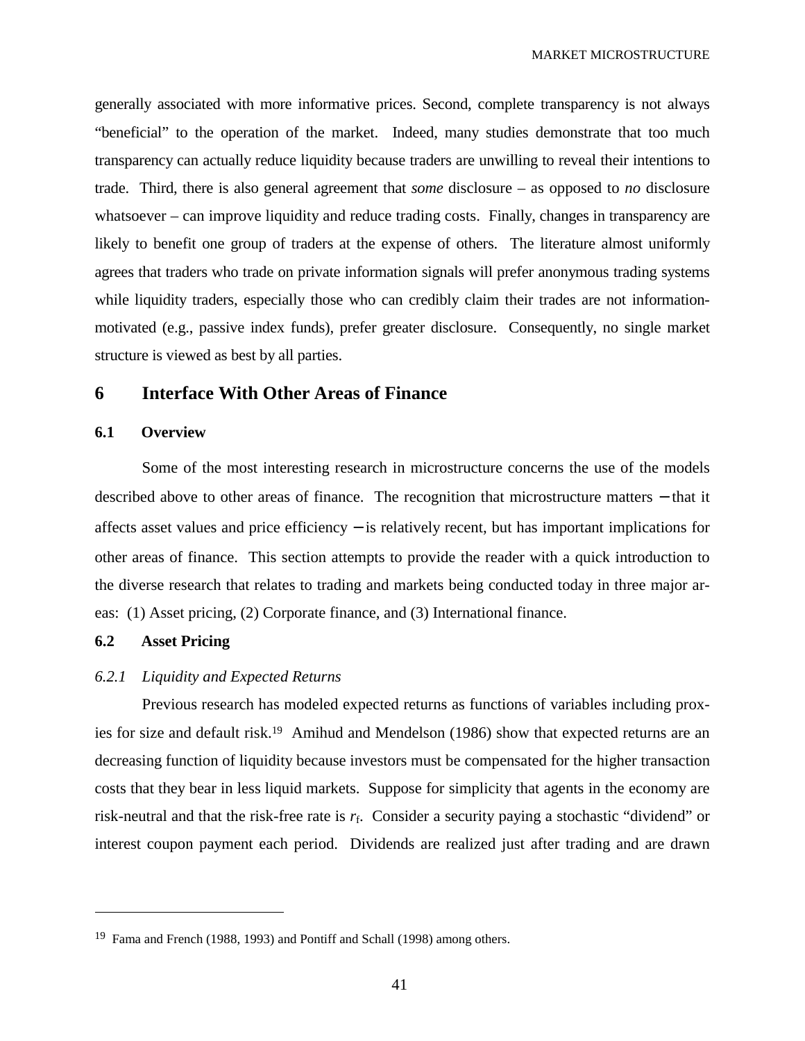generally associated with more informative prices. Second, complete transparency is not always "beneficial" to the operation of the market. Indeed, many studies demonstrate that too much transparency can actually reduce liquidity because traders are unwilling to reveal their intentions to trade. Third, there is also general agreement that *some* disclosure – as opposed to *no* disclosure whatsoever – can improve liquidity and reduce trading costs. Finally, changes in transparency are likely to benefit one group of traders at the expense of others. The literature almost uniformly agrees that traders who trade on private information signals will prefer anonymous trading systems while liquidity traders, especially those who can credibly claim their trades are not information-motivated (e.g., passive index funds), prefer greater disclosure. Consequently, no single market structure is viewed as best by all parties.

## 6 Interface With Other Areas of Finance

### 6.1 Overview

Some of the most interesting research in microstructure concerns the use of the models described above to other areas of finance. The recognition that microstructure matters − that it affects asset values and price efficiency − is relatively recent, but has important implications for other areas of finance. This section attempts to provide the reader with a quick introduction to the diverse research that relates to trading and markets being conducted today in three major areas: (1) Asset pricing, (2) Corporate finance, and (3) International finance.

### 6.2 Asset Pricing

#### *6.2.1 Liquidity and Expected Returns*

Previous research has modeled expected returns as functions of variables including proxies for size and default risk.[19] Amihud and Mendelson (1986) show that expected returns are an decreasing function of liquidity because investors must be compensated for the higher transaction costs that they bear in less liquid markets. Suppose for simplicity that agents in the economy are risk-neutral and that the risk-free rate is $r_f$. Consider a security paying a stochastic "dividend" or interest coupon payment each period. Dividends are realized just after trading and are drawn

[19] Fama and French (1988, 1993) and Pontiff and Schall (1998) among others.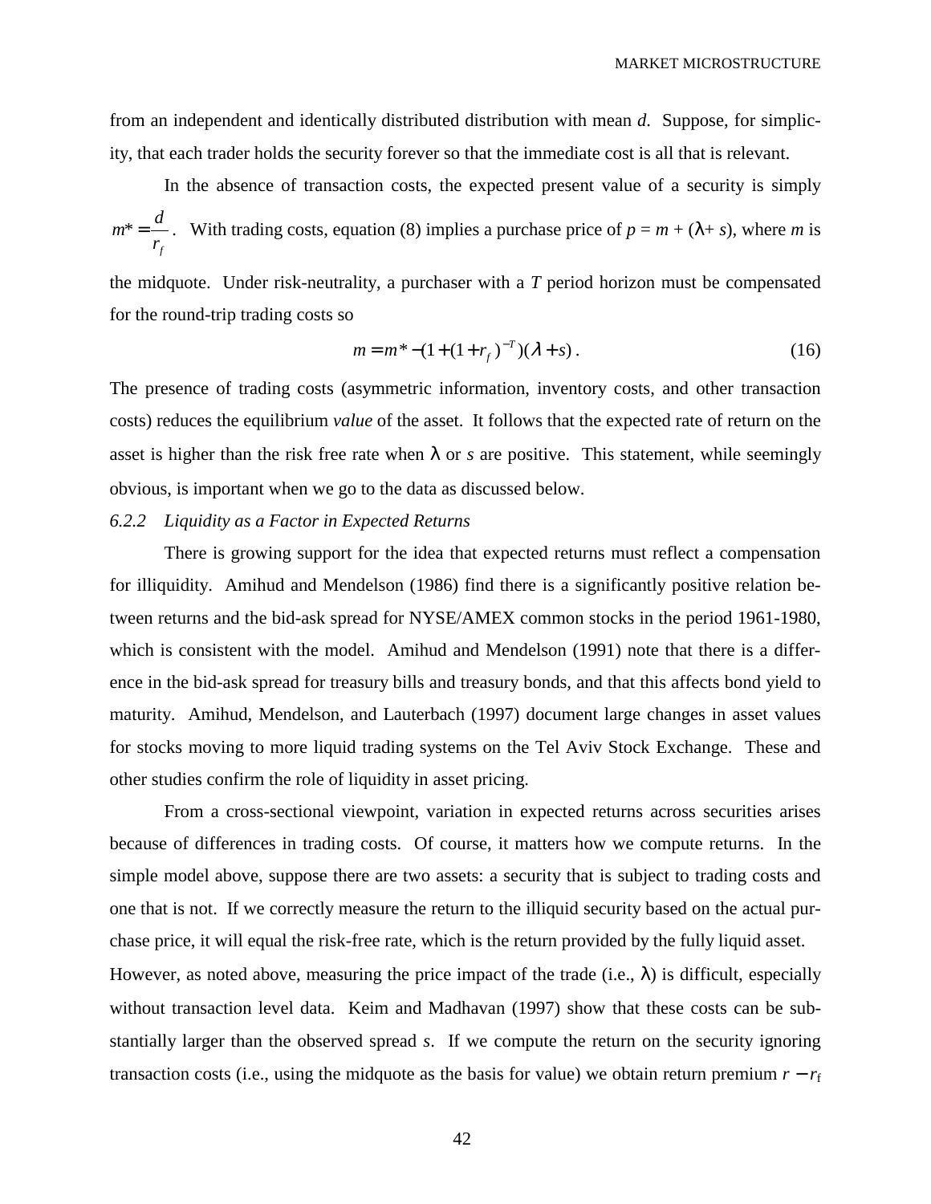from an independent and identically distributed distribution with mean $d$. Suppose, for simplicity, that each trader holds the security forever so that the immediate cost is all that is relevant.

In the absence of transaction costs, the expected present value of a security is simply $m^* = \frac{d}{r_f}$. With trading costs, equation (8) implies a purchase price of $p = m + (\lambda + s)$, where $m$ is the midquote. Under risk-neutrality, a purchaser with a $T$ period horizon must be compensated for the round-trip trading costs so

$$m = m^* - (1 + (1 + r_f)^{-T})(\lambda + s) . \tag{16}$$

The presence of trading costs (asymmetric information, inventory costs, and other transaction costs) reduces the equilibrium *value* of the asset. It follows that the expected rate of return on the asset is higher than the risk free rate when $\lambda$ or $s$ are positive. This statement, while seemingly obvious, is important when we go to the data as discussed below.

*6.2.2 Liquidity as a Factor in Expected Returns*

There is growing support for the idea that expected returns must reflect a compensation for illiquidity. Amihud and Mendelson (1986) find there is a significantly positive relation between returns and the bid-ask spread for NYSE/AMEX common stocks in the period 1961-1980, which is consistent with the model. Amihud and Mendelson (1991) note that there is a difference in the bid-ask spread for treasury bills and treasury bonds, and that this affects bond yield to maturity. Amihud, Mendelson, and Lauterbach (1997) document large changes in asset values for stocks moving to more liquid trading systems on the Tel Aviv Stock Exchange. These and other studies confirm the role of liquidity in asset pricing.

From a cross-sectional viewpoint, variation in expected returns across securities arises because of differences in trading costs. Of course, it matters how we compute returns. In the simple model above, suppose there are two assets: a security that is subject to trading costs and one that is not. If we correctly measure the return to the illiquid security based on the actual purchase price, it will equal the risk-free rate, which is the return provided by the fully liquid asset. However, as noted above, measuring the price impact of the trade (i.e., $\lambda$) is difficult, especially without transaction level data. Keim and Madhavan (1997) show that these costs can be substantially larger than the observed spread $s$. If we compute the return on the security ignoring transaction costs (i.e., using the midquote as the basis for value) we obtain return premium $r - r_f$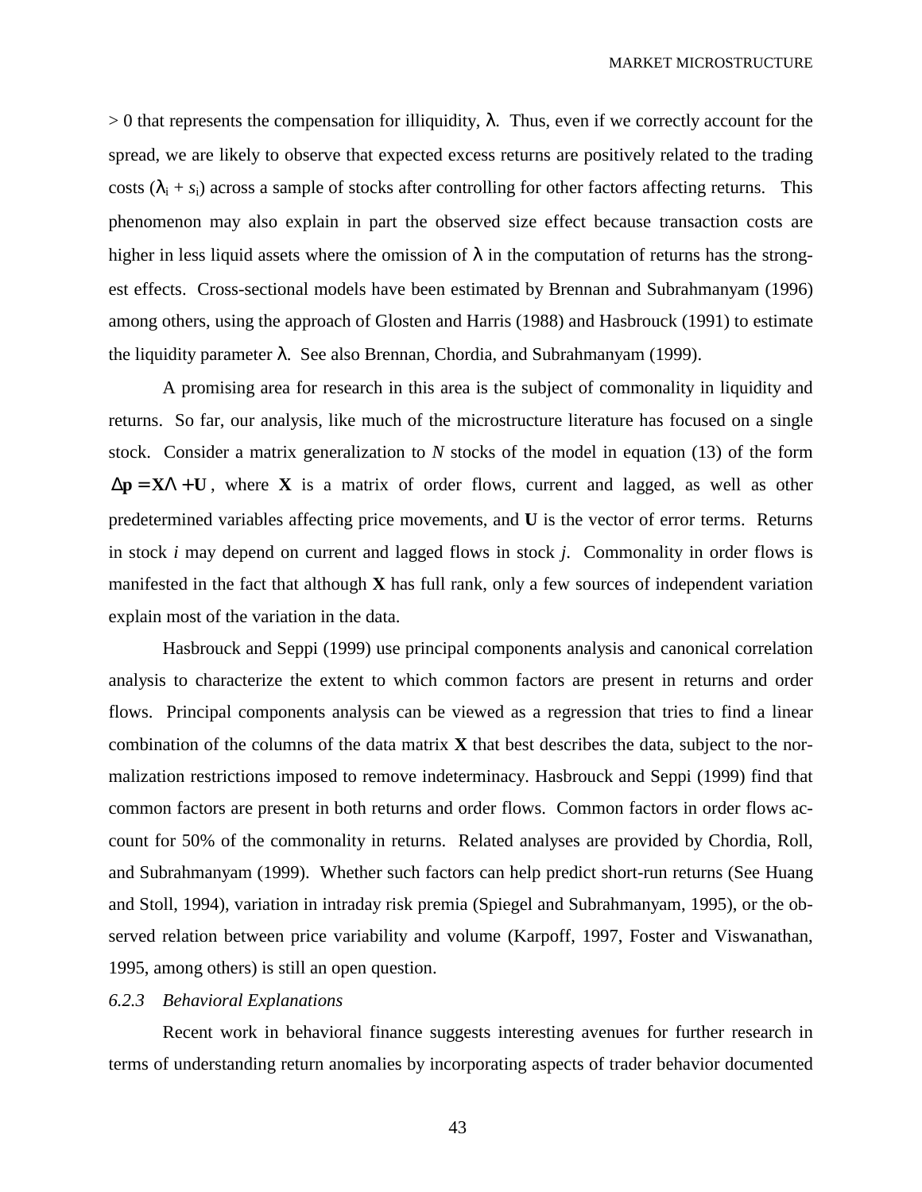> 0 that represents the compensation for illiquidity, $\lambda$. Thus, even if we correctly account for the spread, we are likely to observe that expected excess returns are positively related to the trading costs ($\lambda_i + s_i$) across a sample of stocks after controlling for other factors affecting returns. This phenomenon may also explain in part the observed size effect because transaction costs are higher in less liquid assets where the omission of $\lambda$ in the computation of returns has the strongest effects. Cross-sectional models have been estimated by Brennan and Subrahmanyam (1996) among others, using the approach of Glosten and Harris (1988) and Hasbrouck (1991) to estimate the liquidity parameter $\lambda$. See also Brennan, Chordia, and Subrahmanyam (1999).

A promising area for research in this area is the subject of commonality in liquidity and returns. So far, our analysis, like much of the microstructure literature has focused on a single stock. Consider a matrix generalization to $N$ stocks of the model in equation (13) of the form $\Delta\mathbf{p} = \mathbf{X}\Lambda + \mathbf{U}$, where $\mathbf{X}$ is a matrix of order flows, current and lagged, as well as other predetermined variables affecting price movements, and $\mathbf{U}$ is the vector of error terms. Returns in stock $i$ may depend on current and lagged flows in stock $j$. Commonality in order flows is manifested in the fact that although $\mathbf{X}$ has full rank, only a few sources of independent variation explain most of the variation in the data.

Hasbrouck and Seppi (1999) use principal components analysis and canonical correlation analysis to characterize the extent to which common factors are present in returns and order flows. Principal components analysis can be viewed as a regression that tries to find a linear combination of the columns of the data matrix $\mathbf{X}$ that best describes the data, subject to the normalization restrictions imposed to remove indeterminacy. Hasbrouck and Seppi (1999) find that common factors are present in both returns and order flows. Common factors in order flows account for 50% of the commonality in returns. Related analyses are provided by Chordia, Roll, and Subrahmanyam (1999). Whether such factors can help predict short-run returns (See Huang and Stoll, 1994), variation in intraday risk premia (Spiegel and Subrahmanyam, 1995), or the observed relation between price variability and volume (Karpoff, 1997, Foster and Viswanathan, 1995, among others) is still an open question.

#### *6.2.3 Behavioral Explanations*

Recent work in behavioral finance suggests interesting avenues for further research in terms of understanding return anomalies by incorporating aspects of trader behavior documented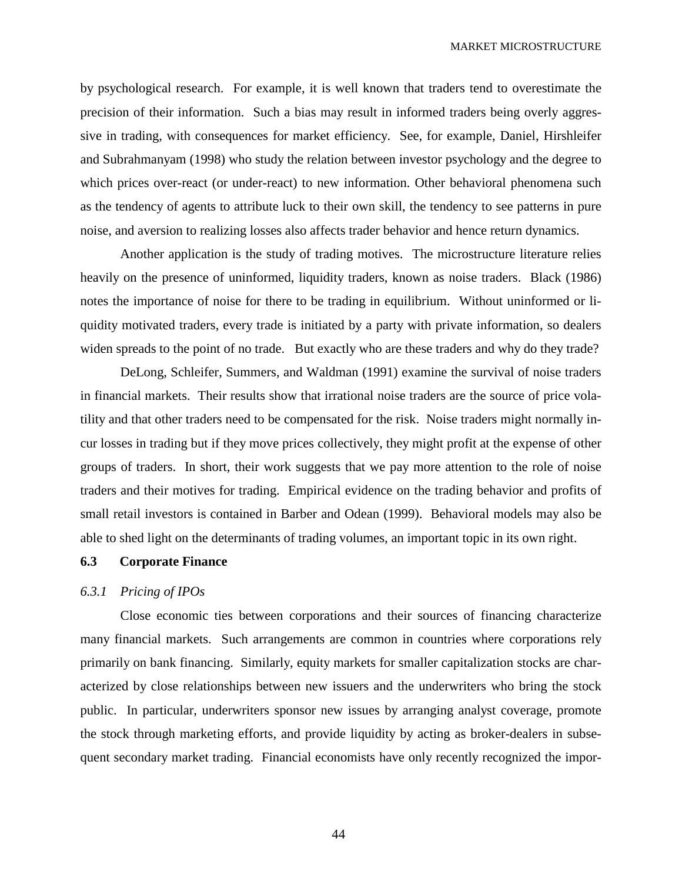by psychological research. For example, it is well known that traders tend to overestimate the precision of their information. Such a bias may result in informed traders being overly aggressive in trading, with consequences for market efficiency. See, for example, Daniel, Hirshleifer and Subrahmanyam (1998) who study the relation between investor psychology and the degree to which prices over-react (or under-react) to new information. Other behavioral phenomena such as the tendency of agents to attribute luck to their own skill, the tendency to see patterns in pure noise, and aversion to realizing losses also affects trader behavior and hence return dynamics.

Another application is the study of trading motives. The microstructure literature relies heavily on the presence of uninformed, liquidity traders, known as noise traders. Black (1986) notes the importance of noise for there to be trading in equilibrium. Without uninformed or liquidity motivated traders, every trade is initiated by a party with private information, so dealers widen spreads to the point of no trade. But exactly who are these traders and why do they trade?

DeLong, Schleifer, Summers, and Waldman (1991) examine the survival of noise traders in financial markets. Their results show that irrational noise traders are the source of price volatility and that other traders need to be compensated for the risk. Noise traders might normally incur losses in trading but if they move prices collectively, they might profit at the expense of other groups of traders. In short, their work suggests that we pay more attention to the role of noise traders and their motives for trading. Empirical evidence on the trading behavior and profits of small retail investors is contained in Barber and Odean (1999). Behavioral models may also be able to shed light on the determinants of trading volumes, an important topic in its own right.

## 6.3 Corporate Finance

### *6.3.1 Pricing of IPOs*

Close economic ties between corporations and their sources of financing characterize many financial markets. Such arrangements are common in countries where corporations rely primarily on bank financing. Similarly, equity markets for smaller capitalization stocks are characterized by close relationships between new issuers and the underwriters who bring the stock public. In particular, underwriters sponsor new issues by arranging analyst coverage, promote the stock through marketing efforts, and provide liquidity by acting as broker-dealers in subsequent secondary market trading. Financial economists have only recently recognized the impor-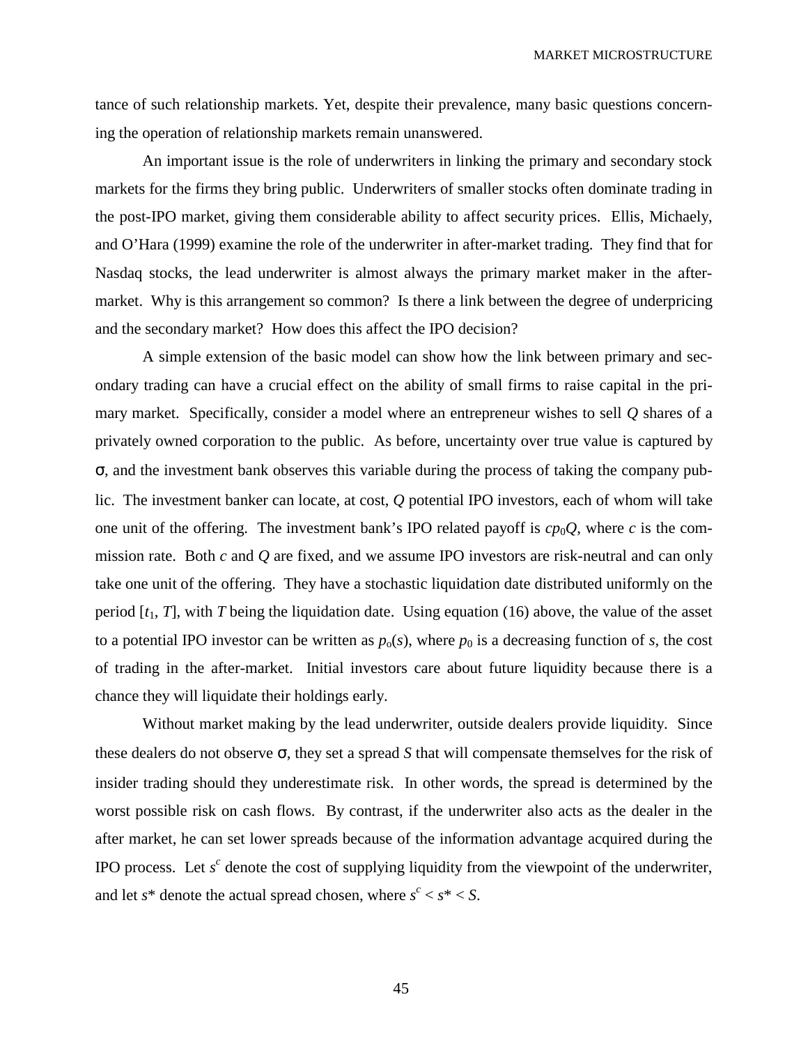tance of such relationship markets. Yet, despite their prevalence, many basic questions concerning the operation of relationship markets remain unanswered.

An important issue is the role of underwriters in linking the primary and secondary stock markets for the firms they bring public. Underwriters of smaller stocks often dominate trading in the post-IPO market, giving them considerable ability to affect security prices. Ellis, Michaely, and O'Hara (1999) examine the role of the underwriter in after-market trading. They find that for Nasdaq stocks, the lead underwriter is almost always the primary market maker in the after-market. Why is this arrangement so common? Is there a link between the degree of underpricing and the secondary market? How does this affect the IPO decision?

A simple extension of the basic model can show how the link between primary and secondary trading can have a crucial effect on the ability of small firms to raise capital in the primary market. Specifically, consider a model where an entrepreneur wishes to sell $Q$ shares of a privately owned corporation to the public. As before, uncertainty over true value is captured by $\sigma$, and the investment bank observes this variable during the process of taking the company public. The investment banker can locate, at cost, $Q$ potential IPO investors, each of whom will take one unit of the offering. The investment bank's IPO related payoff is $cp_0Q$, where $c$ is the commission rate. Both $c$ and $Q$ are fixed, and we assume IPO investors are risk-neutral and can only take one unit of the offering. They have a stochastic liquidation date distributed uniformly on the period $[t_1, T]$, with $T$ being the liquidation date. Using equation (16) above, the value of the asset to a potential IPO investor can be written as $p_o(s)$, where $p_0$ is a decreasing function of $s$, the cost of trading in the after-market. Initial investors care about future liquidity because there is a chance they will liquidate their holdings early.

Without market making by the lead underwriter, outside dealers provide liquidity. Since these dealers do not observe $\sigma$, they set a spread $S$ that will compensate themselves for the risk of insider trading should they underestimate risk. In other words, the spread is determined by the worst possible risk on cash flows. By contrast, if the underwriter also acts as the dealer in the after market, he can set lower spreads because of the information advantage acquired during the IPO process. Let $s^c$ denote the cost of supplying liquidity from the viewpoint of the underwriter, and let $s^*$ denote the actual spread chosen, where $s^c < s^* < S$.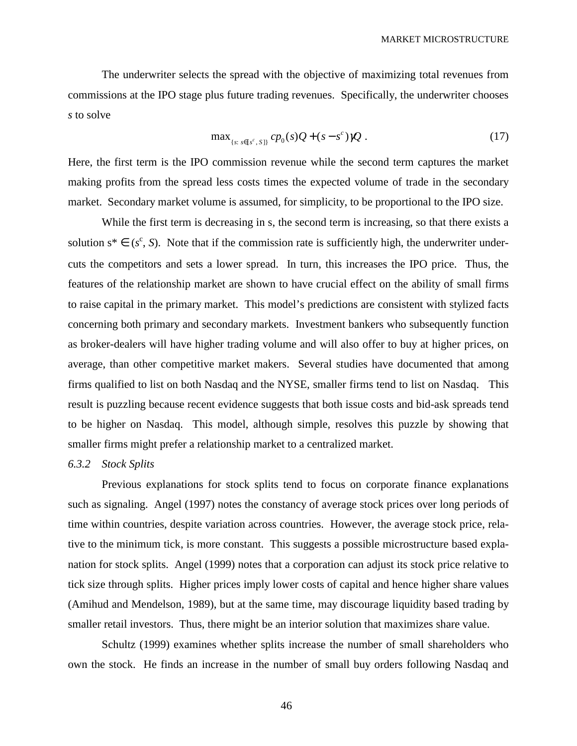The underwriter selects the spread with the objective of maximizing total revenues from commissions at the IPO stage plus future trading revenues. Specifically, the underwriter chooses *s* to solve

$$\max_{\{s:\ s\in[s^c,\,S]\}} cp_0(s)Q + (s - s^c)\gamma Q \ . \tag{17}$$

Here, the first term is the IPO commission revenue while the second term captures the market making profits from the spread less costs times the expected volume of trade in the secondary market. Secondary market volume is assumed, for simplicity, to be proportional to the IPO size.

While the first term is decreasing in s, the second term is increasing, so that there exists a solution $s^* \in (s^c, S)$. Note that if the commission rate is sufficiently high, the underwriter undercuts the competitors and sets a lower spread. In turn, this increases the IPO price. Thus, the features of the relationship market are shown to have crucial effect on the ability of small firms to raise capital in the primary market. This model's predictions are consistent with stylized facts concerning both primary and secondary markets. Investment bankers who subsequently function as broker-dealers will have higher trading volume and will also offer to buy at higher prices, on average, than other competitive market makers. Several studies have documented that among firms qualified to list on both Nasdaq and the NYSE, smaller firms tend to list on Nasdaq. This result is puzzling because recent evidence suggests that both issue costs and bid-ask spreads tend to be higher on Nasdaq. This model, although simple, resolves this puzzle by showing that smaller firms might prefer a relationship market to a centralized market.

*6.3.2 Stock Splits*

Previous explanations for stock splits tend to focus on corporate finance explanations such as signaling. Angel (1997) notes the constancy of average stock prices over long periods of time within countries, despite variation across countries. However, the average stock price, relative to the minimum tick, is more constant. This suggests a possible microstructure based explanation for stock splits. Angel (1999) notes that a corporation can adjust its stock price relative to tick size through splits. Higher prices imply lower costs of capital and hence higher share values (Amihud and Mendelson, 1989), but at the same time, may discourage liquidity based trading by smaller retail investors. Thus, there might be an interior solution that maximizes share value.

Schultz (1999) examines whether splits increase the number of small shareholders who own the stock. He finds an increase in the number of small buy orders following Nasdaq and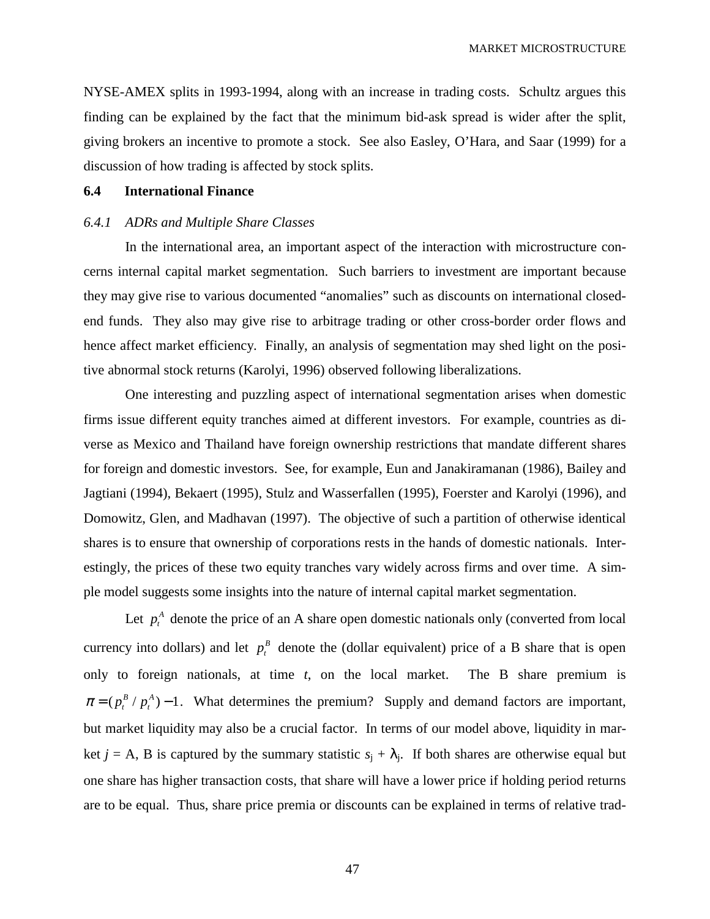NYSE-AMEX splits in 1993-1994, along with an increase in trading costs. Schultz argues this finding can be explained by the fact that the minimum bid-ask spread is wider after the split, giving brokers an incentive to promote a stock. See also Easley, O'Hara, and Saar (1999) for a discussion of how trading is affected by stock splits.

## 6.4 International Finance

### *6.4.1 ADRs and Multiple Share Classes*

In the international area, an important aspect of the interaction with microstructure concerns internal capital market segmentation. Such barriers to investment are important because they may give rise to various documented "anomalies" such as discounts on international closed-end funds. They also may give rise to arbitrage trading or other cross-border order flows and hence affect market efficiency. Finally, an analysis of segmentation may shed light on the positive abnormal stock returns (Karolyi, 1996) observed following liberalizations.

One interesting and puzzling aspect of international segmentation arises when domestic firms issue different equity tranches aimed at different investors. For example, countries as diverse as Mexico and Thailand have foreign ownership restrictions that mandate different shares for foreign and domestic investors. See, for example, Eun and Janakiramanan (1986), Bailey and Jagtiani (1994), Bekaert (1995), Stulz and Wasserfallen (1995), Foerster and Karolyi (1996), and Domowitz, Glen, and Madhavan (1997). The objective of such a partition of otherwise identical shares is to ensure that ownership of corporations rests in the hands of domestic nationals. Interestingly, the prices of these two equity tranches vary widely across firms and over time. A simple model suggests some insights into the nature of internal capital market segmentation.

Let $p_t^A$ denote the price of an A share open domestic nationals only (converted from local currency into dollars) and let $p_t^B$ denote the (dollar equivalent) price of a B share that is open only to foreign nationals, at time *t*, on the local market. The B share premium is $\pi = (p_t^B / p_t^A) - 1$. What determines the premium? Supply and demand factors are important, but market liquidity may also be a crucial factor. In terms of our model above, liquidity in market *j* = A, B is captured by the summary statistic $s_j + \lambda_j$. If both shares are otherwise equal but one share has higher transaction costs, that share will have a lower price if holding period returns are to be equal. Thus, share price premia or discounts can be explained in terms of relative trad-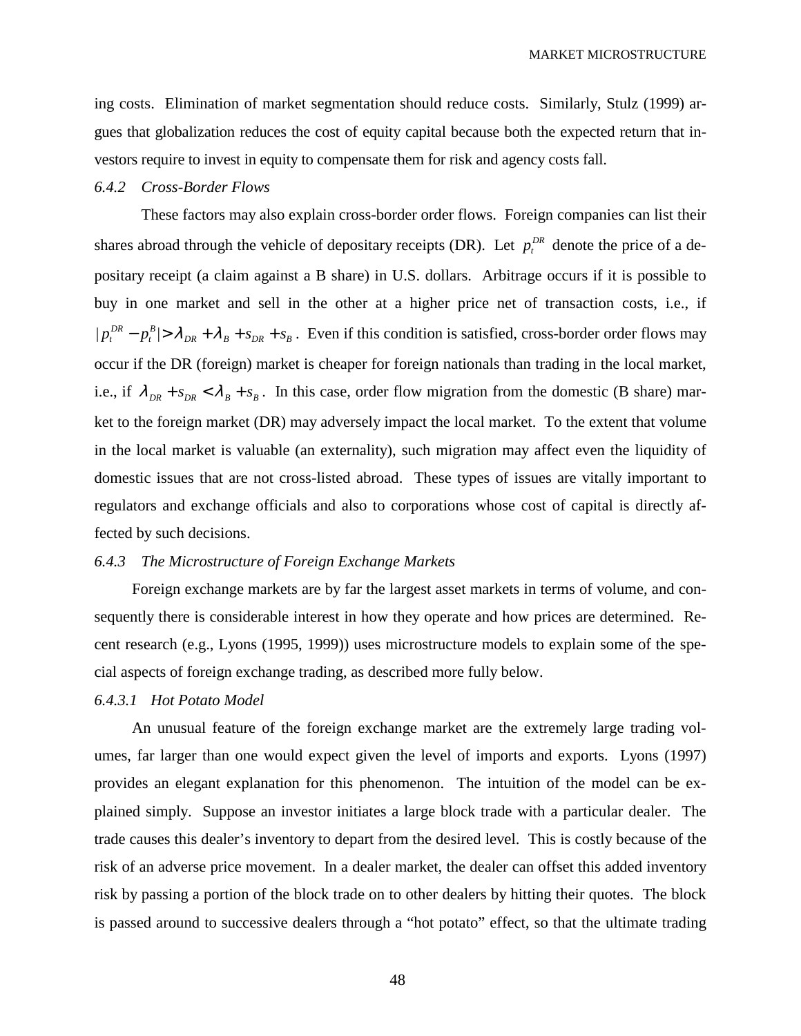ing costs. Elimination of market segmentation should reduce costs. Similarly, Stulz (1999) argues that globalization reduces the cost of equity capital because both the expected return that investors require to invest in equity to compensate them for risk and agency costs fall.

### *6.4.2 Cross-Border Flows*

These factors may also explain cross-border order flows. Foreign companies can list their shares abroad through the vehicle of depositary receipts (DR). Let $p_t^{DR}$ denote the price of a depositary receipt (a claim against a B share) in U.S. dollars. Arbitrage occurs if it is possible to buy in one market and sell in the other at a higher price net of transaction costs, i.e., if $|p_t^{DR} - p_t^B| > \lambda_{DR} + \lambda_B + s_{DR} + s_B$. Even if this condition is satisfied, cross-border order flows may occur if the DR (foreign) market is cheaper for foreign nationals than trading in the local market, i.e., if $\lambda_{DR} + s_{DR} < \lambda_B + s_B$. In this case, order flow migration from the domestic (B share) market to the foreign market (DR) may adversely impact the local market. To the extent that volume in the local market is valuable (an externality), such migration may affect even the liquidity of domestic issues that are not cross-listed abroad. These types of issues are vitally important to regulators and exchange officials and also to corporations whose cost of capital is directly affected by such decisions.

### *6.4.3 The Microstructure of Foreign Exchange Markets*

Foreign exchange markets are by far the largest asset markets in terms of volume, and consequently there is considerable interest in how they operate and how prices are determined. Recent research (e.g., Lyons (1995, 1999)) uses microstructure models to explain some of the special aspects of foreign exchange trading, as described more fully below.

#### *6.4.3.1 Hot Potato Model*

An unusual feature of the foreign exchange market are the extremely large trading volumes, far larger than one would expect given the level of imports and exports. Lyons (1997) provides an elegant explanation for this phenomenon. The intuition of the model can be explained simply. Suppose an investor initiates a large block trade with a particular dealer. The trade causes this dealer's inventory to depart from the desired level. This is costly because of the risk of an adverse price movement. In a dealer market, the dealer can offset this added inventory risk by passing a portion of the block trade on to other dealers by hitting their quotes. The block is passed around to successive dealers through a "hot potato" effect, so that the ultimate trading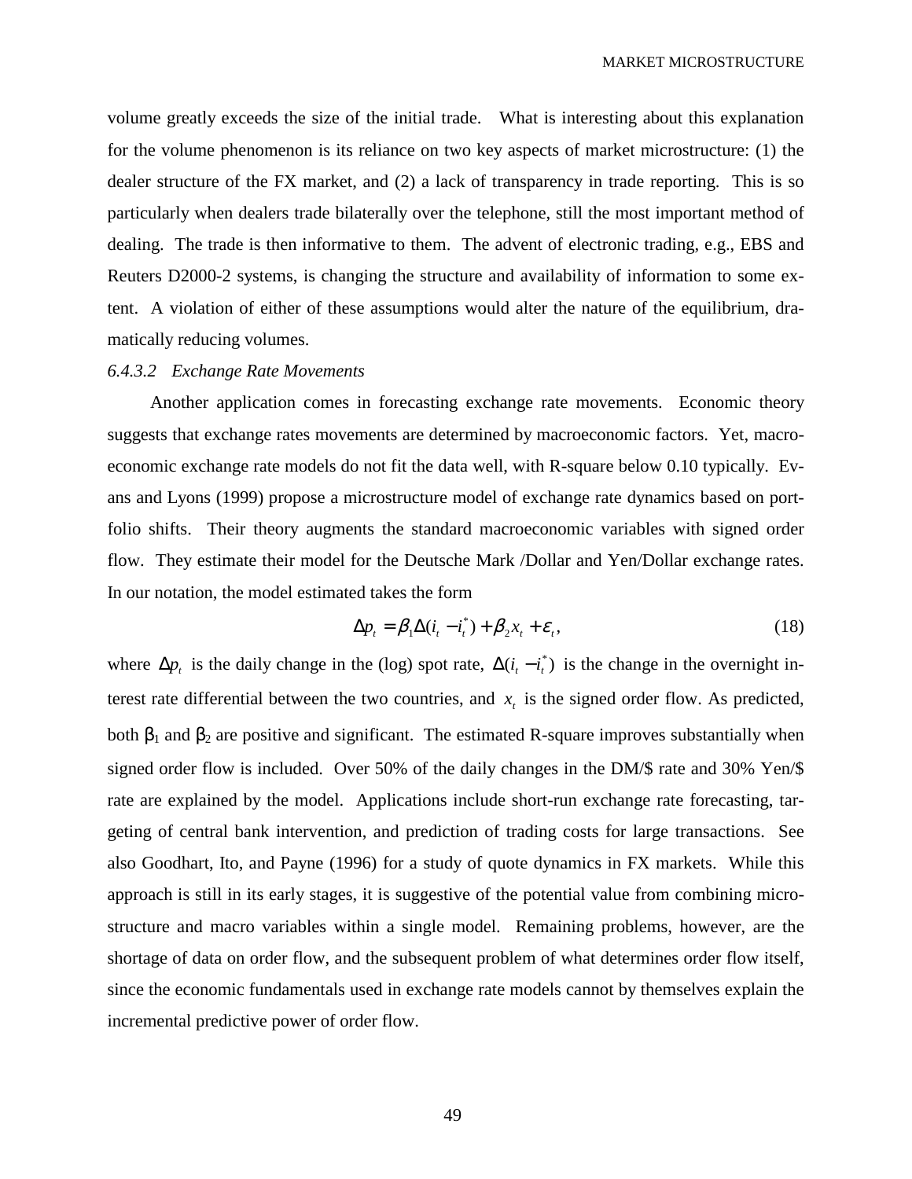volume greatly exceeds the size of the initial trade. What is interesting about this explanation for the volume phenomenon is its reliance on two key aspects of market microstructure: (1) the dealer structure of the FX market, and (2) a lack of transparency in trade reporting. This is so particularly when dealers trade bilaterally over the telephone, still the most important method of dealing. The trade is then informative to them. The advent of electronic trading, e.g., EBS and Reuters D2000-2 systems, is changing the structure and availability of information to some extent. A violation of either of these assumptions would alter the nature of the equilibrium, dramatically reducing volumes.

#### *6.4.3.2 Exchange Rate Movements*

Another application comes in forecasting exchange rate movements. Economic theory suggests that exchange rates movements are determined by macroeconomic factors. Yet, macroeconomic exchange rate models do not fit the data well, with R-square below 0.10 typically. Evans and Lyons (1999) propose a microstructure model of exchange rate dynamics based on portfolio shifts. Their theory augments the standard macroeconomic variables with signed order flow. They estimate their model for the Deutsche Mark /Dollar and Yen/Dollar exchange rates. In our notation, the model estimated takes the form

$$\Delta p_t = \beta_1 \Delta (i_t - i_t^*) + \beta_2 x_t + \varepsilon_t, \tag{18}$$

where $\Delta p_t$ is the daily change in the (log) spot rate, $\Delta (i_t - i_t^*)$ is the change in the overnight interest rate differential between the two countries, and $x_t$ is the signed order flow. As predicted, both $\beta_1$ and $\beta_2$ are positive and significant. The estimated R-square improves substantially when signed order flow is included. Over 50% of the daily changes in the DM/$ rate and 30% Yen/$ rate are explained by the model. Applications include short-run exchange rate forecasting, targeting of central bank intervention, and prediction of trading costs for large transactions. See also Goodhart, Ito, and Payne (1996) for a study of quote dynamics in FX markets. While this approach is still in its early stages, it is suggestive of the potential value from combining microstructure and macro variables within a single model. Remaining problems, however, are the shortage of data on order flow, and the subsequent problem of what determines order flow itself, since the economic fundamentals used in exchange rate models cannot by themselves explain the incremental predictive power of order flow.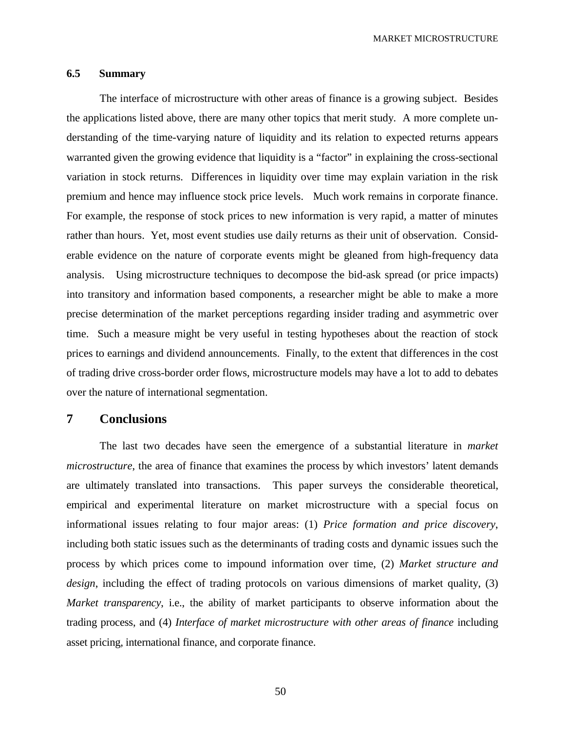### 6.5 Summary

The interface of microstructure with other areas of finance is a growing subject. Besides the applications listed above, there are many other topics that merit study. A more complete understanding of the time-varying nature of liquidity and its relation to expected returns appears warranted given the growing evidence that liquidity is a "factor" in explaining the cross-sectional variation in stock returns. Differences in liquidity over time may explain variation in the risk premium and hence may influence stock price levels. Much work remains in corporate finance. For example, the response of stock prices to new information is very rapid, a matter of minutes rather than hours. Yet, most event studies use daily returns as their unit of observation. Considerable evidence on the nature of corporate events might be gleaned from high-frequency data analysis. Using microstructure techniques to decompose the bid-ask spread (or price impacts) into transitory and information based components, a researcher might be able to make a more precise determination of the market perceptions regarding insider trading and asymmetric over time. Such a measure might be very useful in testing hypotheses about the reaction of stock prices to earnings and dividend announcements. Finally, to the extent that differences in the cost of trading drive cross-border order flows, microstructure models may have a lot to add to debates over the nature of international segmentation.

## 7 Conclusions

The last two decades have seen the emergence of a substantial literature in *market microstructure*, the area of finance that examines the process by which investors' latent demands are ultimately translated into transactions. This paper surveys the considerable theoretical, empirical and experimental literature on market microstructure with a special focus on informational issues relating to four major areas: (1) *Price formation and price discovery*, including both static issues such as the determinants of trading costs and dynamic issues such the process by which prices come to impound information over time, (2) *Market structure and design*, including the effect of trading protocols on various dimensions of market quality, (3) *Market transparency*, i.e., the ability of market participants to observe information about the trading process, and (4) *Interface of market microstructure with other areas of finance* including asset pricing, international finance, and corporate finance.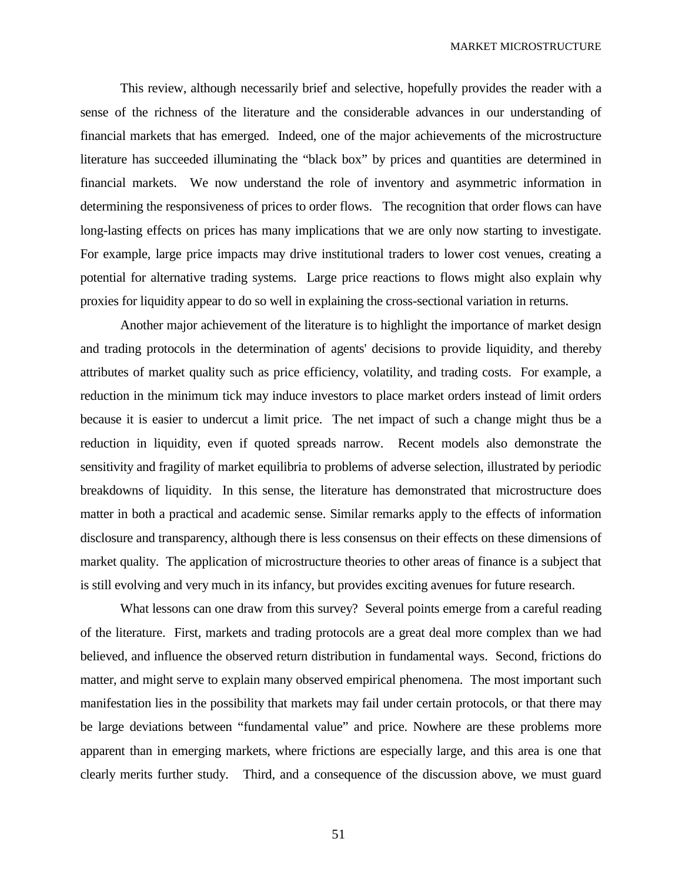This review, although necessarily brief and selective, hopefully provides the reader with a sense of the richness of the literature and the considerable advances in our understanding of financial markets that has emerged. Indeed, one of the major achievements of the microstructure literature has succeeded illuminating the "black box" by prices and quantities are determined in financial markets. We now understand the role of inventory and asymmetric information in determining the responsiveness of prices to order flows. The recognition that order flows can have long-lasting effects on prices has many implications that we are only now starting to investigate. For example, large price impacts may drive institutional traders to lower cost venues, creating a potential for alternative trading systems. Large price reactions to flows might also explain why proxies for liquidity appear to do so well in explaining the cross-sectional variation in returns.

Another major achievement of the literature is to highlight the importance of market design and trading protocols in the determination of agents' decisions to provide liquidity, and thereby attributes of market quality such as price efficiency, volatility, and trading costs. For example, a reduction in the minimum tick may induce investors to place market orders instead of limit orders because it is easier to undercut a limit price. The net impact of such a change might thus be a reduction in liquidity, even if quoted spreads narrow. Recent models also demonstrate the sensitivity and fragility of market equilibria to problems of adverse selection, illustrated by periodic breakdowns of liquidity. In this sense, the literature has demonstrated that microstructure does matter in both a practical and academic sense. Similar remarks apply to the effects of information disclosure and transparency, although there is less consensus on their effects on these dimensions of market quality. The application of microstructure theories to other areas of finance is a subject that is still evolving and very much in its infancy, but provides exciting avenues for future research.

What lessons can one draw from this survey? Several points emerge from a careful reading of the literature. First, markets and trading protocols are a great deal more complex than we had believed, and influence the observed return distribution in fundamental ways. Second, frictions do matter, and might serve to explain many observed empirical phenomena. The most important such manifestation lies in the possibility that markets may fail under certain protocols, or that there may be large deviations between "fundamental value" and price. Nowhere are these problems more apparent than in emerging markets, where frictions are especially large, and this area is one that clearly merits further study. Third, and a consequence of the discussion above, we must guard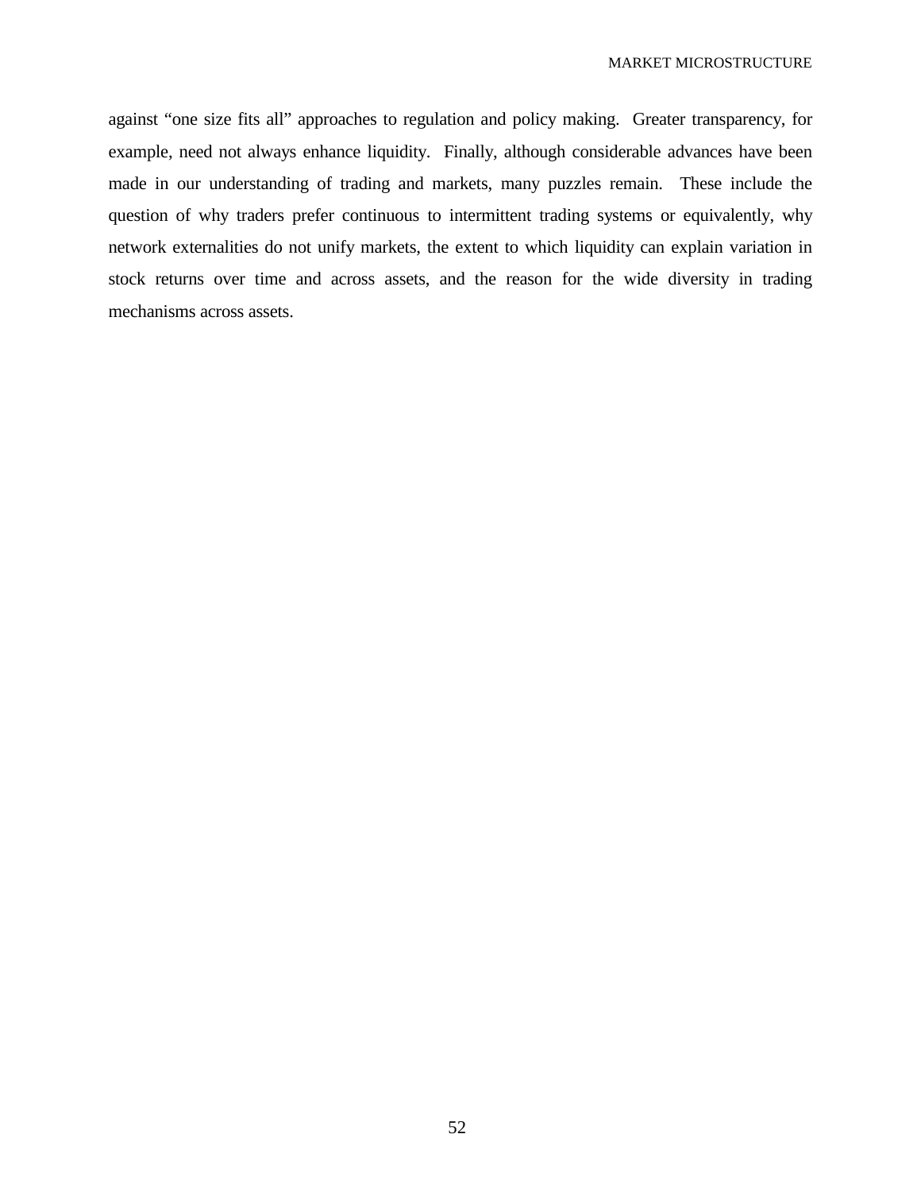against “one size fits all” approaches to regulation and policy making. Greater transparency, for example, need not always enhance liquidity. Finally, although considerable advances have been made in our understanding of trading and markets, many puzzles remain. These include the question of why traders prefer continuous to intermittent trading systems or equivalently, why network externalities do not unify markets, the extent to which liquidity can explain variation in stock returns over time and across assets, and the reason for the wide diversity in trading mechanisms across assets.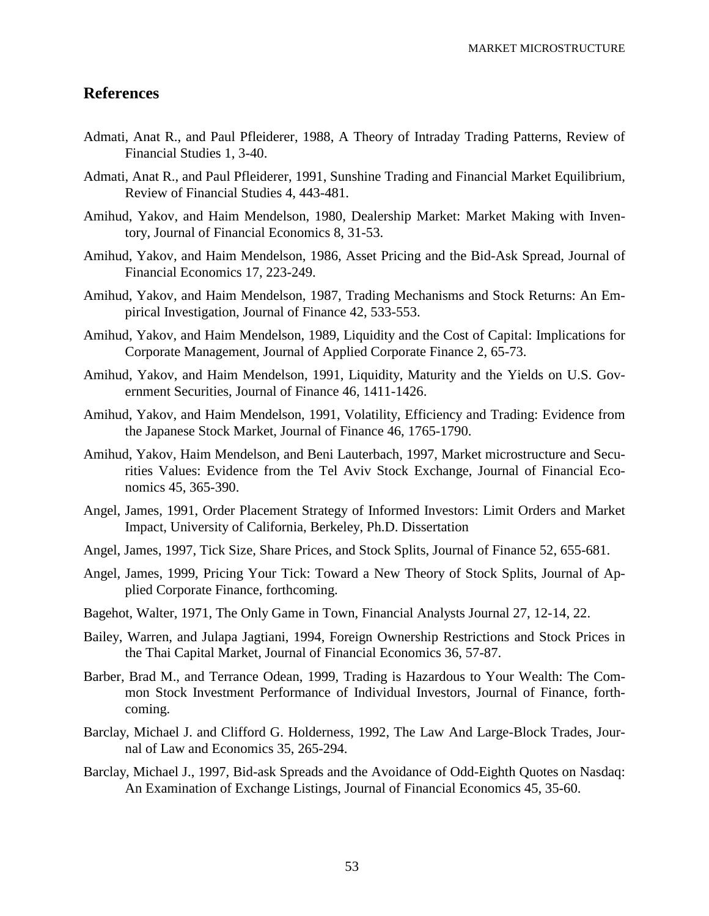## References

Admati, Anat R., and Paul Pfleiderer, 1988, A Theory of Intraday Trading Patterns, Review of Financial Studies 1, 3-40.

Admati, Anat R., and Paul Pfleiderer, 1991, Sunshine Trading and Financial Market Equilibrium, Review of Financial Studies 4, 443-481.

Amihud, Yakov, and Haim Mendelson, 1980, Dealership Market: Market Making with Inventory, Journal of Financial Economics 8, 31-53.

Amihud, Yakov, and Haim Mendelson, 1986, Asset Pricing and the Bid-Ask Spread, Journal of Financial Economics 17, 223-249.

Amihud, Yakov, and Haim Mendelson, 1987, Trading Mechanisms and Stock Returns: An Empirical Investigation, Journal of Finance 42, 533-553.

Amihud, Yakov, and Haim Mendelson, 1989, Liquidity and the Cost of Capital: Implications for Corporate Management, Journal of Applied Corporate Finance 2, 65-73.

Amihud, Yakov, and Haim Mendelson, 1991, Liquidity, Maturity and the Yields on U.S. Government Securities, Journal of Finance 46, 1411-1426.

Amihud, Yakov, and Haim Mendelson, 1991, Volatility, Efficiency and Trading: Evidence from the Japanese Stock Market, Journal of Finance 46, 1765-1790.

Amihud, Yakov, Haim Mendelson, and Beni Lauterbach, 1997, Market microstructure and Securities Values: Evidence from the Tel Aviv Stock Exchange, Journal of Financial Economics 45, 365-390.

Angel, James, 1991, Order Placement Strategy of Informed Investors: Limit Orders and Market Impact, University of California, Berkeley, Ph.D. Dissertation

Angel, James, 1997, Tick Size, Share Prices, and Stock Splits, Journal of Finance 52, 655-681.

Angel, James, 1999, Pricing Your Tick: Toward a New Theory of Stock Splits, Journal of Applied Corporate Finance, forthcoming.

Bagehot, Walter, 1971, The Only Game in Town, Financial Analysts Journal 27, 12-14, 22.

Bailey, Warren, and Julapa Jagtiani, 1994, Foreign Ownership Restrictions and Stock Prices in the Thai Capital Market, Journal of Financial Economics 36, 57-87.

Barber, Brad M., and Terrance Odean, 1999, Trading is Hazardous to Your Wealth: The Common Stock Investment Performance of Individual Investors, Journal of Finance, forthcoming.

Barclay, Michael J. and Clifford G. Holderness, 1992, The Law And Large-Block Trades, Journal of Law and Economics 35, 265-294.

Barclay, Michael J., 1997, Bid-ask Spreads and the Avoidance of Odd-Eighth Quotes on Nasdaq: An Examination of Exchange Listings, Journal of Financial Economics 45, 35-60.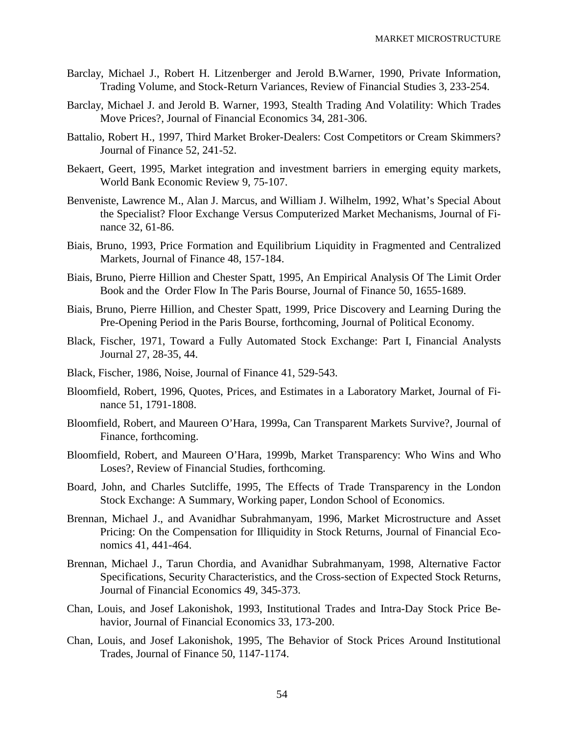Barclay, Michael J., Robert H. Litzenberger and Jerold B.Warner, 1990, Private Information, Trading Volume, and Stock-Return Variances, Review of Financial Studies 3, 233-254.

Barclay, Michael J. and Jerold B. Warner, 1993, Stealth Trading And Volatility: Which Trades Move Prices?, Journal of Financial Economics 34, 281-306.

Battalio, Robert H., 1997, Third Market Broker-Dealers: Cost Competitors or Cream Skimmers? Journal of Finance 52, 241-52.

Bekaert, Geert, 1995, Market integration and investment barriers in emerging equity markets, World Bank Economic Review 9, 75-107.

Benveniste, Lawrence M., Alan J. Marcus, and William J. Wilhelm, 1992, What's Special About the Specialist? Floor Exchange Versus Computerized Market Mechanisms, Journal of Finance 32, 61-86.

Biais, Bruno, 1993, Price Formation and Equilibrium Liquidity in Fragmented and Centralized Markets, Journal of Finance 48, 157-184.

Biais, Bruno, Pierre Hillion and Chester Spatt, 1995, An Empirical Analysis Of The Limit Order Book and the Order Flow In The Paris Bourse, Journal of Finance 50, 1655-1689.

Biais, Bruno, Pierre Hillion, and Chester Spatt, 1999, Price Discovery and Learning During the Pre-Opening Period in the Paris Bourse, forthcoming, Journal of Political Economy.

Black, Fischer, 1971, Toward a Fully Automated Stock Exchange: Part I, Financial Analysts Journal 27, 28-35, 44.

Black, Fischer, 1986, Noise, Journal of Finance 41, 529-543.

Bloomfield, Robert, 1996, Quotes, Prices, and Estimates in a Laboratory Market, Journal of Finance 51, 1791-1808.

Bloomfield, Robert, and Maureen O'Hara, 1999a, Can Transparent Markets Survive?, Journal of Finance, forthcoming.

Bloomfield, Robert, and Maureen O'Hara, 1999b, Market Transparency: Who Wins and Who Loses?, Review of Financial Studies, forthcoming.

Board, John, and Charles Sutcliffe, 1995, The Effects of Trade Transparency in the London Stock Exchange: A Summary, Working paper, London School of Economics.

Brennan, Michael J., and Avanidhar Subrahmanyam, 1996, Market Microstructure and Asset Pricing: On the Compensation for Illiquidity in Stock Returns, Journal of Financial Economics 41, 441-464.

Brennan, Michael J., Tarun Chordia, and Avanidhar Subrahmanyam, 1998, Alternative Factor Specifications, Security Characteristics, and the Cross-section of Expected Stock Returns, Journal of Financial Economics 49, 345-373.

Chan, Louis, and Josef Lakonishok, 1993, Institutional Trades and Intra-Day Stock Price Behavior, Journal of Financial Economics 33, 173-200.

Chan, Louis, and Josef Lakonishok, 1995, The Behavior of Stock Prices Around Institutional Trades, Journal of Finance 50, 1147-1174.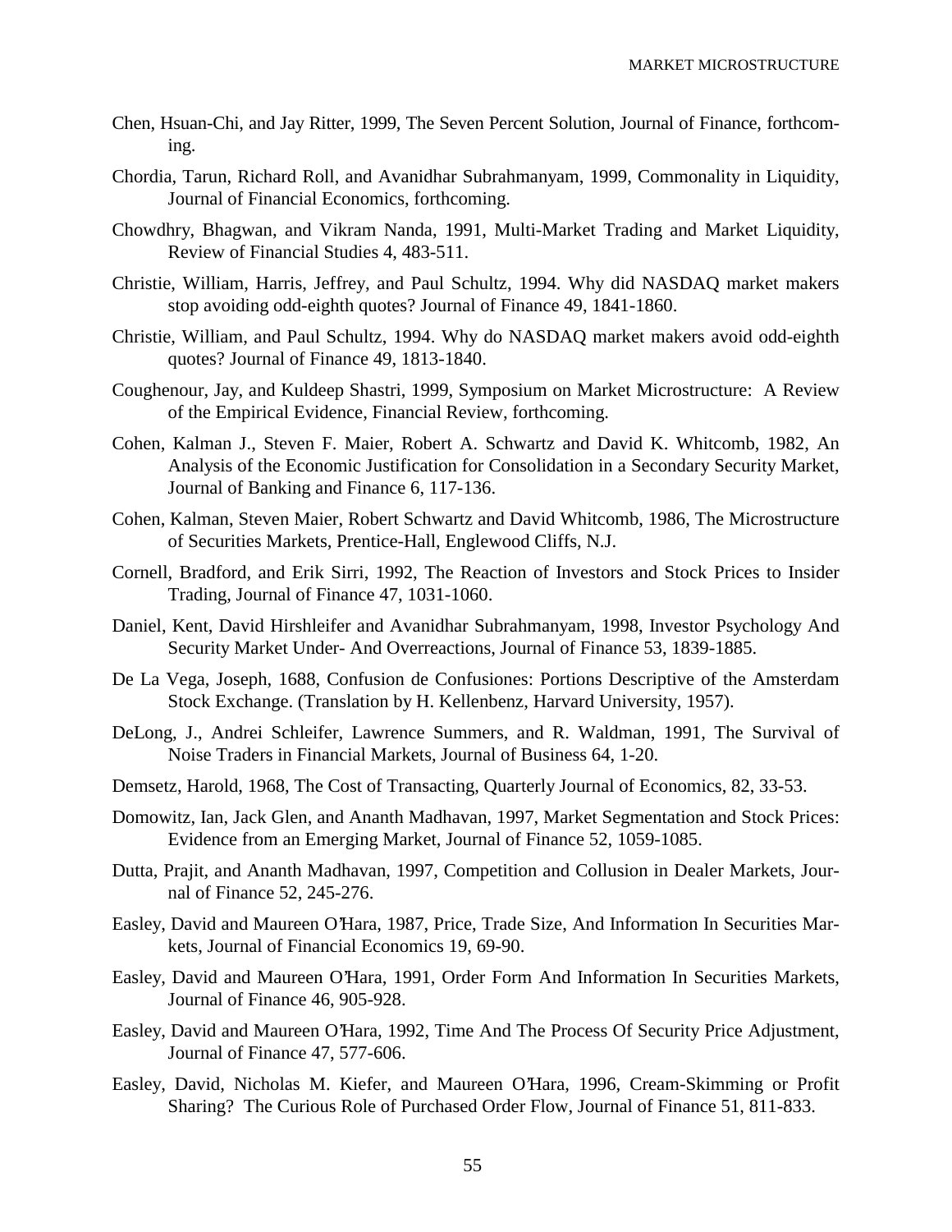Chen, Hsuan-Chi, and Jay Ritter, 1999, The Seven Percent Solution, Journal of Finance, forthcoming.

Chordia, Tarun, Richard Roll, and Avanidhar Subrahmanyam, 1999, Commonality in Liquidity, Journal of Financial Economics, forthcoming.

Chowdhry, Bhagwan, and Vikram Nanda, 1991, Multi-Market Trading and Market Liquidity, Review of Financial Studies 4, 483-511.

Christie, William, Harris, Jeffrey, and Paul Schultz, 1994. Why did NASDAQ market makers stop avoiding odd-eighth quotes? Journal of Finance 49, 1841-1860.

Christie, William, and Paul Schultz, 1994. Why do NASDAQ market makers avoid odd-eighth quotes? Journal of Finance 49, 1813-1840.

Coughenour, Jay, and Kuldeep Shastri, 1999, Symposium on Market Microstructure: A Review of the Empirical Evidence, Financial Review, forthcoming.

Cohen, Kalman J., Steven F. Maier, Robert A. Schwartz and David K. Whitcomb, 1982, An Analysis of the Economic Justification for Consolidation in a Secondary Security Market, Journal of Banking and Finance 6, 117-136.

Cohen, Kalman, Steven Maier, Robert Schwartz and David Whitcomb, 1986, The Microstructure of Securities Markets, Prentice-Hall, Englewood Cliffs, N.J.

Cornell, Bradford, and Erik Sirri, 1992, The Reaction of Investors and Stock Prices to Insider Trading, Journal of Finance 47, 1031-1060.

Daniel, Kent, David Hirshleifer and Avanidhar Subrahmanyam, 1998, Investor Psychology And Security Market Under- And Overreactions, Journal of Finance 53, 1839-1885.

De La Vega, Joseph, 1688, Confusion de Confusiones: Portions Descriptive of the Amsterdam Stock Exchange. (Translation by H. Kellenbenz, Harvard University, 1957).

DeLong, J., Andrei Schleifer, Lawrence Summers, and R. Waldman, 1991, The Survival of Noise Traders in Financial Markets, Journal of Business 64, 1-20.

Demsetz, Harold, 1968, The Cost of Transacting, Quarterly Journal of Economics, 82, 33-53.

Domowitz, Ian, Jack Glen, and Ananth Madhavan, 1997, Market Segmentation and Stock Prices: Evidence from an Emerging Market, Journal of Finance 52, 1059-1085.

Dutta, Prajit, and Ananth Madhavan, 1997, Competition and Collusion in Dealer Markets, Journal of Finance 52, 245-276.

Easley, David and Maureen O'Hara, 1987, Price, Trade Size, And Information In Securities Markets, Journal of Financial Economics 19, 69-90.

Easley, David and Maureen O'Hara, 1991, Order Form And Information In Securities Markets, Journal of Finance 46, 905-928.

Easley, David and Maureen O'Hara, 1992, Time And The Process Of Security Price Adjustment, Journal of Finance 47, 577-606.

Easley, David, Nicholas M. Kiefer, and Maureen O'Hara, 1996, Cream-Skimming or Profit Sharing? The Curious Role of Purchased Order Flow, Journal of Finance 51, 811-833.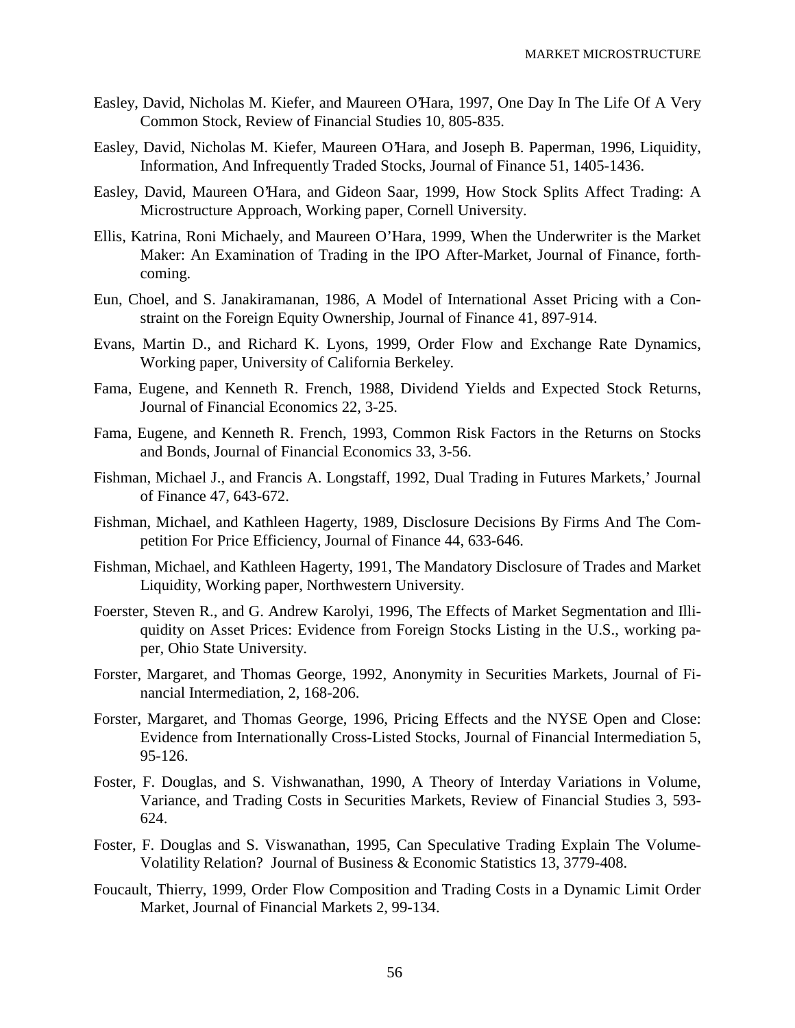Easley, David, Nicholas M. Kiefer, and Maureen O'Hara, 1997, One Day In The Life Of A Very Common Stock, Review of Financial Studies 10, 805-835.

Easley, David, Nicholas M. Kiefer, Maureen O'Hara, and Joseph B. Paperman, 1996, Liquidity, Information, And Infrequently Traded Stocks, Journal of Finance 51, 1405-1436.

Easley, David, Maureen O'Hara, and Gideon Saar, 1999, How Stock Splits Affect Trading: A Microstructure Approach, Working paper, Cornell University.

Ellis, Katrina, Roni Michaely, and Maureen O'Hara, 1999, When the Underwriter is the Market Maker: An Examination of Trading in the IPO After-Market, Journal of Finance, forthcoming.

Eun, Choel, and S. Janakiramanan, 1986, A Model of International Asset Pricing with a Constraint on the Foreign Equity Ownership, Journal of Finance 41, 897-914.

Evans, Martin D., and Richard K. Lyons, 1999, Order Flow and Exchange Rate Dynamics, Working paper, University of California Berkeley.

Fama, Eugene, and Kenneth R. French, 1988, Dividend Yields and Expected Stock Returns, Journal of Financial Economics 22, 3-25.

Fama, Eugene, and Kenneth R. French, 1993, Common Risk Factors in the Returns on Stocks and Bonds, Journal of Financial Economics 33, 3-56.

Fishman, Michael J., and Francis A. Longstaff, 1992, Dual Trading in Futures Markets,' Journal of Finance 47, 643-672.

Fishman, Michael, and Kathleen Hagerty, 1989, Disclosure Decisions By Firms And The Competition For Price Efficiency, Journal of Finance 44, 633-646.

Fishman, Michael, and Kathleen Hagerty, 1991, The Mandatory Disclosure of Trades and Market Liquidity, Working paper, Northwestern University.

Foerster, Steven R., and G. Andrew Karolyi, 1996, The Effects of Market Segmentation and Illiquidity on Asset Prices: Evidence from Foreign Stocks Listing in the U.S., working paper, Ohio State University.

Forster, Margaret, and Thomas George, 1992, Anonymity in Securities Markets, Journal of Financial Intermediation, 2, 168-206.

Forster, Margaret, and Thomas George, 1996, Pricing Effects and the NYSE Open and Close: Evidence from Internationally Cross-Listed Stocks, Journal of Financial Intermediation 5, 95-126.

Foster, F. Douglas, and S. Vishwanathan, 1990, A Theory of Interday Variations in Volume, Variance, and Trading Costs in Securities Markets, Review of Financial Studies 3, 593-624.

Foster, F. Douglas and S. Viswanathan, 1995, Can Speculative Trading Explain The Volume-Volatility Relation? Journal of Business & Economic Statistics 13, 3779-408.

Foucault, Thierry, 1999, Order Flow Composition and Trading Costs in a Dynamic Limit Order Market, Journal of Financial Markets 2, 99-134.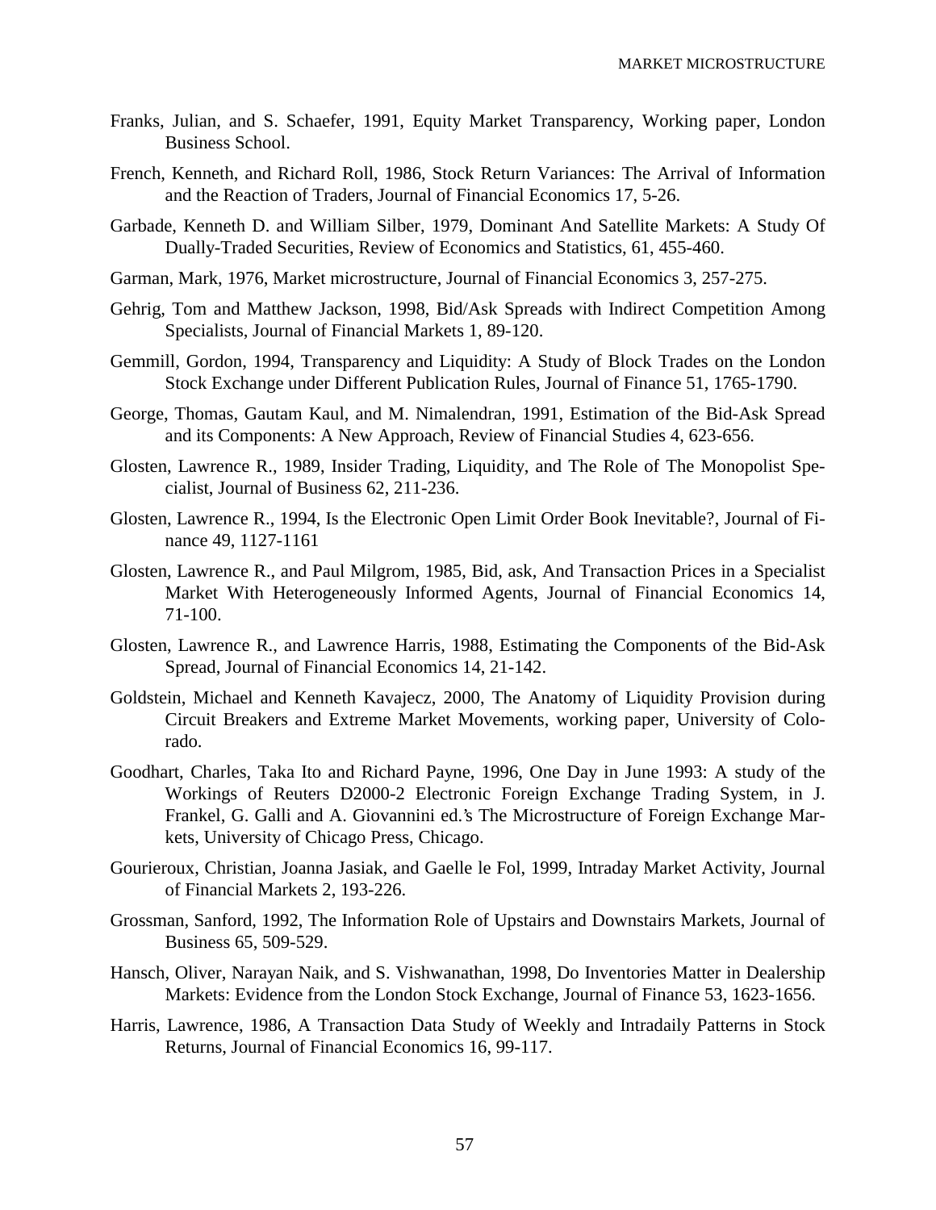Franks, Julian, and S. Schaefer, 1991, Equity Market Transparency, Working paper, London Business School.

French, Kenneth, and Richard Roll, 1986, Stock Return Variances: The Arrival of Information and the Reaction of Traders, Journal of Financial Economics 17, 5-26.

Garbade, Kenneth D. and William Silber, 1979, Dominant And Satellite Markets: A Study Of Dually-Traded Securities, Review of Economics and Statistics, 61, 455-460.

Garman, Mark, 1976, Market microstructure, Journal of Financial Economics 3, 257-275.

Gehrig, Tom and Matthew Jackson, 1998, Bid/Ask Spreads with Indirect Competition Among Specialists, Journal of Financial Markets 1, 89-120.

Gemmill, Gordon, 1994, Transparency and Liquidity: A Study of Block Trades on the London Stock Exchange under Different Publication Rules, Journal of Finance 51, 1765-1790.

George, Thomas, Gautam Kaul, and M. Nimalendran, 1991, Estimation of the Bid-Ask Spread and its Components: A New Approach, Review of Financial Studies 4, 623-656.

Glosten, Lawrence R., 1989, Insider Trading, Liquidity, and The Role of The Monopolist Specialist, Journal of Business 62, 211-236.

Glosten, Lawrence R., 1994, Is the Electronic Open Limit Order Book Inevitable?, Journal of Finance 49, 1127-1161

Glosten, Lawrence R., and Paul Milgrom, 1985, Bid, ask, And Transaction Prices in a Specialist Market With Heterogeneously Informed Agents, Journal of Financial Economics 14, 71-100.

Glosten, Lawrence R., and Lawrence Harris, 1988, Estimating the Components of the Bid-Ask Spread, Journal of Financial Economics 14, 21-142.

Goldstein, Michael and Kenneth Kavajecz, 2000, The Anatomy of Liquidity Provision during Circuit Breakers and Extreme Market Movements, working paper, University of Colorado.

Goodhart, Charles, Taka Ito and Richard Payne, 1996, One Day in June 1993: A study of the Workings of Reuters D2000-2 Electronic Foreign Exchange Trading System, in J. Frankel, G. Galli and A. Giovannini ed.'s The Microstructure of Foreign Exchange Markets, University of Chicago Press, Chicago.

Gourieroux, Christian, Joanna Jasiak, and Gaelle le Fol, 1999, Intraday Market Activity, Journal of Financial Markets 2, 193-226.

Grossman, Sanford, 1992, The Information Role of Upstairs and Downstairs Markets, Journal of Business 65, 509-529.

Hansch, Oliver, Narayan Naik, and S. Vishwanathan, 1998, Do Inventories Matter in Dealership Markets: Evidence from the London Stock Exchange, Journal of Finance 53, 1623-1656.

Harris, Lawrence, 1986, A Transaction Data Study of Weekly and Intradaily Patterns in Stock Returns, Journal of Financial Economics 16, 99-117.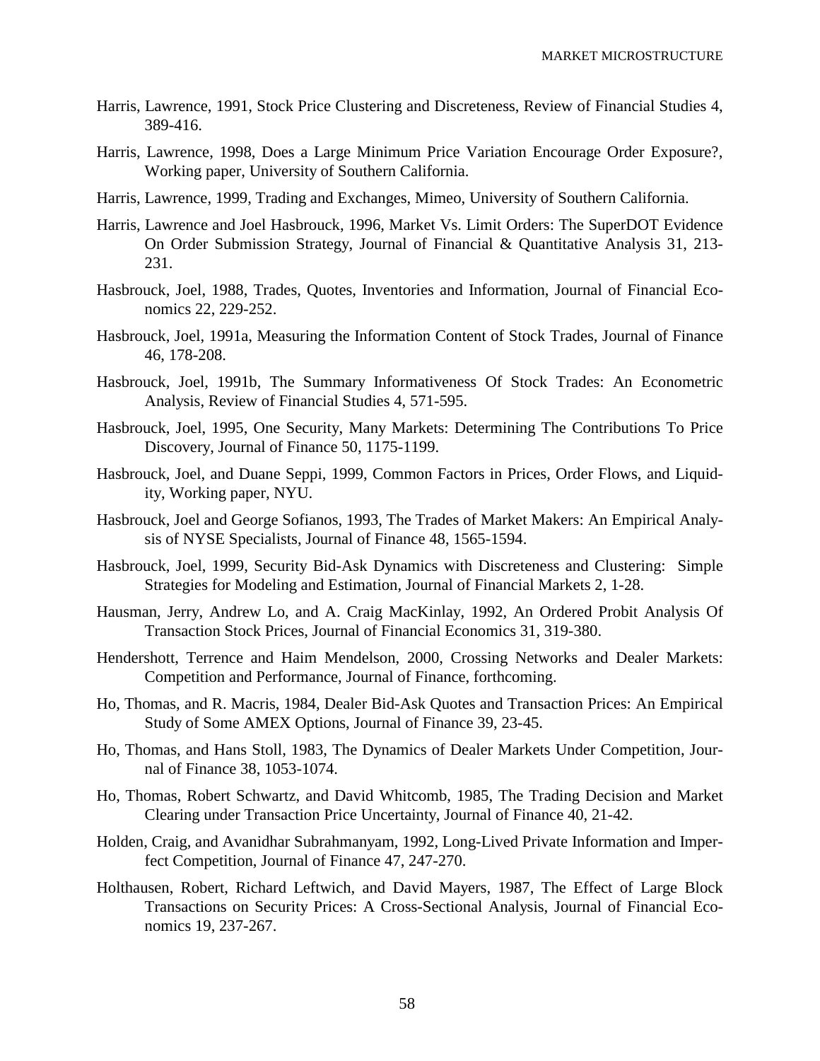Harris, Lawrence, 1991, Stock Price Clustering and Discreteness, Review of Financial Studies 4, 389-416.

Harris, Lawrence, 1998, Does a Large Minimum Price Variation Encourage Order Exposure?, Working paper, University of Southern California.

Harris, Lawrence, 1999, Trading and Exchanges, Mimeo, University of Southern California.

Harris, Lawrence and Joel Hasbrouck, 1996, Market Vs. Limit Orders: The SuperDOT Evidence On Order Submission Strategy, Journal of Financial & Quantitative Analysis 31, 213-231.

Hasbrouck, Joel, 1988, Trades, Quotes, Inventories and Information, Journal of Financial Economics 22, 229-252.

Hasbrouck, Joel, 1991a, Measuring the Information Content of Stock Trades, Journal of Finance 46, 178-208.

Hasbrouck, Joel, 1991b, The Summary Informativeness Of Stock Trades: An Econometric Analysis, Review of Financial Studies 4, 571-595.

Hasbrouck, Joel, 1995, One Security, Many Markets: Determining The Contributions To Price Discovery, Journal of Finance 50, 1175-1199.

Hasbrouck, Joel, and Duane Seppi, 1999, Common Factors in Prices, Order Flows, and Liquidity, Working paper, NYU.

Hasbrouck, Joel and George Sofianos, 1993, The Trades of Market Makers: An Empirical Analysis of NYSE Specialists, Journal of Finance 48, 1565-1594.

Hasbrouck, Joel, 1999, Security Bid-Ask Dynamics with Discreteness and Clustering: Simple Strategies for Modeling and Estimation, Journal of Financial Markets 2, 1-28.

Hausman, Jerry, Andrew Lo, and A. Craig MacKinlay, 1992, An Ordered Probit Analysis Of Transaction Stock Prices, Journal of Financial Economics 31, 319-380.

Hendershott, Terrence and Haim Mendelson, 2000, Crossing Networks and Dealer Markets: Competition and Performance, Journal of Finance, forthcoming.

Ho, Thomas, and R. Macris, 1984, Dealer Bid-Ask Quotes and Transaction Prices: An Empirical Study of Some AMEX Options, Journal of Finance 39, 23-45.

Ho, Thomas, and Hans Stoll, 1983, The Dynamics of Dealer Markets Under Competition, Journal of Finance 38, 1053-1074.

Ho, Thomas, Robert Schwartz, and David Whitcomb, 1985, The Trading Decision and Market Clearing under Transaction Price Uncertainty, Journal of Finance 40, 21-42.

Holden, Craig, and Avanidhar Subrahmanyam, 1992, Long-Lived Private Information and Imperfect Competition, Journal of Finance 47, 247-270.

Holthausen, Robert, Richard Leftwich, and David Mayers, 1987, The Effect of Large Block Transactions on Security Prices: A Cross-Sectional Analysis, Journal of Financial Economics 19, 237-267.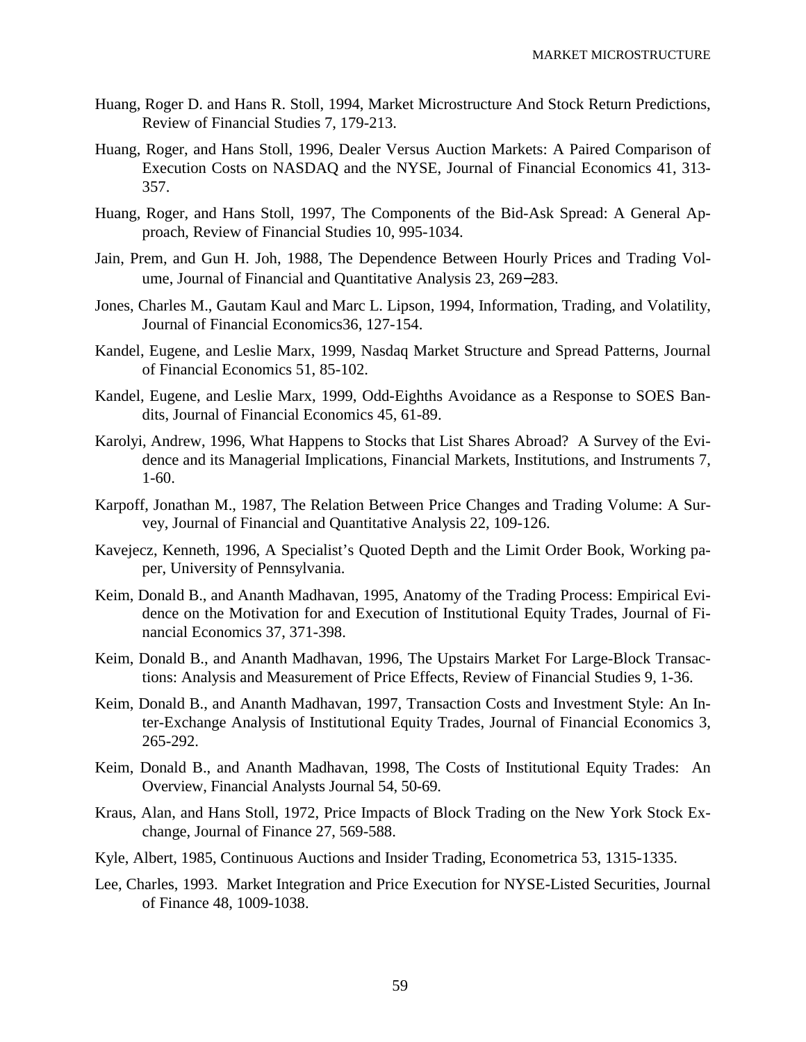Huang, Roger D. and Hans R. Stoll, 1994, Market Microstructure And Stock Return Predictions, Review of Financial Studies 7, 179-213.

Huang, Roger, and Hans Stoll, 1996, Dealer Versus Auction Markets: A Paired Comparison of Execution Costs on NASDAQ and the NYSE, Journal of Financial Economics 41, 313-357.

Huang, Roger, and Hans Stoll, 1997, The Components of the Bid-Ask Spread: A General Approach, Review of Financial Studies 10, 995-1034.

Jain, Prem, and Gun H. Joh, 1988, The Dependence Between Hourly Prices and Trading Volume, Journal of Financial and Quantitative Analysis 23, 269–283.

Jones, Charles M., Gautam Kaul and Marc L. Lipson, 1994, Information, Trading, and Volatility, Journal of Financial Economics36, 127-154.

Kandel, Eugene, and Leslie Marx, 1999, Nasdaq Market Structure and Spread Patterns, Journal of Financial Economics 51, 85-102.

Kandel, Eugene, and Leslie Marx, 1999, Odd-Eighths Avoidance as a Response to SOES Bandits, Journal of Financial Economics 45, 61-89.

Karolyi, Andrew, 1996, What Happens to Stocks that List Shares Abroad? A Survey of the Evidence and its Managerial Implications, Financial Markets, Institutions, and Instruments 7, 1-60.

Karpoff, Jonathan M., 1987, The Relation Between Price Changes and Trading Volume: A Survey, Journal of Financial and Quantitative Analysis 22, 109-126.

Kavejecz, Kenneth, 1996, A Specialist's Quoted Depth and the Limit Order Book, Working paper, University of Pennsylvania.

Keim, Donald B., and Ananth Madhavan, 1995, Anatomy of the Trading Process: Empirical Evidence on the Motivation for and Execution of Institutional Equity Trades, Journal of Financial Economics 37, 371-398.

Keim, Donald B., and Ananth Madhavan, 1996, The Upstairs Market For Large-Block Transactions: Analysis and Measurement of Price Effects, Review of Financial Studies 9, 1-36.

Keim, Donald B., and Ananth Madhavan, 1997, Transaction Costs and Investment Style: An Inter-Exchange Analysis of Institutional Equity Trades, Journal of Financial Economics 3, 265-292.

Keim, Donald B., and Ananth Madhavan, 1998, The Costs of Institutional Equity Trades: An Overview, Financial Analysts Journal 54, 50-69.

Kraus, Alan, and Hans Stoll, 1972, Price Impacts of Block Trading on the New York Stock Exchange, Journal of Finance 27, 569-588.

Kyle, Albert, 1985, Continuous Auctions and Insider Trading, Econometrica 53, 1315-1335.

Lee, Charles, 1993. Market Integration and Price Execution for NYSE-Listed Securities, Journal of Finance 48, 1009-1038.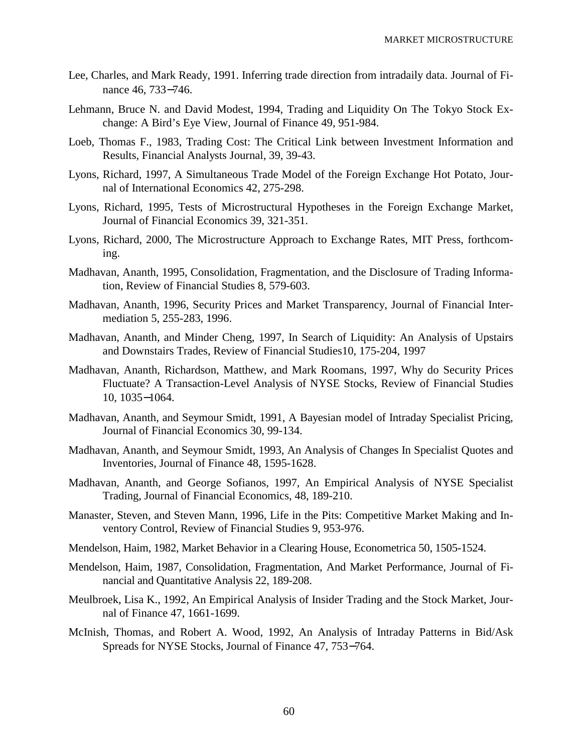Lee, Charles, and Mark Ready, 1991. Inferring trade direction from intradaily data. Journal of Finance 46, 733−746.

Lehmann, Bruce N. and David Modest, 1994, Trading and Liquidity On The Tokyo Stock Exchange: A Bird's Eye View, Journal of Finance 49, 951-984.

Loeb, Thomas F., 1983, Trading Cost: The Critical Link between Investment Information and Results, Financial Analysts Journal, 39, 39-43.

Lyons, Richard, 1997, A Simultaneous Trade Model of the Foreign Exchange Hot Potato, Journal of International Economics 42, 275-298.

Lyons, Richard, 1995, Tests of Microstructural Hypotheses in the Foreign Exchange Market, Journal of Financial Economics 39, 321-351.

Lyons, Richard, 2000, The Microstructure Approach to Exchange Rates, MIT Press, forthcoming.

Madhavan, Ananth, 1995, Consolidation, Fragmentation, and the Disclosure of Trading Information, Review of Financial Studies 8, 579-603.

Madhavan, Ananth, 1996, Security Prices and Market Transparency, Journal of Financial Intermediation 5, 255-283, 1996.

Madhavan, Ananth, and Minder Cheng, 1997, In Search of Liquidity: An Analysis of Upstairs and Downstairs Trades, Review of Financial Studies10, 175-204, 1997

Madhavan, Ananth, Richardson, Matthew, and Mark Roomans, 1997, Why do Security Prices Fluctuate? A Transaction-Level Analysis of NYSE Stocks, Review of Financial Studies 10, 1035−1064.

Madhavan, Ananth, and Seymour Smidt, 1991, A Bayesian model of Intraday Specialist Pricing, Journal of Financial Economics 30, 99-134.

Madhavan, Ananth, and Seymour Smidt, 1993, An Analysis of Changes In Specialist Quotes and Inventories, Journal of Finance 48, 1595-1628.

Madhavan, Ananth, and George Sofianos, 1997, An Empirical Analysis of NYSE Specialist Trading, Journal of Financial Economics, 48, 189-210.

Manaster, Steven, and Steven Mann, 1996, Life in the Pits: Competitive Market Making and Inventory Control, Review of Financial Studies 9, 953-976.

Mendelson, Haim, 1982, Market Behavior in a Clearing House, Econometrica 50, 1505-1524.

Mendelson, Haim, 1987, Consolidation, Fragmentation, And Market Performance, Journal of Financial and Quantitative Analysis 22, 189-208.

Meulbroek, Lisa K., 1992, An Empirical Analysis of Insider Trading and the Stock Market, Journal of Finance 47, 1661-1699.

McInish, Thomas, and Robert A. Wood, 1992, An Analysis of Intraday Patterns in Bid/Ask Spreads for NYSE Stocks, Journal of Finance 47, 753−764.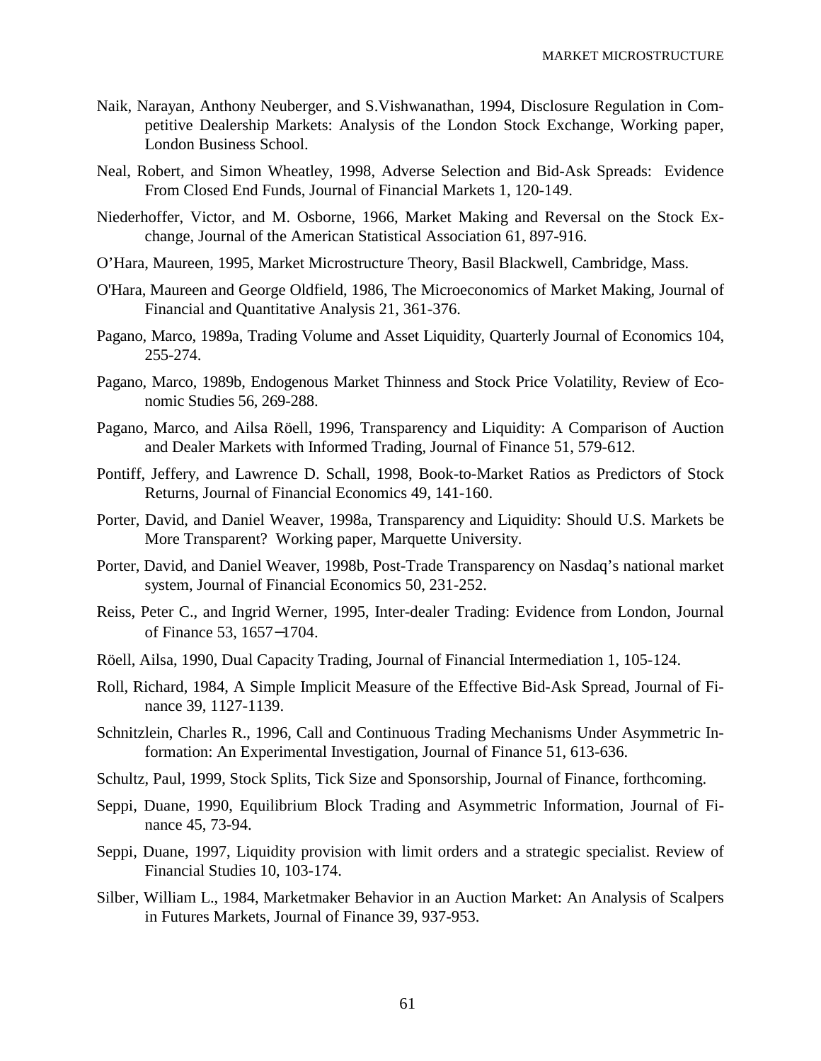Naik, Narayan, Anthony Neuberger, and S.Vishwanathan, 1994, Disclosure Regulation in Competitive Dealership Markets: Analysis of the London Stock Exchange, Working paper, London Business School.

Neal, Robert, and Simon Wheatley, 1998, Adverse Selection and Bid-Ask Spreads: Evidence From Closed End Funds, Journal of Financial Markets 1, 120-149.

Niederhoffer, Victor, and M. Osborne, 1966, Market Making and Reversal on the Stock Exchange, Journal of the American Statistical Association 61, 897-916.

O'Hara, Maureen, 1995, Market Microstructure Theory, Basil Blackwell, Cambridge, Mass.

O'Hara, Maureen and George Oldfield, 1986, The Microeconomics of Market Making, Journal of Financial and Quantitative Analysis 21, 361-376.

Pagano, Marco, 1989a, Trading Volume and Asset Liquidity, Quarterly Journal of Economics 104, 255-274.

Pagano, Marco, 1989b, Endogenous Market Thinness and Stock Price Volatility, Review of Economic Studies 56, 269-288.

Pagano, Marco, and Ailsa Röell, 1996, Transparency and Liquidity: A Comparison of Auction and Dealer Markets with Informed Trading, Journal of Finance 51, 579-612.

Pontiff, Jeffery, and Lawrence D. Schall, 1998, Book-to-Market Ratios as Predictors of Stock Returns, Journal of Financial Economics 49, 141-160.

Porter, David, and Daniel Weaver, 1998a, Transparency and Liquidity: Should U.S. Markets be More Transparent? Working paper, Marquette University.

Porter, David, and Daniel Weaver, 1998b, Post-Trade Transparency on Nasdaq's national market system, Journal of Financial Economics 50, 231-252.

Reiss, Peter C., and Ingrid Werner, 1995, Inter-dealer Trading: Evidence from London, Journal of Finance 53, 1657–1704.

Röell, Ailsa, 1990, Dual Capacity Trading, Journal of Financial Intermediation 1, 105-124.

Roll, Richard, 1984, A Simple Implicit Measure of the Effective Bid-Ask Spread, Journal of Finance 39, 1127-1139.

Schnitzlein, Charles R., 1996, Call and Continuous Trading Mechanisms Under Asymmetric Information: An Experimental Investigation, Journal of Finance 51, 613-636.

Schultz, Paul, 1999, Stock Splits, Tick Size and Sponsorship, Journal of Finance, forthcoming.

Seppi, Duane, 1990, Equilibrium Block Trading and Asymmetric Information, Journal of Finance 45, 73-94.

Seppi, Duane, 1997, Liquidity provision with limit orders and a strategic specialist. Review of Financial Studies 10, 103-174.

Silber, William L., 1984, Marketmaker Behavior in an Auction Market: An Analysis of Scalpers in Futures Markets, Journal of Finance 39, 937-953.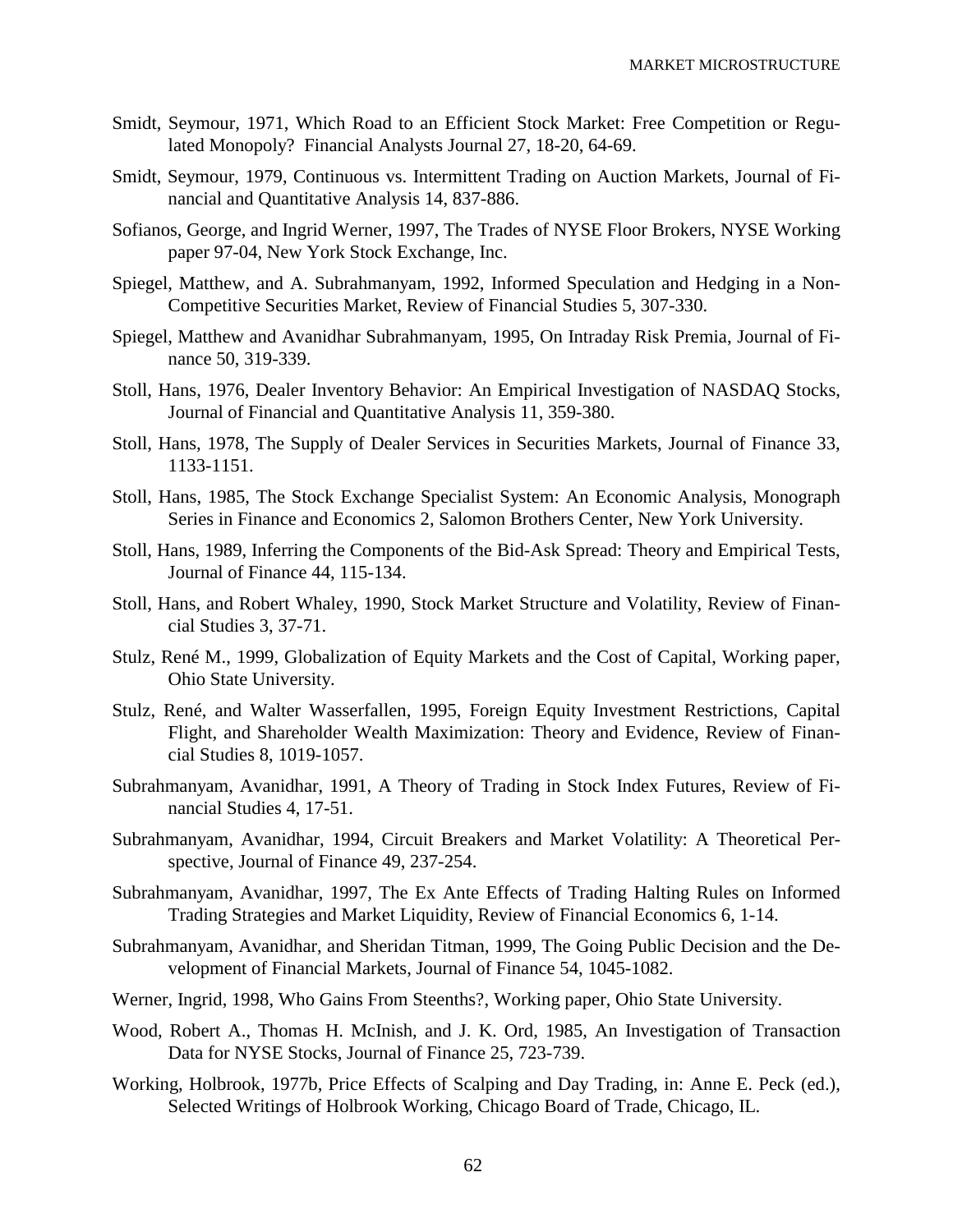Smidt, Seymour, 1971, Which Road to an Efficient Stock Market: Free Competition or Regulated Monopoly? Financial Analysts Journal 27, 18-20, 64-69.

Smidt, Seymour, 1979, Continuous vs. Intermittent Trading on Auction Markets, Journal of Financial and Quantitative Analysis 14, 837-886.

Sofianos, George, and Ingrid Werner, 1997, The Trades of NYSE Floor Brokers, NYSE Working paper 97-04, New York Stock Exchange, Inc.

Spiegel, Matthew, and A. Subrahmanyam, 1992, Informed Speculation and Hedging in a Non-Competitive Securities Market, Review of Financial Studies 5, 307-330.

Spiegel, Matthew and Avanidhar Subrahmanyam, 1995, On Intraday Risk Premia, Journal of Finance 50, 319-339.

Stoll, Hans, 1976, Dealer Inventory Behavior: An Empirical Investigation of NASDAQ Stocks, Journal of Financial and Quantitative Analysis 11, 359-380.

Stoll, Hans, 1978, The Supply of Dealer Services in Securities Markets, Journal of Finance 33, 1133-1151.

Stoll, Hans, 1985, The Stock Exchange Specialist System: An Economic Analysis, Monograph Series in Finance and Economics 2, Salomon Brothers Center, New York University.

Stoll, Hans, 1989, Inferring the Components of the Bid-Ask Spread: Theory and Empirical Tests, Journal of Finance 44, 115-134.

Stoll, Hans, and Robert Whaley, 1990, Stock Market Structure and Volatility, Review of Financial Studies 3, 37-71.

Stulz, René M., 1999, Globalization of Equity Markets and the Cost of Capital, Working paper, Ohio State University.

Stulz, René, and Walter Wasserfallen, 1995, Foreign Equity Investment Restrictions, Capital Flight, and Shareholder Wealth Maximization: Theory and Evidence, Review of Financial Studies 8, 1019-1057.

Subrahmanyam, Avanidhar, 1991, A Theory of Trading in Stock Index Futures, Review of Financial Studies 4, 17-51.

Subrahmanyam, Avanidhar, 1994, Circuit Breakers and Market Volatility: A Theoretical Perspective, Journal of Finance 49, 237-254.

Subrahmanyam, Avanidhar, 1997, The Ex Ante Effects of Trading Halting Rules on Informed Trading Strategies and Market Liquidity, Review of Financial Economics 6, 1-14.

Subrahmanyam, Avanidhar, and Sheridan Titman, 1999, The Going Public Decision and the Development of Financial Markets, Journal of Finance 54, 1045-1082.

Werner, Ingrid, 1998, Who Gains From Steenths?, Working paper, Ohio State University.

Wood, Robert A., Thomas H. McInish, and J. K. Ord, 1985, An Investigation of Transaction Data for NYSE Stocks, Journal of Finance 25, 723-739.

Working, Holbrook, 1977b, Price Effects of Scalping and Day Trading, in: Anne E. Peck (ed.), Selected Writings of Holbrook Working, Chicago Board of Trade, Chicago, IL.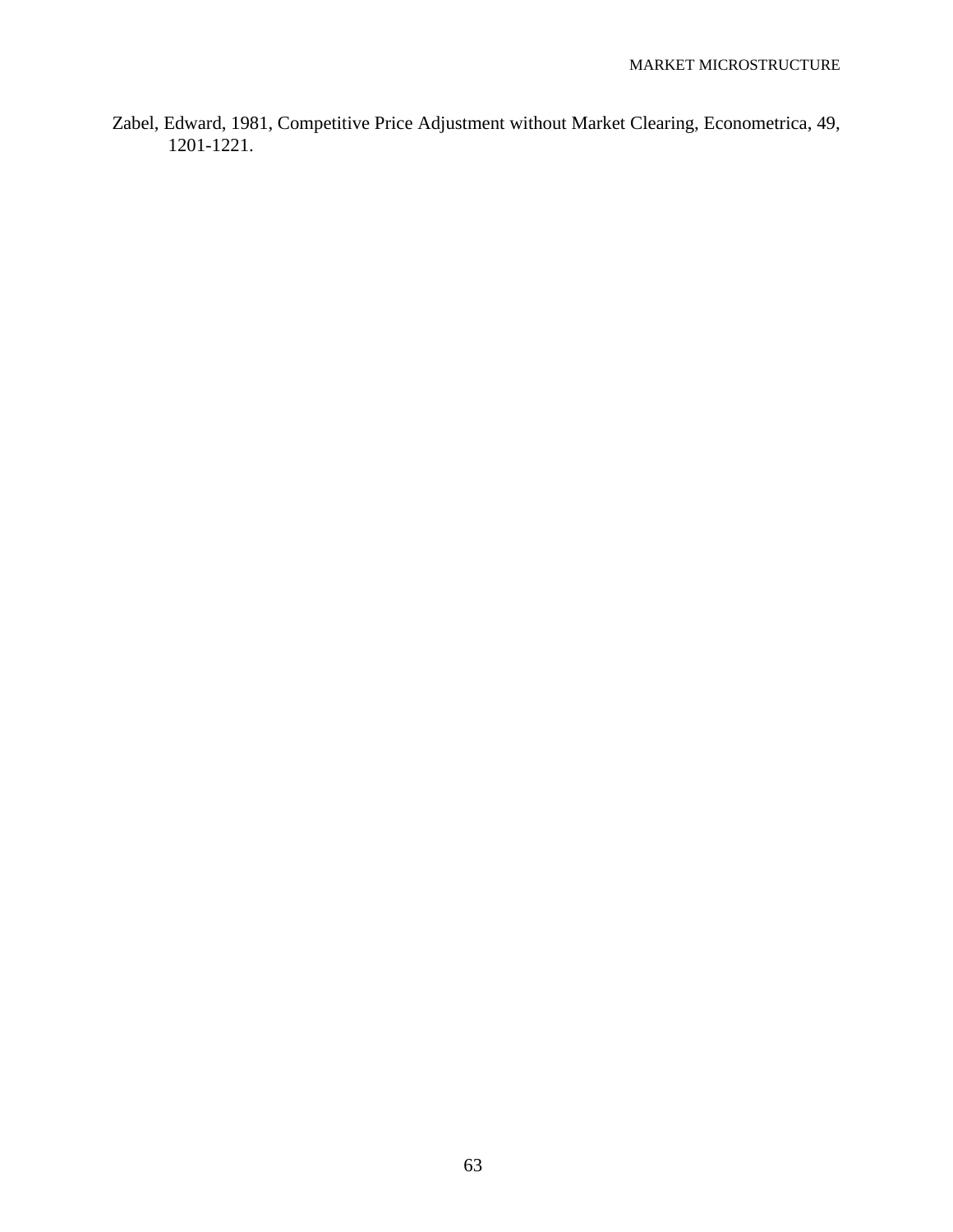Zabel, Edward, 1981, Competitive Price Adjustment without Market Clearing, Econometrica, 49, 1201-1221.